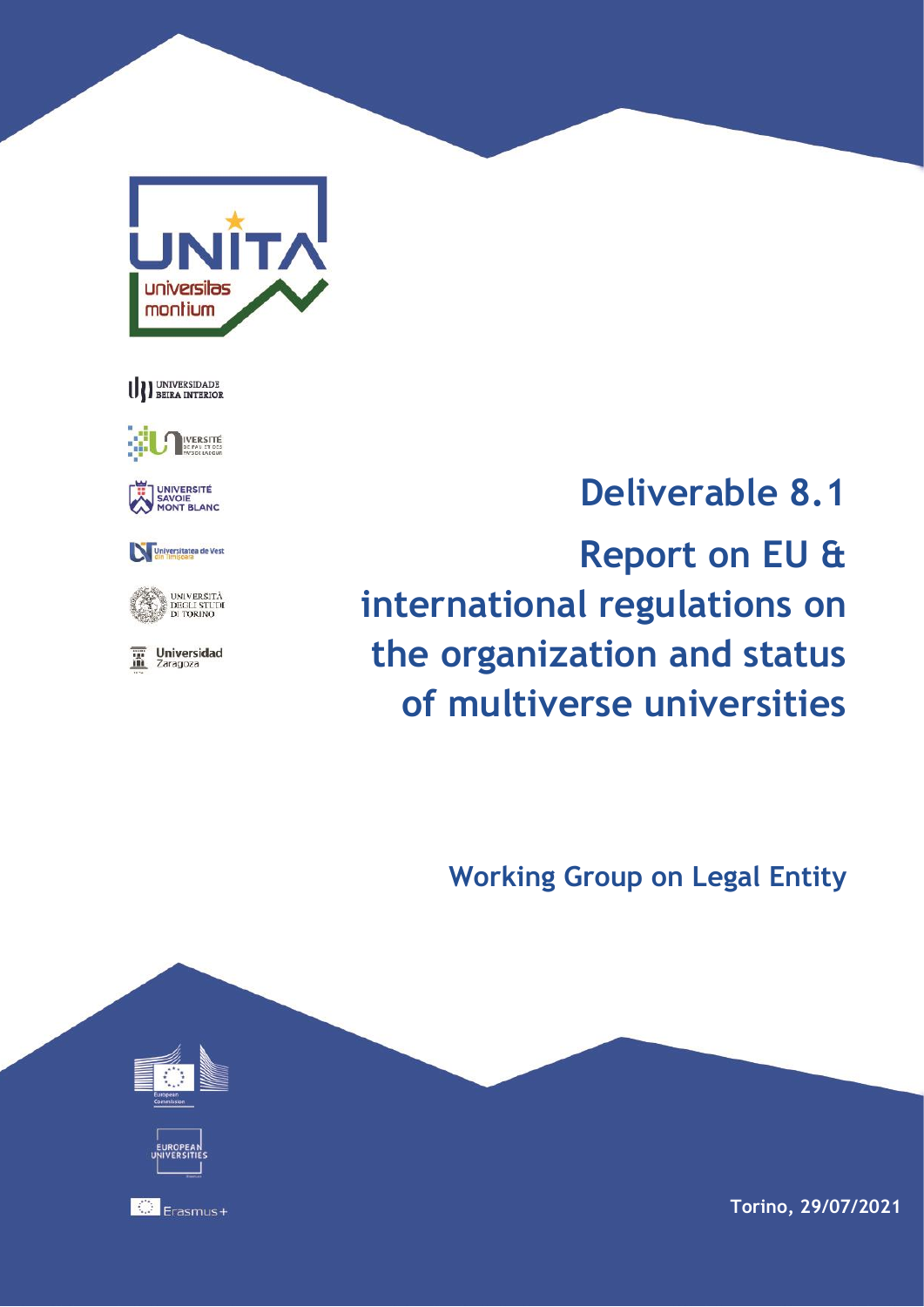# Deliverable 8.1

# Report on EU & international regulations on the organization and status of multiverse universities

## Working Group on Legal Entity

Torino, 29/07/2021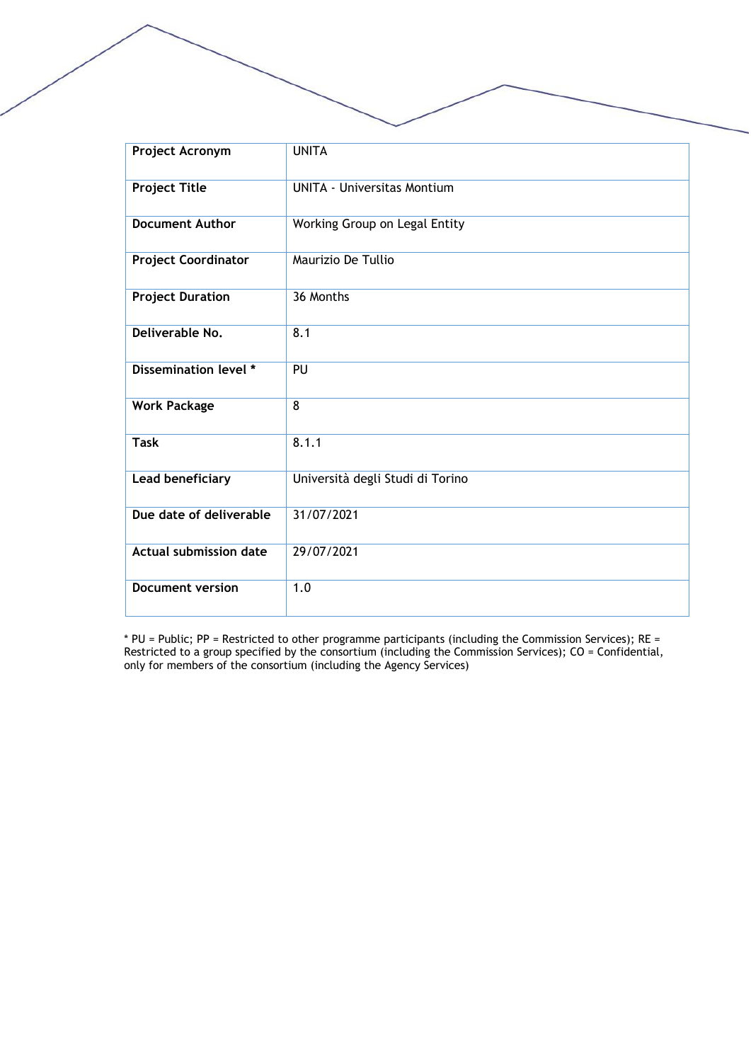| Project Acronym | UNITA |
|---|---|
| Project Title | UNITA - Universitas Montium |
| Document Author | Working Group on Legal Entity |
| Project Coordinator | Maurizio De Tullio |
| Project Duration | 36 Months |
| Deliverable No. | 8.1 |
| Dissemination level * | PU |
| Work Package | 8 |
| Task | 8.1.1 |
| Lead beneficiary | Università degli Studi di Torino |
| Due date of deliverable | 31/07/2021 |
| Actual submission date | 29/07/2021 |
| Document version | 1.0 |

* PU = Public; PP = Restricted to other programme participants (including the Commission Services); RE = Restricted to a group specified by the consortium (including the Commission Services); CO = Confidential, only for members of the consortium (including the Agency Services)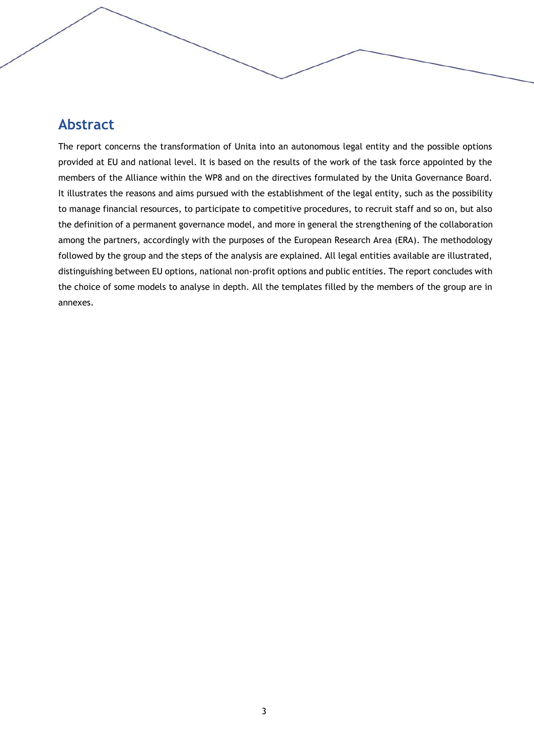## Abstract

The report concerns the transformation of Unita into an autonomous legal entity and the possible options provided at EU and national level. It is based on the results of the work of the task force appointed by the members of the Alliance within the WP8 and on the directives formulated by the Unita Governance Board. It illustrates the reasons and aims pursued with the establishment of the legal entity, such as the possibility to manage financial resources, to participate to competitive procedures, to recruit staff and so on, but also the definition of a permanent governance model, and more in general the strengthening of the collaboration among the partners, accordingly with the purposes of the European Research Area (ERA). The methodology followed by the group and the steps of the analysis are explained. All legal entities available are illustrated, distinguishing between EU options, national non-profit options and public entities. The report concludes with the choice of some models to analyse in depth. All the templates filled by the members of the group are in annexes.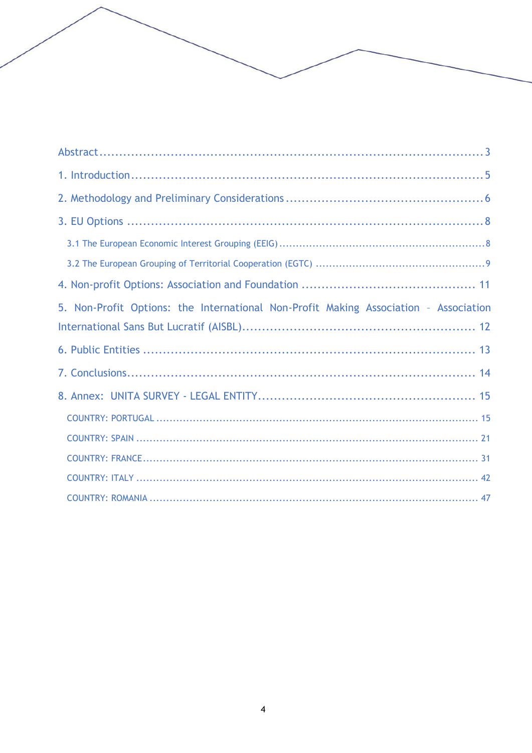Abstract ........................................................................................ 3

1. Introduction ........................................................................................ 5

2. Methodology and Preliminary Considerations ........................................ 6

3. EU Options ........................................................................................ 8

   3.1 The European Economic Interest Grouping (EEIG) ........................................ 8

   3.2 The European Grouping of Territorial Cooperation (EGTC) ........................................ 9

4. Non-profit Options: Association and Foundation ........................................ 11

5. Non-Profit Options: the International Non-Profit Making Association – Association International Sans But Lucratif (AISBL) ........................................ 12

6. Public Entities ........................................................................................ 13

7. Conclusions ........................................................................................ 14

8. Annex: UNITA SURVEY - LEGAL ENTITY ........................................ 15

   COUNTRY: PORTUGAL ........................................................................................ 15

   COUNTRY: SPAIN ........................................................................................ 21

   COUNTRY: FRANCE ........................................................................................ 31

   COUNTRY: ITALY ........................................................................................ 42

   COUNTRY: ROMANIA ........................................................................................ 47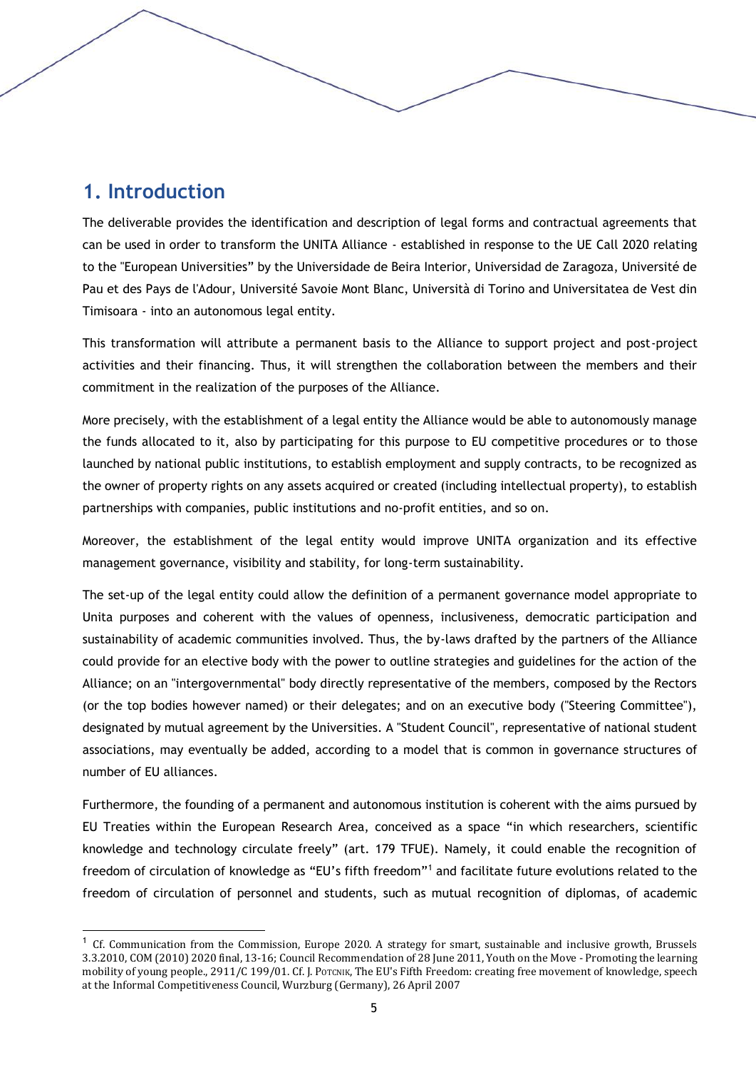# 1. Introduction

The deliverable provides the identification and description of legal forms and contractual agreements that can be used in order to transform the UNITA Alliance - established in response to the UE Call 2020 relating to the "European Universities" by the Universidade de Beira Interior, Universidad de Zaragoza, Université de Pau et des Pays de l'Adour, Université Savoie Mont Blanc, Università di Torino and Universitatea de Vest din Timisoara - into an autonomous legal entity.

This transformation will attribute a permanent basis to the Alliance to support project and post-project activities and their financing. Thus, it will strengthen the collaboration between the members and their commitment in the realization of the purposes of the Alliance.

More precisely, with the establishment of a legal entity the Alliance would be able to autonomously manage the funds allocated to it, also by participating for this purpose to EU competitive procedures or to those launched by national public institutions, to establish employment and supply contracts, to be recognized as the owner of property rights on any assets acquired or created (including intellectual property), to establish partnerships with companies, public institutions and no-profit entities, and so on.

Moreover, the establishment of the legal entity would improve UNITA organization and its effective management governance, visibility and stability, for long-term sustainability.

The set-up of the legal entity could allow the definition of a permanent governance model appropriate to Unita purposes and coherent with the values of openness, inclusiveness, democratic participation and sustainability of academic communities involved. Thus, the by-laws drafted by the partners of the Alliance could provide for an elective body with the power to outline strategies and guidelines for the action of the Alliance; on an "intergovernmental" body directly representative of the members, composed by the Rectors (or the top bodies however named) or their delegates; and on an executive body ("Steering Committee"), designated by mutual agreement by the Universities. A "Student Council", representative of national student associations, may eventually be added, according to a model that is common in governance structures of number of EU alliances.

Furthermore, the founding of a permanent and autonomous institution is coherent with the aims pursued by EU Treaties within the European Research Area, conceived as a space "in which researchers, scientific knowledge and technology circulate freely" (art. 179 TFUE). Namely, it could enable the recognition of freedom of circulation of knowledge as "EU's fifth freedom"[1] and facilitate future evolutions related to the freedom of circulation of personnel and students, such as mutual recognition of diplomas, of academic

---

[1] Cf. Communication from the Commission, Europe 2020. A strategy for smart, sustainable and inclusive growth, Brussels 3.3.2010, COM (2010) 2020 final, 13-16; Council Recommendation of 28 June 2011, Youth on the Move - Promoting the learning mobility of young people., 2911/C 199/01. Cf. J. Potcnik, The EU's Fifth Freedom: creating free movement of knowledge, speech at the Informal Competitiveness Council, Wurzburg (Germany), 26 April 2007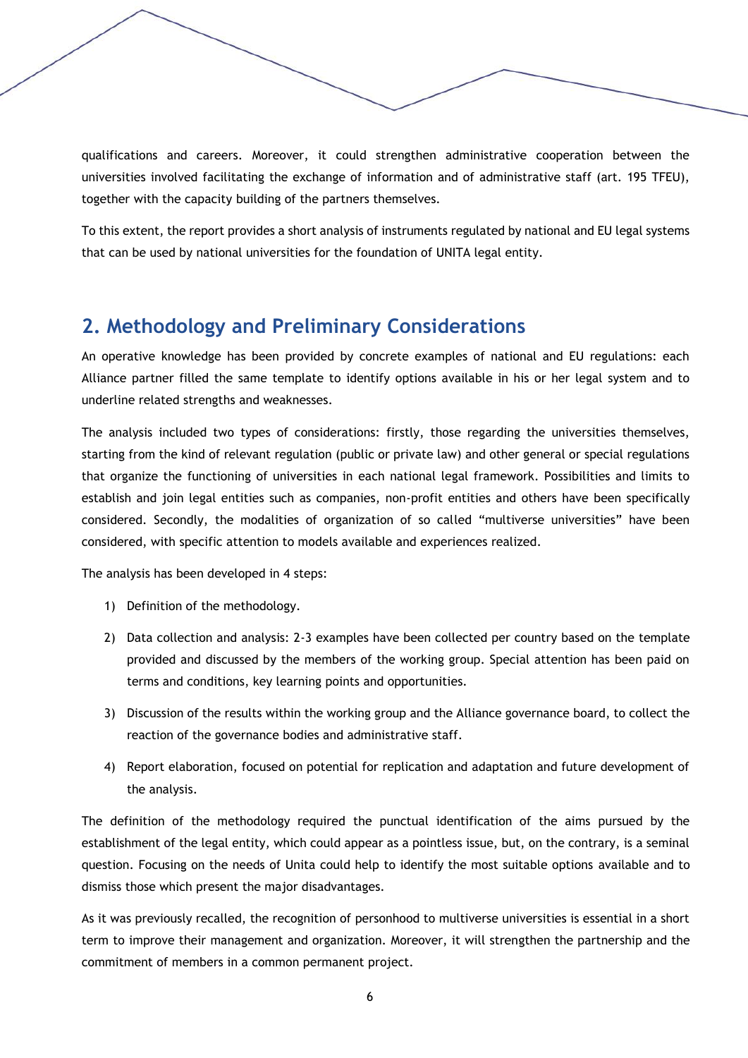qualifications and careers. Moreover, it could strengthen administrative cooperation between the universities involved facilitating the exchange of information and of administrative staff (art. 195 TFEU), together with the capacity building of the partners themselves.

To this extent, the report provides a short analysis of instruments regulated by national and EU legal systems that can be used by national universities for the foundation of UNITA legal entity.

## 2. Methodology and Preliminary Considerations

An operative knowledge has been provided by concrete examples of national and EU regulations: each Alliance partner filled the same template to identify options available in his or her legal system and to underline related strengths and weaknesses.

The analysis included two types of considerations: firstly, those regarding the universities themselves, starting from the kind of relevant regulation (public or private law) and other general or special regulations that organize the functioning of universities in each national legal framework. Possibilities and limits to establish and join legal entities such as companies, non-profit entities and others have been specifically considered. Secondly, the modalities of organization of so called "multiverse universities" have been considered, with specific attention to models available and experiences realized.

The analysis has been developed in 4 steps:

1) Definition of the methodology.
2) Data collection and analysis: 2-3 examples have been collected per country based on the template provided and discussed by the members of the working group. Special attention has been paid on terms and conditions, key learning points and opportunities.
3) Discussion of the results within the working group and the Alliance governance board, to collect the reaction of the governance bodies and administrative staff.
4) Report elaboration, focused on potential for replication and adaptation and future development of the analysis.

The definition of the methodology required the punctual identification of the aims pursued by the establishment of the legal entity, which could appear as a pointless issue, but, on the contrary, is a seminal question. Focusing on the needs of Unita could help to identify the most suitable options available and to dismiss those which present the major disadvantages.

As it was previously recalled, the recognition of personhood to multiverse universities is essential in a short term to improve their management and organization. Moreover, it will strengthen the partnership and the commitment of members in a common permanent project.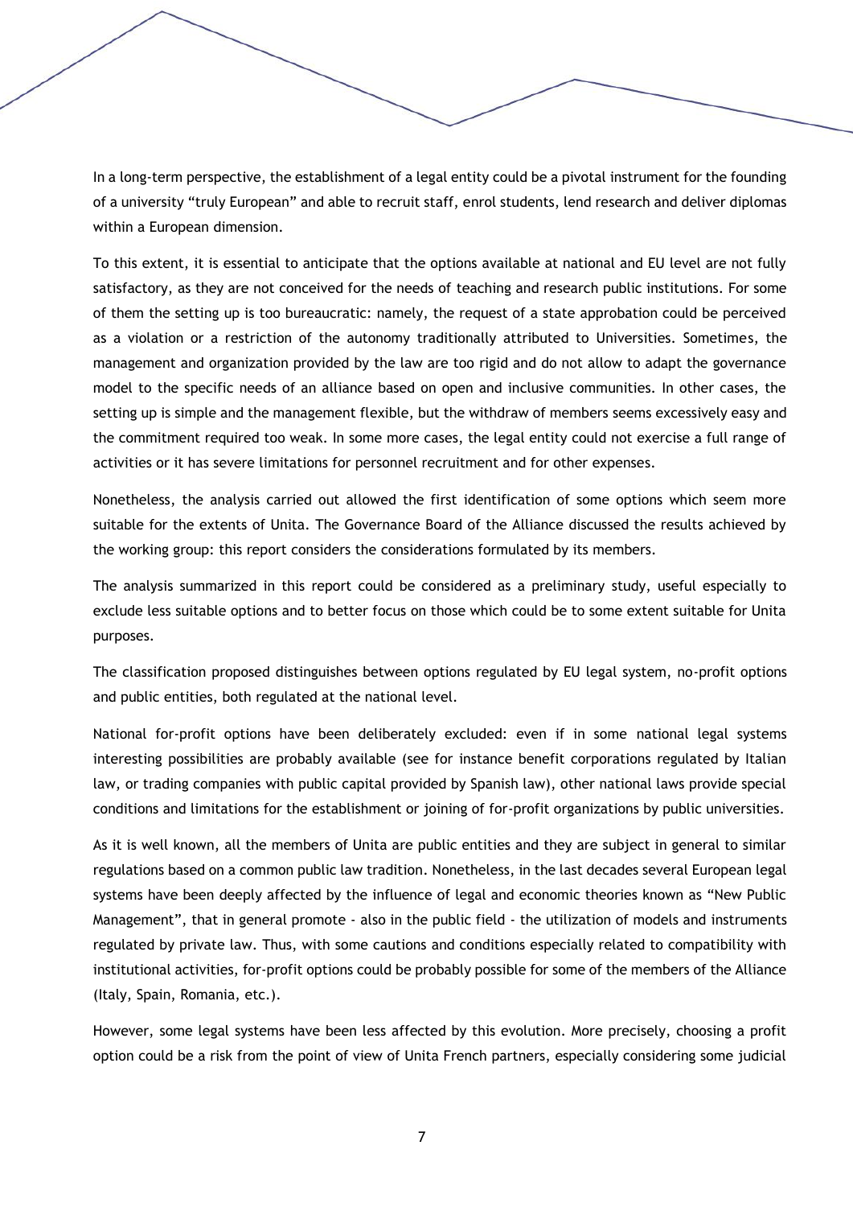In a long-term perspective, the establishment of a legal entity could be a pivotal instrument for the founding of a university "truly European" and able to recruit staff, enrol students, lend research and deliver diplomas within a European dimension.

To this extent, it is essential to anticipate that the options available at national and EU level are not fully satisfactory, as they are not conceived for the needs of teaching and research public institutions. For some of them the setting up is too bureaucratic: namely, the request of a state approbation could be perceived as a violation or a restriction of the autonomy traditionally attributed to Universities. Sometimes, the management and organization provided by the law are too rigid and do not allow to adapt the governance model to the specific needs of an alliance based on open and inclusive communities. In other cases, the setting up is simple and the management flexible, but the withdraw of members seems excessively easy and the commitment required too weak. In some more cases, the legal entity could not exercise a full range of activities or it has severe limitations for personnel recruitment and for other expenses.

Nonetheless, the analysis carried out allowed the first identification of some options which seem more suitable for the extents of Unita. The Governance Board of the Alliance discussed the results achieved by the working group: this report considers the considerations formulated by its members.

The analysis summarized in this report could be considered as a preliminary study, useful especially to exclude less suitable options and to better focus on those which could be to some extent suitable for Unita purposes.

The classification proposed distinguishes between options regulated by EU legal system, no-profit options and public entities, both regulated at the national level.

National for-profit options have been deliberately excluded: even if in some national legal systems interesting possibilities are probably available (see for instance benefit corporations regulated by Italian law, or trading companies with public capital provided by Spanish law), other national laws provide special conditions and limitations for the establishment or joining of for-profit organizations by public universities.

As it is well known, all the members of Unita are public entities and they are subject in general to similar regulations based on a common public law tradition. Nonetheless, in the last decades several European legal systems have been deeply affected by the influence of legal and economic theories known as "New Public Management", that in general promote - also in the public field - the utilization of models and instruments regulated by private law. Thus, with some cautions and conditions especially related to compatibility with institutional activities, for-profit options could be probably possible for some of the members of the Alliance (Italy, Spain, Romania, etc.).

However, some legal systems have been less affected by this evolution. More precisely, choosing a profit option could be a risk from the point of view of Unita French partners, especially considering some judicial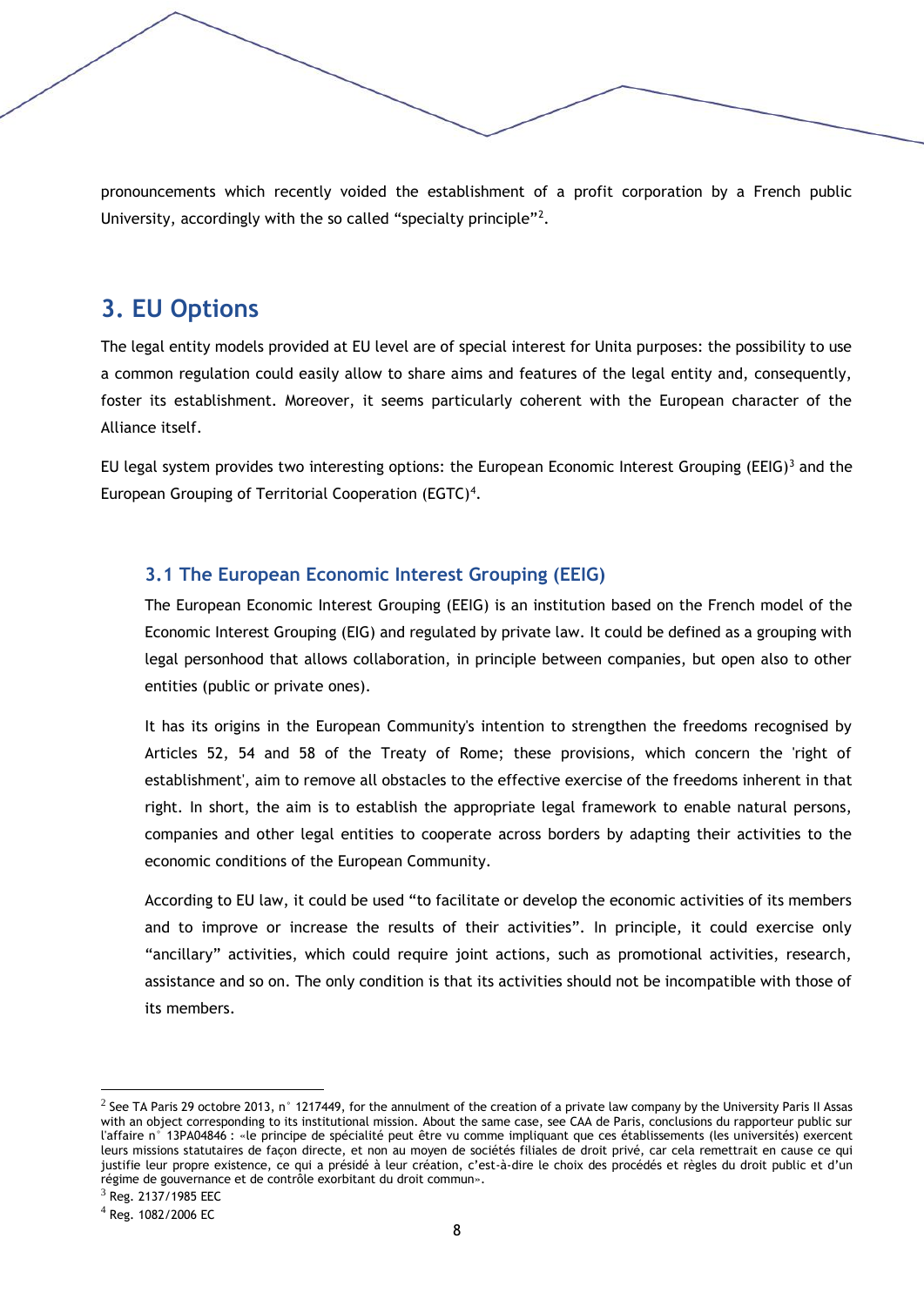pronouncements which recently voided the establishment of a profit corporation by a French public University, accordingly with the so called "specialty principle"[2].

## 3. EU Options

The legal entity models provided at EU level are of special interest for Unita purposes: the possibility to use a common regulation could easily allow to share aims and features of the legal entity and, consequently, foster its establishment. Moreover, it seems particularly coherent with the European character of the Alliance itself.

EU legal system provides two interesting options: the European Economic Interest Grouping (EEIG)[3] and the European Grouping of Territorial Cooperation (EGTC)[4].

### 3.1 The European Economic Interest Grouping (EEIG)

The European Economic Interest Grouping (EEIG) is an institution based on the French model of the Economic Interest Grouping (EIG) and regulated by private law. It could be defined as a grouping with legal personhood that allows collaboration, in principle between companies, but open also to other entities (public or private ones).

It has its origins in the European Community's intention to strengthen the freedoms recognised by Articles 52, 54 and 58 of the Treaty of Rome; these provisions, which concern the 'right of establishment', aim to remove all obstacles to the effective exercise of the freedoms inherent in that right. In short, the aim is to establish the appropriate legal framework to enable natural persons, companies and other legal entities to cooperate across borders by adapting their activities to the economic conditions of the European Community.

According to EU law, it could be used "to facilitate or develop the economic activities of its members and to improve or increase the results of their activities". In principle, it could exercise only "ancillary" activities, which could require joint actions, such as promotional activities, research, assistance and so on. The only condition is that its activities should not be incompatible with those of its members.

---

[2] See TA Paris 29 octobre 2013, n° 1217449, for the annulment of the creation of a private law company by the University Paris II Assas with an object corresponding to its institutional mission. About the same case, see CAA de Paris, conclusions du rapporteur public sur l'affaire n° 13PA04846 : «le principe de spécialité peut être vu comme impliquant que ces établissements (les universités) exercent leurs missions statutaires de façon directe, et non au moyen de sociétés filiales de droit privé, car cela remettrait en cause ce qui justifie leur propre existence, ce qui a présidé à leur création, c'est-à-dire le choix des procédés et règles du droit public et d'un régime de gouvernance et de contrôle exorbitant du droit commun».

[3] Reg. 2137/1985 EEC

[4] Reg. 1082/2006 EC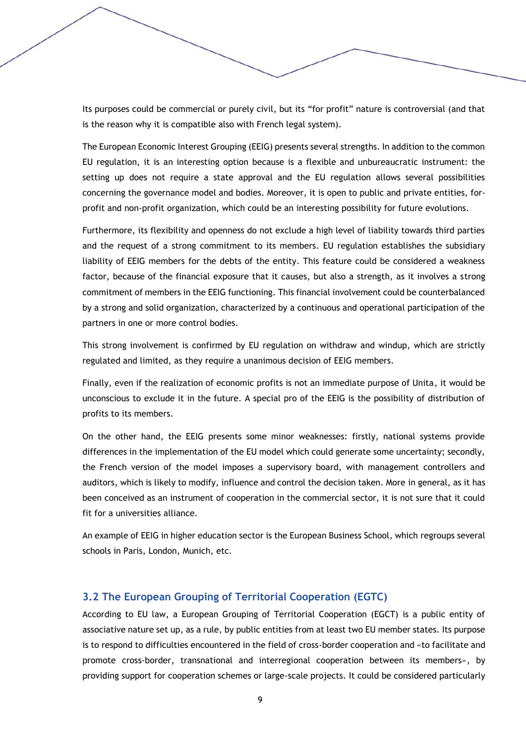Its purposes could be commercial or purely civil, but its "for profit" nature is controversial (and that is the reason why it is compatible also with French legal system).

The European Economic Interest Grouping (EEIG) presents several strengths. In addition to the common EU regulation, it is an interesting option because is a flexible and unbureaucratic instrument: the setting up does not require a state approval and the EU regulation allows several possibilities concerning the governance model and bodies. Moreover, it is open to public and private entities, for-profit and non-profit organization, which could be an interesting possibility for future evolutions.

Furthermore, its flexibility and openness do not exclude a high level of liability towards third parties and the request of a strong commitment to its members. EU regulation establishes the subsidiary liability of EEIG members for the debts of the entity. This feature could be considered a weakness factor, because of the financial exposure that it causes, but also a strength, as it involves a strong commitment of members in the EEIG functioning. This financial involvement could be counterbalanced by a strong and solid organization, characterized by a continuous and operational participation of the partners in one or more control bodies.

This strong involvement is confirmed by EU regulation on withdraw and windup, which are strictly regulated and limited, as they require a unanimous decision of EEIG members.

Finally, even if the realization of economic profits is not an immediate purpose of Unita, it would be unconscious to exclude it in the future. A special pro of the EEIG is the possibility of distribution of profits to its members.

On the other hand, the EEIG presents some minor weaknesses: firstly, national systems provide differences in the implementation of the EU model which could generate some uncertainty; secondly, the French version of the model imposes a supervisory board, with management controllers and auditors, which is likely to modify, influence and control the decision taken. More in general, as it has been conceived as an instrument of cooperation in the commercial sector, it is not sure that it could fit for a universities alliance.

An example of EEIG in higher education sector is the European Business School, which regroups several schools in Paris, London, Munich, etc.

## 3.2 The European Grouping of Territorial Cooperation (EGTC)

According to EU law, a European Grouping of Territorial Cooperation (EGCT) is a public entity of associative nature set up, as a rule, by public entities from at least two EU member states. Its purpose is to respond to difficulties encountered in the field of cross-border cooperation and «to facilitate and promote cross-border, transnational and interregional cooperation between its members», by providing support for cooperation schemes or large-scale projects. It could be considered particularly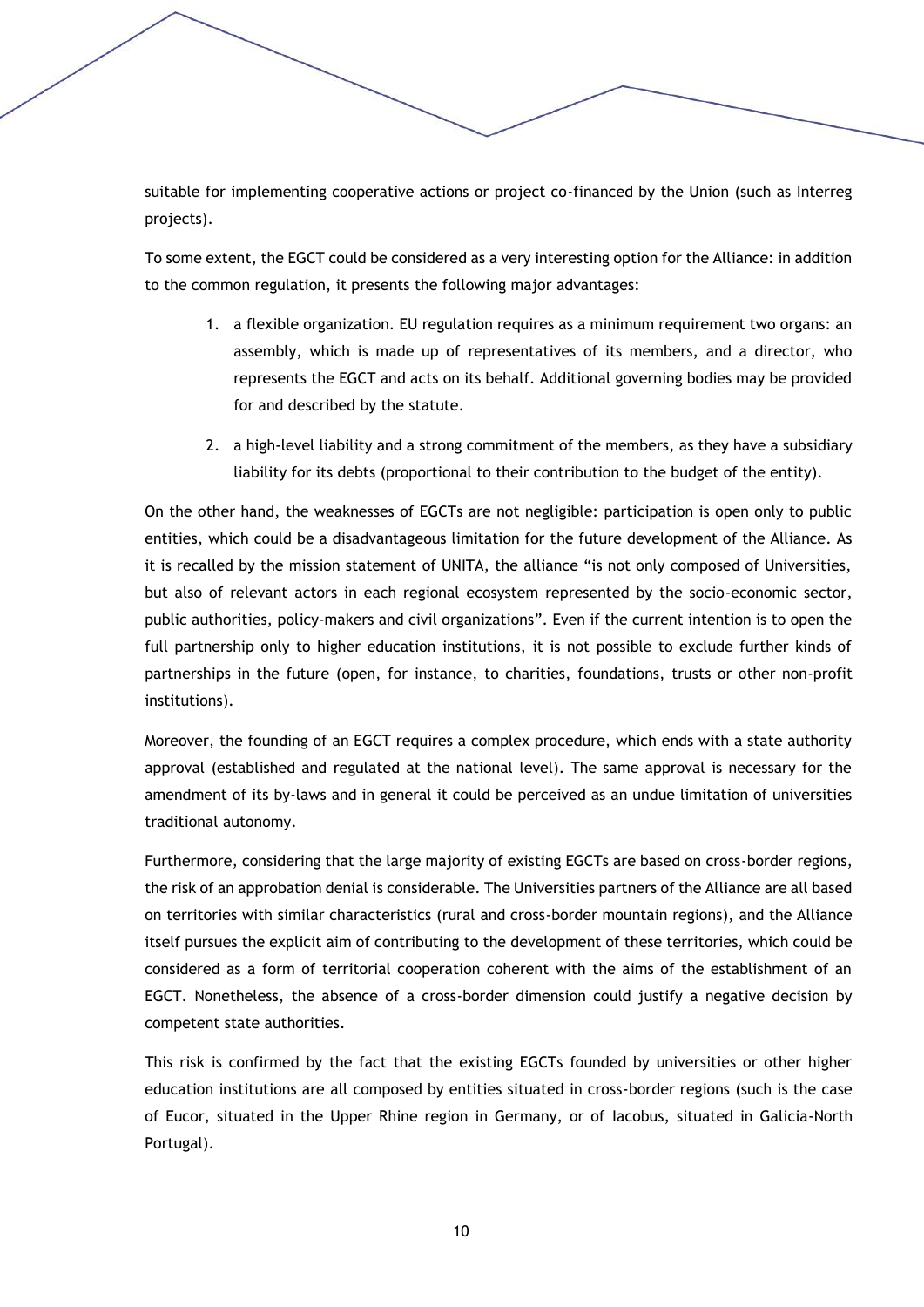suitable for implementing cooperative actions or project co-financed by the Union (such as Interreg projects).

To some extent, the EGCT could be considered as a very interesting option for the Alliance: in addition to the common regulation, it presents the following major advantages:

1. a flexible organization. EU regulation requires as a minimum requirement two organs: an assembly, which is made up of representatives of its members, and a director, who represents the EGCT and acts on its behalf. Additional governing bodies may be provided for and described by the statute.
2. a high-level liability and a strong commitment of the members, as they have a subsidiary liability for its debts (proportional to their contribution to the budget of the entity).

On the other hand, the weaknesses of EGCTs are not negligible: participation is open only to public entities, which could be a disadvantageous limitation for the future development of the Alliance. As it is recalled by the mission statement of UNITA, the alliance "is not only composed of Universities, but also of relevant actors in each regional ecosystem represented by the socio-economic sector, public authorities, policy-makers and civil organizations". Even if the current intention is to open the full partnership only to higher education institutions, it is not possible to exclude further kinds of partnerships in the future (open, for instance, to charities, foundations, trusts or other non-profit institutions).

Moreover, the founding of an EGCT requires a complex procedure, which ends with a state authority approval (established and regulated at the national level). The same approval is necessary for the amendment of its by-laws and in general it could be perceived as an undue limitation of universities traditional autonomy.

Furthermore, considering that the large majority of existing EGCTs are based on cross-border regions, the risk of an approbation denial is considerable. The Universities partners of the Alliance are all based on territories with similar characteristics (rural and cross-border mountain regions), and the Alliance itself pursues the explicit aim of contributing to the development of these territories, which could be considered as a form of territorial cooperation coherent with the aims of the establishment of an EGCT. Nonetheless, the absence of a cross-border dimension could justify a negative decision by competent state authorities.

This risk is confirmed by the fact that the existing EGCTs founded by universities or other higher education institutions are all composed by entities situated in cross-border regions (such is the case of Eucor, situated in the Upper Rhine region in Germany, or of Iacobus, situated in Galicia-North Portugal).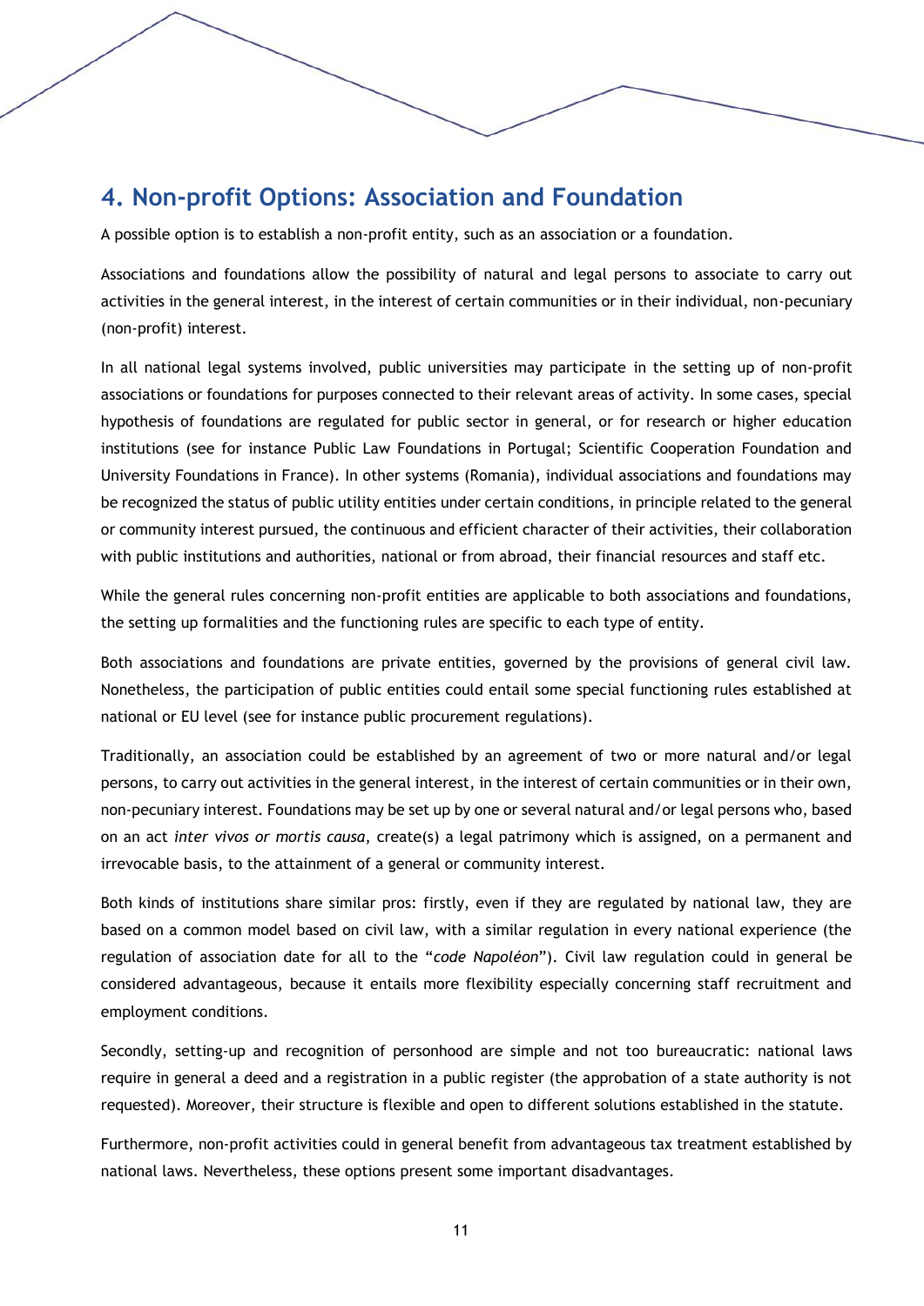## 4. Non-profit Options: Association and Foundation

A possible option is to establish a non-profit entity, such as an association or a foundation.

Associations and foundations allow the possibility of natural and legal persons to associate to carry out activities in the general interest, in the interest of certain communities or in their individual, non-pecuniary (non-profit) interest.

In all national legal systems involved, public universities may participate in the setting up of non-profit associations or foundations for purposes connected to their relevant areas of activity. In some cases, special hypothesis of foundations are regulated for public sector in general, or for research or higher education institutions (see for instance Public Law Foundations in Portugal; Scientific Cooperation Foundation and University Foundations in France). In other systems (Romania), individual associations and foundations may be recognized the status of public utility entities under certain conditions, in principle related to the general or community interest pursued, the continuous and efficient character of their activities, their collaboration with public institutions and authorities, national or from abroad, their financial resources and staff etc.

While the general rules concerning non-profit entities are applicable to both associations and foundations, the setting up formalities and the functioning rules are specific to each type of entity.

Both associations and foundations are private entities, governed by the provisions of general civil law. Nonetheless, the participation of public entities could entail some special functioning rules established at national or EU level (see for instance public procurement regulations).

Traditionally, an association could be established by an agreement of two or more natural and/or legal persons, to carry out activities in the general interest, in the interest of certain communities or in their own, non-pecuniary interest. Foundations may be set up by one or several natural and/or legal persons who, based on an act *inter vivos or mortis causa*, create(s) a legal patrimony which is assigned, on a permanent and irrevocable basis, to the attainment of a general or community interest.

Both kinds of institutions share similar pros: firstly, even if they are regulated by national law, they are based on a common model based on civil law, with a similar regulation in every national experience (the regulation of association date for all to the "*code Napoléon*"). Civil law regulation could in general be considered advantageous, because it entails more flexibility especially concerning staff recruitment and employment conditions.

Secondly, setting-up and recognition of personhood are simple and not too bureaucratic: national laws require in general a deed and a registration in a public register (the approbation of a state authority is not requested). Moreover, their structure is flexible and open to different solutions established in the statute.

Furthermore, non-profit activities could in general benefit from advantageous tax treatment established by national laws. Nevertheless, these options present some important disadvantages.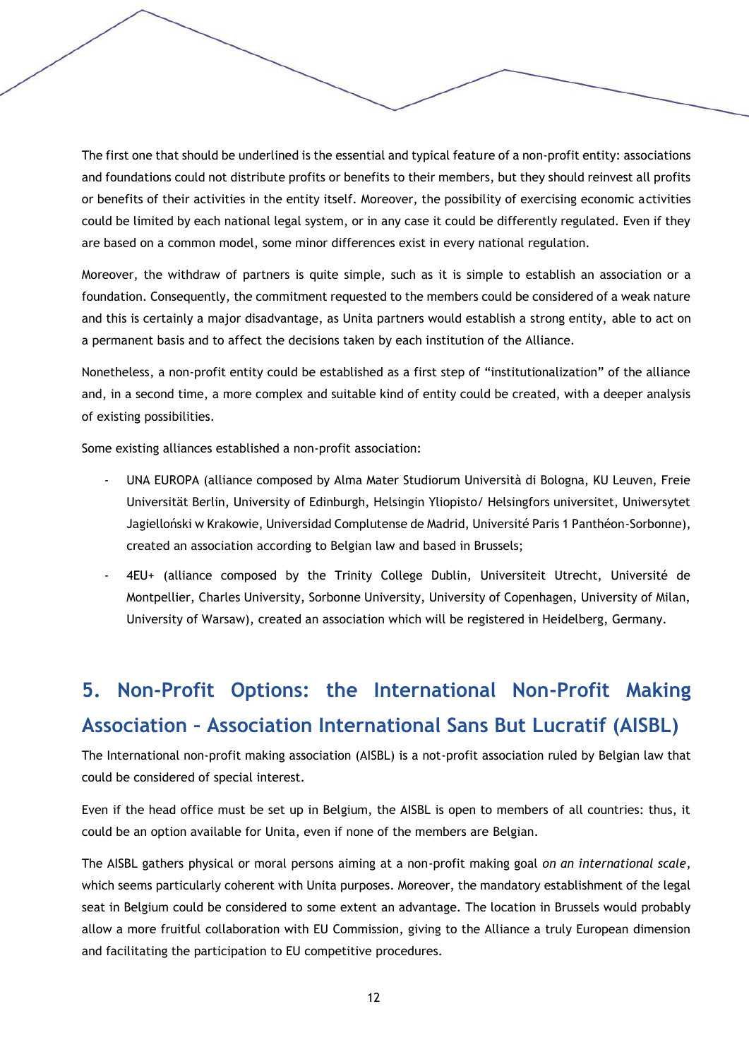The first one that should be underlined is the essential and typical feature of a non-profit entity: associations and foundations could not distribute profits or benefits to their members, but they should reinvest all profits or benefits of their activities in the entity itself. Moreover, the possibility of exercising economic activities could be limited by each national legal system, or in any case it could be differently regulated. Even if they are based on a common model, some minor differences exist in every national regulation.

Moreover, the withdraw of partners is quite simple, such as it is simple to establish an association or a foundation. Consequently, the commitment requested to the members could be considered of a weak nature and this is certainly a major disadvantage, as Unita partners would establish a strong entity, able to act on a permanent basis and to affect the decisions taken by each institution of the Alliance.

Nonetheless, a non-profit entity could be established as a first step of “institutionalization” of the alliance and, in a second time, a more complex and suitable kind of entity could be created, with a deeper analysis of existing possibilities.

Some existing alliances established a non-profit association:

- UNA EUROPA (alliance composed by Alma Mater Studiorum Università di Bologna, KU Leuven, Freie Universität Berlin, University of Edinburgh, Helsingin Yliopisto/ Helsingfors universitet, Uniwersytet Jagielloński w Krakowie, Universidad Complutense de Madrid, Université Paris 1 Panthéon-Sorbonne), created an association according to Belgian law and based in Brussels;
- 4EU+ (alliance composed by the Trinity College Dublin, Universiteit Utrecht, Université de Montpellier, Charles University, Sorbonne University, University of Copenhagen, University of Milan, University of Warsaw), created an association which will be registered in Heidelberg, Germany.

## 5. Non-Profit Options: the International Non-Profit Making Association – Association International Sans But Lucratif (AISBL)

The International non-profit making association (AISBL) is a not-profit association ruled by Belgian law that could be considered of special interest.

Even if the head office must be set up in Belgium, the AISBL is open to members of all countries: thus, it could be an option available for Unita, even if none of the members are Belgian.

The AISBL gathers physical or moral persons aiming at a non-profit making goal *on an international scale*, which seems particularly coherent with Unita purposes. Moreover, the mandatory establishment of the legal seat in Belgium could be considered to some extent an advantage. The location in Brussels would probably allow a more fruitful collaboration with EU Commission, giving to the Alliance a truly European dimension and facilitating the participation to EU competitive procedures.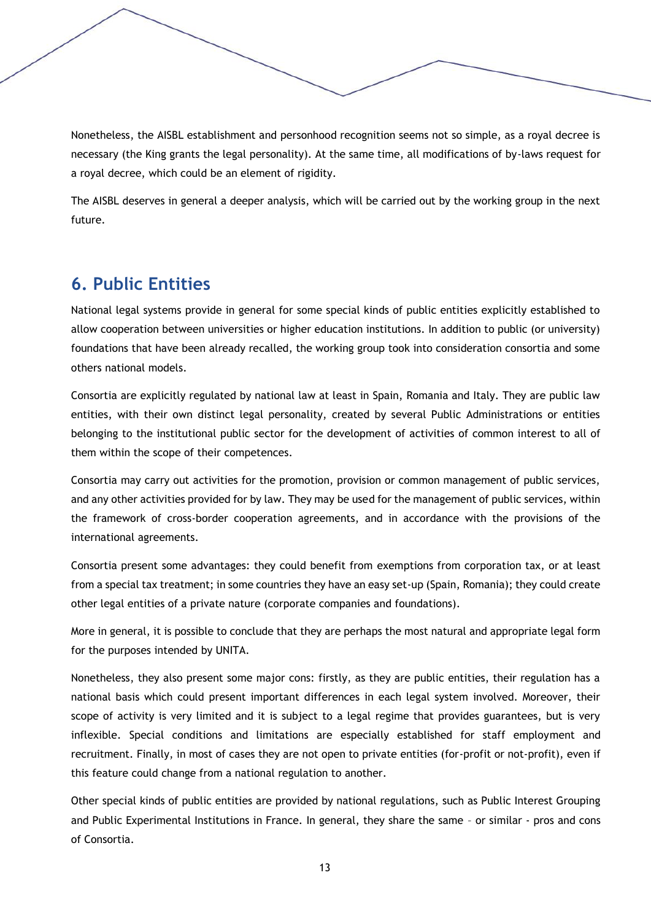Nonetheless, the AISBL establishment and personhood recognition seems not so simple, as a royal decree is necessary (the King grants the legal personality). At the same time, all modifications of by-laws request for a royal decree, which could be an element of rigidity.

The AISBL deserves in general a deeper analysis, which will be carried out by the working group in the next future.

## 6. Public Entities

National legal systems provide in general for some special kinds of public entities explicitly established to allow cooperation between universities or higher education institutions. In addition to public (or university) foundations that have been already recalled, the working group took into consideration consortia and some others national models.

Consortia are explicitly regulated by national law at least in Spain, Romania and Italy. They are public law entities, with their own distinct legal personality, created by several Public Administrations or entities belonging to the institutional public sector for the development of activities of common interest to all of them within the scope of their competences.

Consortia may carry out activities for the promotion, provision or common management of public services, and any other activities provided for by law. They may be used for the management of public services, within the framework of cross-border cooperation agreements, and in accordance with the provisions of the international agreements.

Consortia present some advantages: they could benefit from exemptions from corporation tax, or at least from a special tax treatment; in some countries they have an easy set-up (Spain, Romania); they could create other legal entities of a private nature (corporate companies and foundations).

More in general, it is possible to conclude that they are perhaps the most natural and appropriate legal form for the purposes intended by UNITA.

Nonetheless, they also present some major cons: firstly, as they are public entities, their regulation has a national basis which could present important differences in each legal system involved. Moreover, their scope of activity is very limited and it is subject to a legal regime that provides guarantees, but is very inflexible. Special conditions and limitations are especially established for staff employment and recruitment. Finally, in most of cases they are not open to private entities (for-profit or not-profit), even if this feature could change from a national regulation to another.

Other special kinds of public entities are provided by national regulations, such as Public Interest Grouping and Public Experimental Institutions in France. In general, they share the same – or similar - pros and cons of Consortia.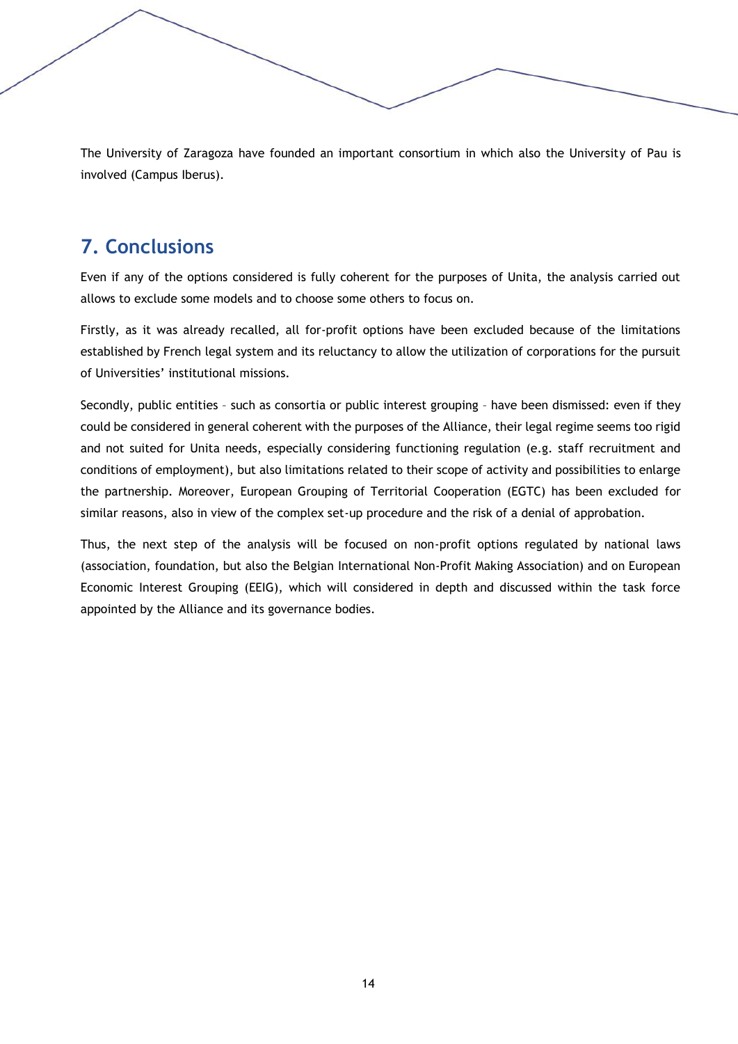The University of Zaragoza have founded an important consortium in which also the University of Pau is involved (Campus Iberus).

## 7. Conclusions

Even if any of the options considered is fully coherent for the purposes of Unita, the analysis carried out allows to exclude some models and to choose some others to focus on.

Firstly, as it was already recalled, all for-profit options have been excluded because of the limitations established by French legal system and its reluctancy to allow the utilization of corporations for the pursuit of Universities' institutional missions.

Secondly, public entities – such as consortia or public interest grouping – have been dismissed: even if they could be considered in general coherent with the purposes of the Alliance, their legal regime seems too rigid and not suited for Unita needs, especially considering functioning regulation (e.g. staff recruitment and conditions of employment), but also limitations related to their scope of activity and possibilities to enlarge the partnership. Moreover, European Grouping of Territorial Cooperation (EGTC) has been excluded for similar reasons, also in view of the complex set-up procedure and the risk of a denial of approbation.

Thus, the next step of the analysis will be focused on non-profit options regulated by national laws (association, foundation, but also the Belgian International Non-Profit Making Association) and on European Economic Interest Grouping (EEIG), which will considered in depth and discussed within the task force appointed by the Alliance and its governance bodies.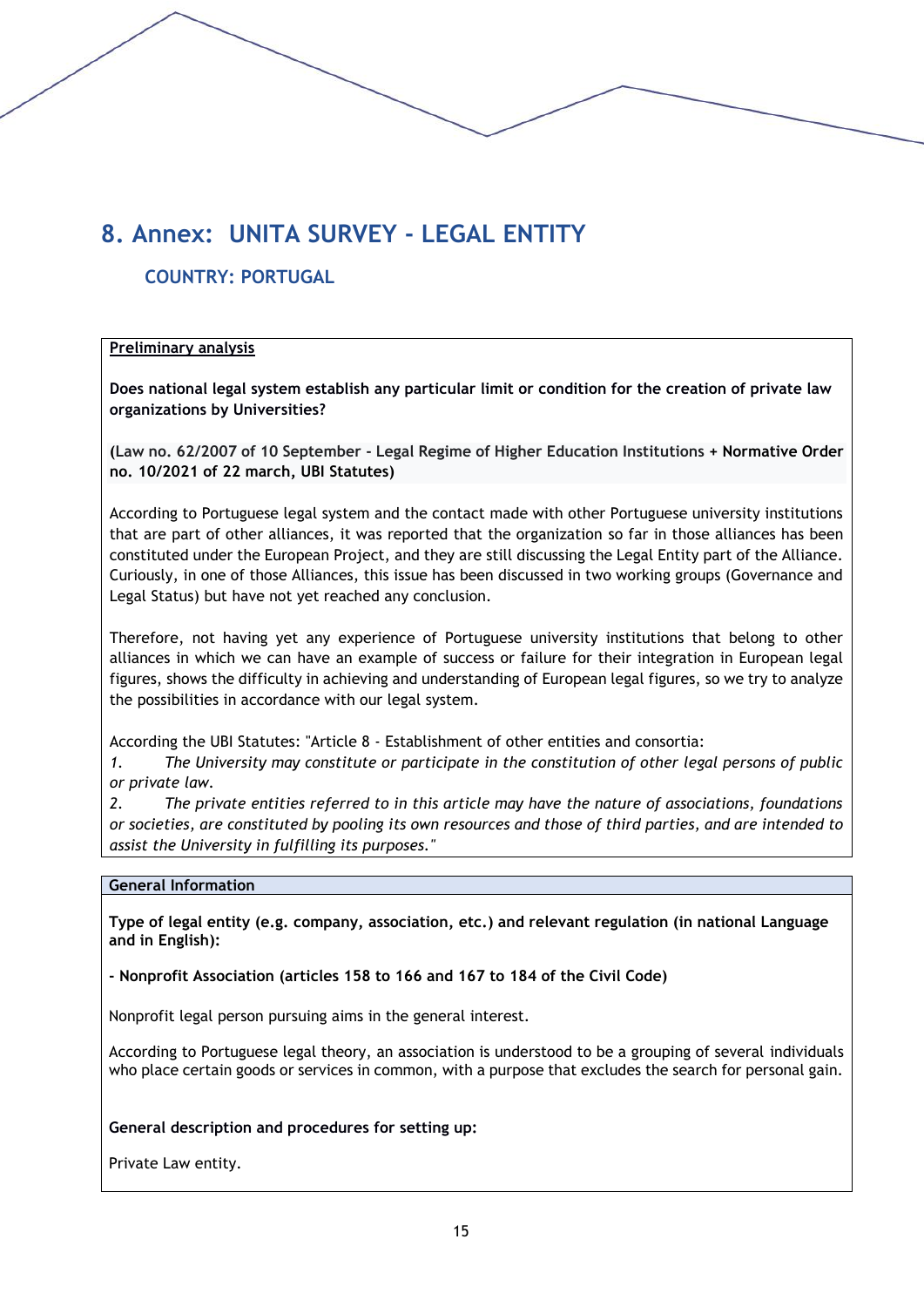# 8. Annex: UNITA SURVEY - LEGAL ENTITY

## COUNTRY: PORTUGAL

**Preliminary analysis**

**Does national legal system establish any particular limit or condition for the creation of private law organizations by Universities?**

**(Law no. 62/2007 of 10 September - Legal Regime of Higher Education Institutions + Normative Order no. 10/2021 of 22 march, UBI Statutes)**

According to Portuguese legal system and the contact made with other Portuguese university institutions that are part of other alliances, it was reported that the organization so far in those alliances has been constituted under the European Project, and they are still discussing the Legal Entity part of the Alliance. Curiously, in one of those Alliances, this issue has been discussed in two working groups (Governance and Legal Status) but have not yet reached any conclusion.

Therefore, not having yet any experience of Portuguese university institutions that belong to other alliances in which we can have an example of success or failure for their integration in European legal figures, shows the difficulty in achieving and understanding of European legal figures, so we try to analyze the possibilities in accordance with our legal system.

According the UBI Statutes: "Article 8 - Establishment of other entities and consortia:

1. *The University may constitute or participate in the constitution of other legal persons of public or private law.*
2. *The private entities referred to in this article may have the nature of associations, foundations or societies, are constituted by pooling its own resources and those of third parties, and are intended to assist the University in fulfilling its purposes."*

**General Information**

**Type of legal entity (e.g. company, association, etc.) and relevant regulation (in national Language and in English):**

**- Nonprofit Association (articles 158 to 166 and 167 to 184 of the Civil Code)**

Nonprofit legal person pursuing aims in the general interest.

According to Portuguese legal theory, an association is understood to be a grouping of several individuals who place certain goods or services in common, with a purpose that excludes the search for personal gain.

**General description and procedures for setting up:**

Private Law entity.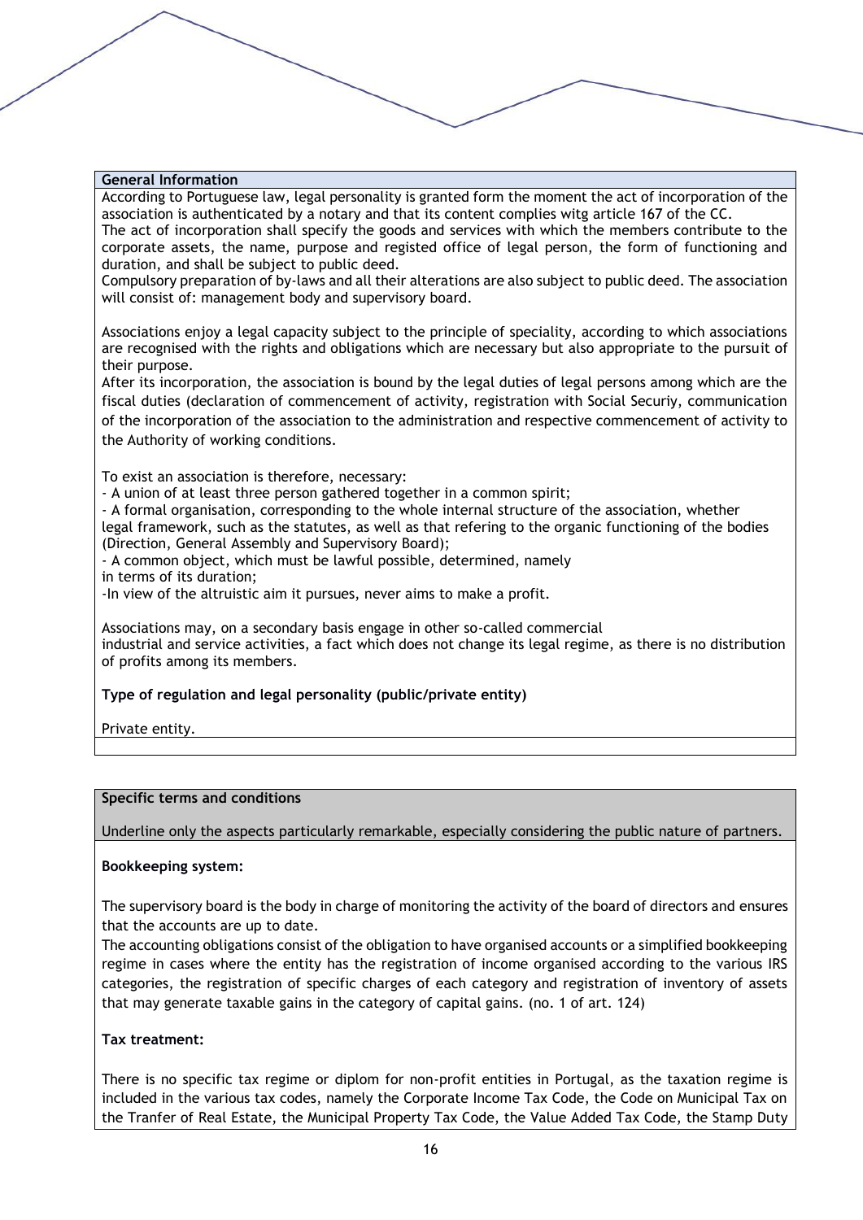**General Information**

According to Portuguese law, legal personality is granted form the moment the act of incorporation of the association is authenticated by a notary and that its content complies witg article 167 of the CC.
The act of incorporation shall specify the goods and services with which the members contribute to the corporate assets, the name, purpose and registed office of legal person, the form of functioning and duration, and shall be subject to public deed.
Compulsory preparation of by-laws and all their alterations are also subject to public deed. The association will consist of: management body and supervisory board.

Associations enjoy a legal capacity subject to the principle of speciality, according to which associations are recognised with the rights and obligations which are necessary but also appropriate to the pursuit of their purpose.
After its incorporation, the association is bound by the legal duties of legal persons among which are the fiscal duties (declaration of commencement of activity, registration with Social Securiy, communication of the incorporation of the association to the administration and respective commencement of activity to the Authority of working conditions.

To exist an association is therefore, necessary:
- A union of at least three person gathered together in a common spirit;
- A formal organisation, corresponding to the whole internal structure of the association, whether legal framework, such as the statutes, as well as that refering to the organic functioning of the bodies (Direction, General Assembly and Supervisory Board);
- A common object, which must be lawful possible, determined, namely in terms of its duration;
-In view of the altruistic aim it pursues, never aims to make a profit.

Associations may, on a secondary basis engage in other so-called commercial industrial and service activities, a fact which does not change its legal regime, as there is no distribution of profits among its members.

**Type of regulation and legal personality (public/private entity)**

Private entity.

**Specific terms and conditions**

Underline only the aspects particularly remarkable, especially considering the public nature of partners.

**Bookkeeping system:**

The supervisory board is the body in charge of monitoring the activity of the board of directors and ensures that the accounts are up to date.
The accounting obligations consist of the obligation to have organised accounts or a simplified bookkeeping regime in cases where the entity has the registration of income organised according to the various IRS categories, the registration of specific charges of each category and registration of inventory of assets that may generate taxable gains in the category of capital gains. (no. 1 of art. 124)

**Tax treatment:**

There is no specific tax regime or diplom for non-profit entities in Portugal, as the taxation regime is included in the various tax codes, namely the Corporate Income Tax Code, the Code on Municipal Tax on the Tranfer of Real Estate, the Municipal Property Tax Code, the Value Added Tax Code, the Stamp Duty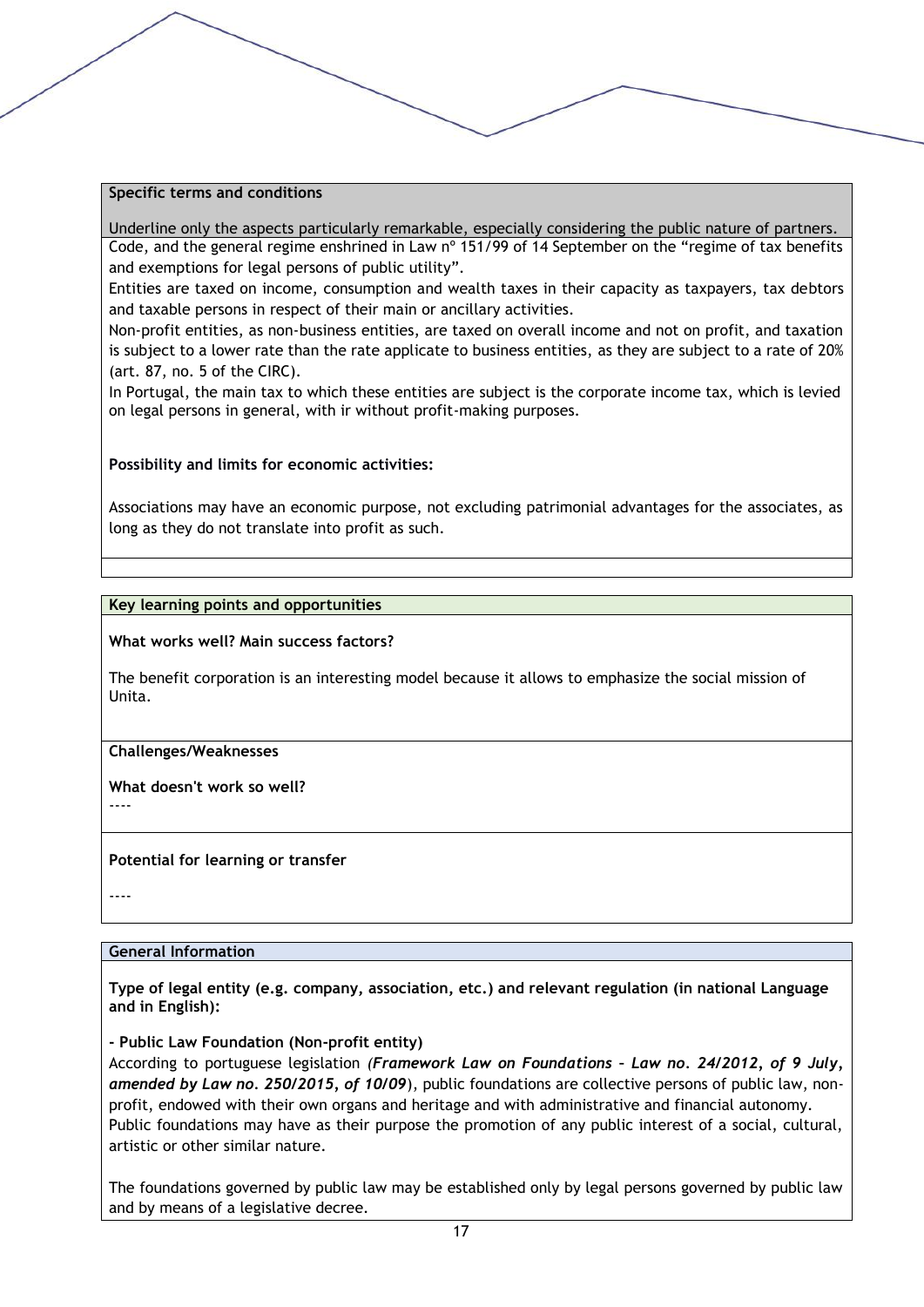**Specific terms and conditions**

Underline only the aspects particularly remarkable, especially considering the public nature of partners.

Code, and the general regime enshrined in Law nº 151/99 of 14 September on the "regime of tax benefits and exemptions for legal persons of public utility".

Entities are taxed on income, consumption and wealth taxes in their capacity as taxpayers, tax debtors and taxable persons in respect of their main or ancillary activities.

Non-profit entities, as non-business entities, are taxed on overall income and not on profit, and taxation is subject to a lower rate than the rate applicate to business entities, as they are subject to a rate of 20% (art. 87, no. 5 of the CIRC).

In Portugal, the main tax to which these entities are subject is the corporate income tax, which is levied on legal persons in general, with ir without profit-making purposes.

**Possibility and limits for economic activities:**

Associations may have an economic purpose, not excluding patrimonial advantages for the associates, as long as they do not translate into profit as such.

**Key learning points and opportunities**

**What works well? Main success factors?**

The benefit corporation is an interesting model because it allows to emphasize the social mission of Unita.

**Challenges/Weaknesses**

**What doesn't work so well?**

----

**Potential for learning or transfer**

----

**General Information**

**Type of legal entity (e.g. company, association, etc.) and relevant regulation (in national Language and in English):**

**- Public Law Foundation (Non-profit entity)**

According to portuguese legislation ***(Framework Law on Foundations – Law no. 24/2012, of 9 July, amended by Law no. 250/2015, of 10/09***), public foundations are collective persons of public law, non-profit, endowed with their own organs and heritage and with administrative and financial autonomy.

Public foundations may have as their purpose the promotion of any public interest of a social, cultural, artistic or other similar nature.

The foundations governed by public law may be established only by legal persons governed by public law and by means of a legislative decree.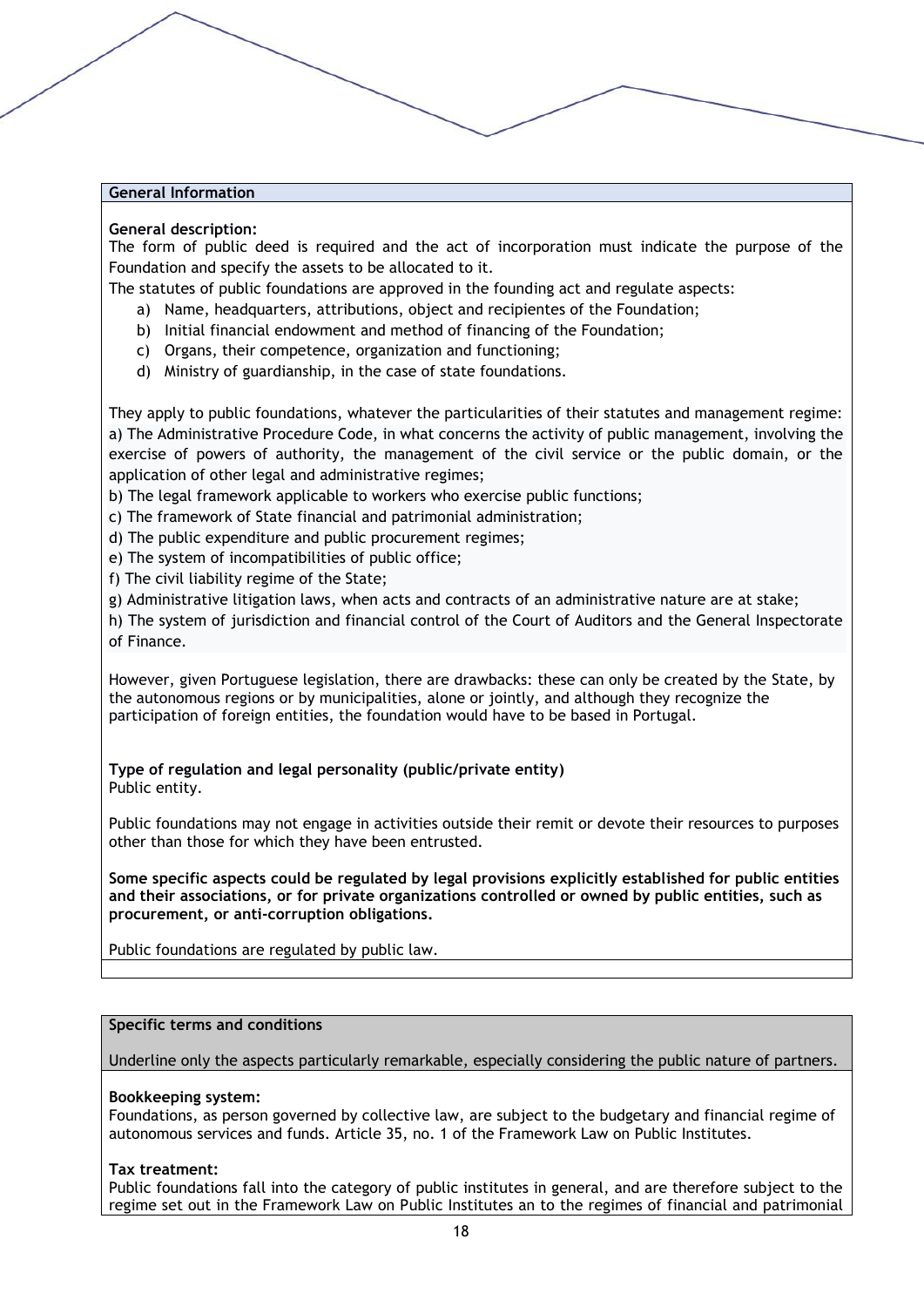**General Information**

**General description:**
The form of public deed is required and the act of incorporation must indicate the purpose of the Foundation and specify the assets to be allocated to it.
The statutes of public foundations are approved in the founding act and regulate aspects:

a) Name, headquarters, attributions, object and recipientes of the Foundation;
b) Initial financial endowment and method of financing of the Foundation;
c) Organs, their competence, organization and functioning;
d) Ministry of guardianship, in the case of state foundations.

They apply to public foundations, whatever the particularities of their statutes and management regime:
a) The Administrative Procedure Code, in what concerns the activity of public management, involving the exercise of powers of authority, the management of the civil service or the public domain, or the application of other legal and administrative regimes;
b) The legal framework applicable to workers who exercise public functions;
c) The framework of State financial and patrimonial administration;
d) The public expenditure and public procurement regimes;
e) The system of incompatibilities of public office;
f) The civil liability regime of the State;
g) Administrative litigation laws, when acts and contracts of an administrative nature are at stake;
h) The system of jurisdiction and financial control of the Court of Auditors and the General Inspectorate of Finance.

However, given Portuguese legislation, there are drawbacks: these can only be created by the State, by the autonomous regions or by municipalities, alone or jointly, and although they recognize the participation of foreign entities, the foundation would have to be based in Portugal.

**Type of regulation and legal personality (public/private entity)**
Public entity.

Public foundations may not engage in activities outside their remit or devote their resources to purposes other than those for which they have been entrusted.

**Some specific aspects could be regulated by legal provisions explicitly established for public entities and their associations, or for private organizations controlled or owned by public entities, such as procurement, or anti-corruption obligations.**

Public foundations are regulated by public law.

**Specific terms and conditions**

Underline only the aspects particularly remarkable, especially considering the public nature of partners.

**Bookkeeping system:**
Foundations, as person governed by collective law, are subject to the budgetary and financial regime of autonomous services and funds. Article 35, no. 1 of the Framework Law on Public Institutes.

**Tax treatment:**
Public foundations fall into the category of public institutes in general, and are therefore subject to the regime set out in the Framework Law on Public Institutes an to the regimes of financial and patrimonial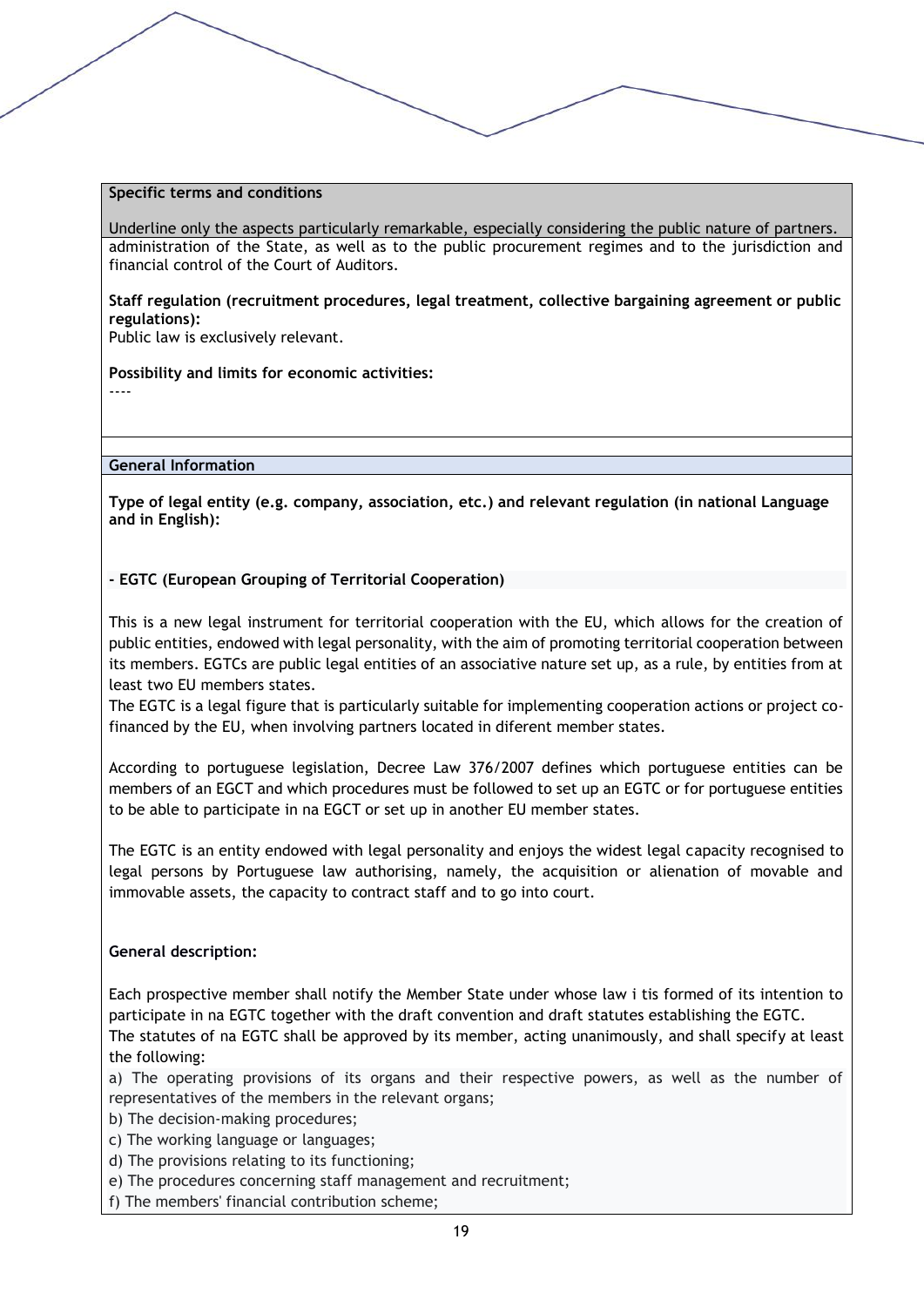**Specific terms and conditions**

Underline only the aspects particularly remarkable, especially considering the public nature of partners.

administration of the State, as well as to the public procurement regimes and to the jurisdiction and financial control of the Court of Auditors.

**Staff regulation (recruitment procedures, legal treatment, collective bargaining agreement or public regulations):**
Public law is exclusively relevant.

**Possibility and limits for economic activities:**
----

**General Information**

**Type of legal entity (e.g. company, association, etc.) and relevant regulation (in national Language and in English):**

**- EGTC (European Grouping of Territorial Cooperation)**

This is a new legal instrument for territorial cooperation with the EU, which allows for the creation of public entities, endowed with legal personality, with the aim of promoting territorial cooperation between its members. EGTCs are public legal entities of an associative nature set up, as a rule, by entities from at least two EU members states.
The EGTC is a legal figure that is particularly suitable for implementing cooperation actions or project co-financed by the EU, when involving partners located in diferent member states.

According to portuguese legislation, Decree Law 376/2007 defines which portuguese entities can be members of an EGCT and which procedures must be followed to set up an EGTC or for portuguese entities to be able to participate in na EGCT or set up in another EU member states.

The EGTC is an entity endowed with legal personality and enjoys the widest legal capacity recognised to legal persons by Portuguese law authorising, namely, the acquisition or alienation of movable and immovable assets, the capacity to contract staff and to go into court.

**General description:**

Each prospective member shall notify the Member State under whose law i tis formed of its intention to participate in na EGTC together with the draft convention and draft statutes establishing the EGTC.
The statutes of na EGTC shall be approved by its member, acting unanimously, and shall specify at least the following:

a) The operating provisions of its organs and their respective powers, as well as the number of representatives of the members in the relevant organs;
b) The decision-making procedures;
c) The working language or languages;
d) The provisions relating to its functioning;
e) The procedures concerning staff management and recruitment;
f) The members' financial contribution scheme;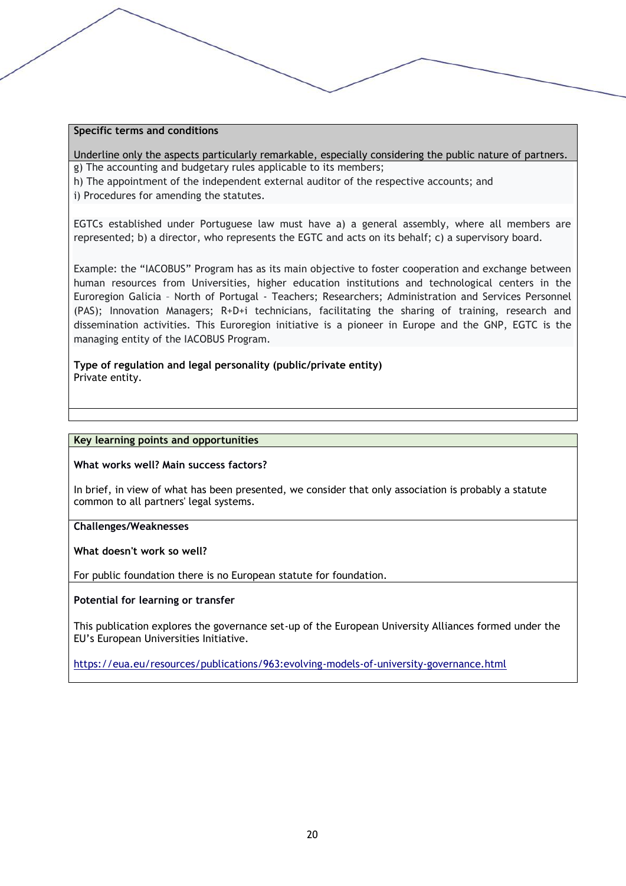**Specific terms and conditions**

Underline only the aspects particularly remarkable, especially considering the public nature of partners.

g) The accounting and budgetary rules applicable to its members;

h) The appointment of the independent external auditor of the respective accounts; and

i) Procedures for amending the statutes.

EGTCs established under Portuguese law must have a) a general assembly, where all members are represented; b) a director, who represents the EGTC and acts on its behalf; c) a supervisory board.

Example: the "IACOBUS" Program has as its main objective to foster cooperation and exchange between human resources from Universities, higher education institutions and technological centers in the Euroregion Galicia – North of Portugal - Teachers; Researchers; Administration and Services Personnel (PAS); Innovation Managers; R+D+i technicians, facilitating the sharing of training, research and dissemination activities. This Euroregion initiative is a pioneer in Europe and the GNP, EGTC is the managing entity of the IACOBUS Program.

**Type of regulation and legal personality (public/private entity)**

Private entity.

**Key learning points and opportunities**

**What works well? Main success factors?**

In brief, in view of what has been presented, we consider that only association is probably a statute common to all partners' legal systems.

**Challenges/Weaknesses**

**What doesn't work so well?**

For public foundation there is no European statute for foundation.

**Potential for learning or transfer**

This publication explores the governance set-up of the European University Alliances formed under the EU's European Universities Initiative.

https://eua.eu/resources/publications/963:evolving-models-of-university-governance.html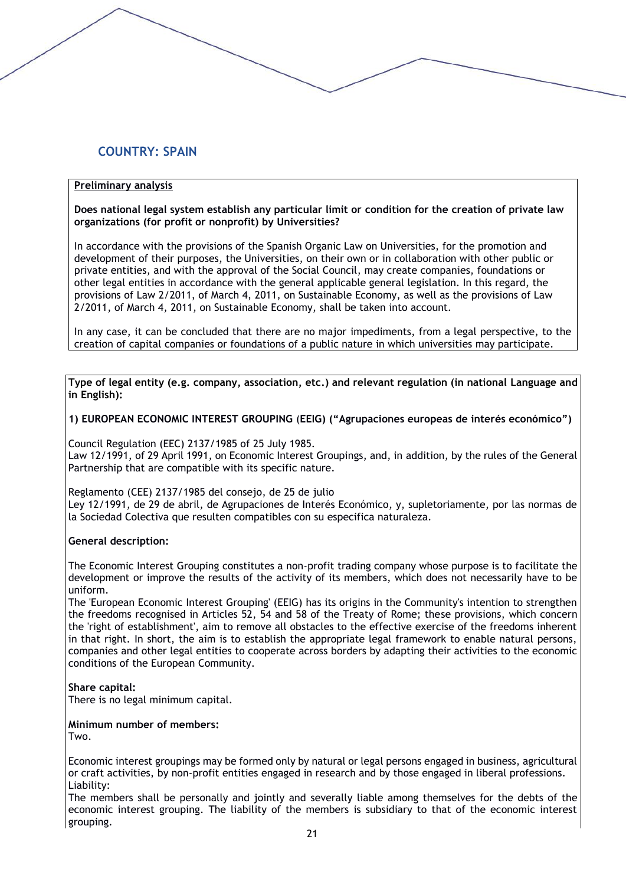## COUNTRY: SPAIN

**Preliminary analysis**

**Does national legal system establish any particular limit or condition for the creation of private law organizations (for profit or nonprofit) by Universities?**

In accordance with the provisions of the Spanish Organic Law on Universities, for the promotion and development of their purposes, the Universities, on their own or in collaboration with other public or private entities, and with the approval of the Social Council, may create companies, foundations or other legal entities in accordance with the general applicable general legislation. In this regard, the provisions of Law 2/2011, of March 4, 2011, on Sustainable Economy, as well as the provisions of Law 2/2011, of March 4, 2011, on Sustainable Economy, shall be taken into account.

In any case, it can be concluded that there are no major impediments, from a legal perspective, to the creation of capital companies or foundations of a public nature in which universities may participate.

**Type of legal entity (e.g. company, association, etc.) and relevant regulation (in national Language and in English):**

**1) EUROPEAN ECONOMIC INTEREST GROUPING (EEIG) ("Agrupaciones europeas de interés económico")**

Council Regulation (EEC) 2137/1985 of 25 July 1985.
Law 12/1991, of 29 April 1991, on Economic Interest Groupings, and, in addition, by the rules of the General Partnership that are compatible with its specific nature.

Reglamento (CEE) 2137/1985 del consejo, de 25 de julio
Ley 12/1991, de 29 de abril, de Agrupaciones de Interés Económico, y, supletoriamente, por las normas de la Sociedad Colectiva que resulten compatibles con su especifica naturaleza.

**General description:**

The Economic Interest Grouping constitutes a non-profit trading company whose purpose is to facilitate the development or improve the results of the activity of its members, which does not necessarily have to be uniform.
The 'European Economic Interest Grouping' (EEIG) has its origins in the Community's intention to strengthen the freedoms recognised in Articles 52, 54 and 58 of the Treaty of Rome; these provisions, which concern the 'right of establishment', aim to remove all obstacles to the effective exercise of the freedoms inherent in that right. In short, the aim is to establish the appropriate legal framework to enable natural persons, companies and other legal entities to cooperate across borders by adapting their activities to the economic conditions of the European Community.

**Share capital:**
There is no legal minimum capital.

**Minimum number of members:**
Two.

Economic interest groupings may be formed only by natural or legal persons engaged in business, agricultural or craft activities, by non-profit entities engaged in research and by those engaged in liberal professions.
Liability:
The members shall be personally and jointly and severally liable among themselves for the debts of the economic interest grouping. The liability of the members is subsidiary to that of the economic interest grouping.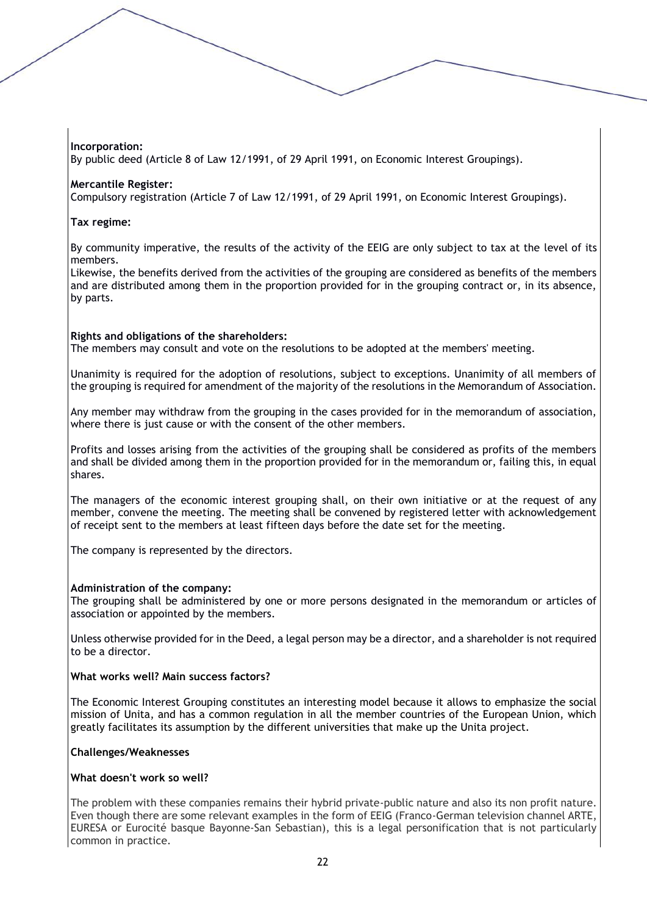**Incorporation:**
By public deed (Article 8 of Law 12/1991, of 29 April 1991, on Economic Interest Groupings).

**Mercantile Register:**
Compulsory registration (Article 7 of Law 12/1991, of 29 April 1991, on Economic Interest Groupings).

**Tax regime:**

By community imperative, the results of the activity of the EEIG are only subject to tax at the level of its members.
Likewise, the benefits derived from the activities of the grouping are considered as benefits of the members and are distributed among them in the proportion provided for in the grouping contract or, in its absence, by parts.

**Rights and obligations of the shareholders:**
The members may consult and vote on the resolutions to be adopted at the members' meeting.

Unanimity is required for the adoption of resolutions, subject to exceptions. Unanimity of all members of the grouping is required for amendment of the majority of the resolutions in the Memorandum of Association.

Any member may withdraw from the grouping in the cases provided for in the memorandum of association, where there is just cause or with the consent of the other members.

Profits and losses arising from the activities of the grouping shall be considered as profits of the members and shall be divided among them in the proportion provided for in the memorandum or, failing this, in equal shares.

The managers of the economic interest grouping shall, on their own initiative or at the request of any member, convene the meeting. The meeting shall be convened by registered letter with acknowledgement of receipt sent to the members at least fifteen days before the date set for the meeting.

The company is represented by the directors.

**Administration of the company:**
The grouping shall be administered by one or more persons designated in the memorandum or articles of association or appointed by the members.

Unless otherwise provided for in the Deed, a legal person may be a director, and a shareholder is not required to be a director.

**What works well? Main success factors?**

The Economic Interest Grouping constitutes an interesting model because it allows to emphasize the social mission of Unita, and has a common regulation in all the member countries of the European Union, which greatly facilitates its assumption by the different universities that make up the Unita project.

**Challenges/Weaknesses**

**What doesn't work so well?**

The problem with these companies remains their hybrid private-public nature and also its non profit nature. Even though there are some relevant examples in the form of EEIG (Franco-German television channel ARTE, EURESA or Eurocité basque Bayonne-San Sebastian), this is a legal personification that is not particularly common in practice.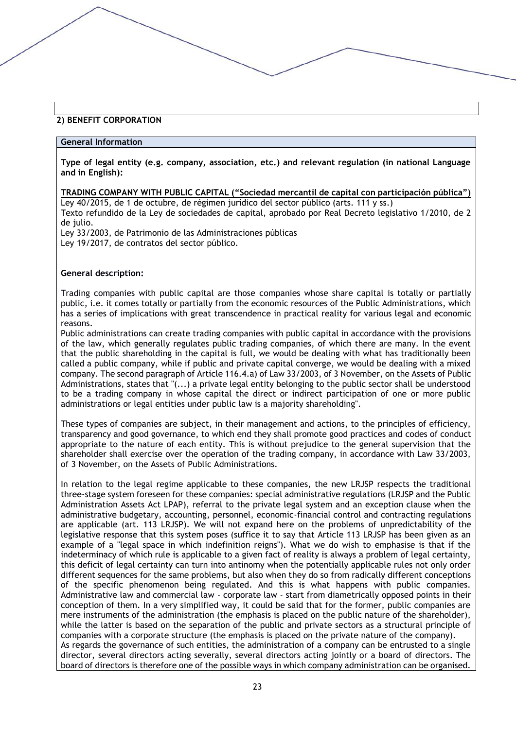## 2) BENEFIT CORPORATION

**General Information**

**Type of legal entity (e.g. company, association, etc.) and relevant regulation (in national Language and in English):**

**TRADING COMPANY WITH PUBLIC CAPITAL ("Sociedad mercantil de capital con participación pública")**

Ley 40/2015, de 1 de octubre, de régimen jurídico del sector público (arts. 111 y ss.)
Texto refundido de la Ley de sociedades de capital, aprobado por Real Decreto legislativo 1/2010, de 2 de julio.
Ley 33/2003, de Patrimonio de las Administraciones públicas
Ley 19/2017, de contratos del sector público.

**General description:**

Trading companies with public capital are those companies whose share capital is totally or partially public, i.e. it comes totally or partially from the economic resources of the Public Administrations, which has a series of implications with great transcendence in practical reality for various legal and economic reasons.

Public administrations can create trading companies with public capital in accordance with the provisions of the law, which generally regulates public trading companies, of which there are many. In the event that the public shareholding in the capital is full, we would be dealing with what has traditionally been called a public company, while if public and private capital converge, we would be dealing with a mixed company. The second paragraph of Article 116.4.a) of Law 33/2003, of 3 November, on the Assets of Public Administrations, states that "(...) a private legal entity belonging to the public sector shall be understood to be a trading company in whose capital the direct or indirect participation of one or more public administrations or legal entities under public law is a majority shareholding".

These types of companies are subject, in their management and actions, to the principles of efficiency, transparency and good governance, to which end they shall promote good practices and codes of conduct appropriate to the nature of each entity. This is without prejudice to the general supervision that the shareholder shall exercise over the operation of the trading company, in accordance with Law 33/2003, of 3 November, on the Assets of Public Administrations.

In relation to the legal regime applicable to these companies, the new LRJSP respects the traditional three-stage system foreseen for these companies: special administrative regulations (LRJSP and the Public Administration Assets Act LPAP), referral to the private legal system and an exception clause when the administrative budgetary, accounting, personnel, economic-financial control and contracting regulations are applicable (art. 113 LRJSP). We will not expand here on the problems of unpredictability of the legislative response that this system poses (suffice it to say that Article 113 LRJSP has been given as an example of a "legal space in which indefinition reigns"). What we do wish to emphasise is that if the indeterminacy of which rule is applicable to a given fact of reality is always a problem of legal certainty, this deficit of legal certainty can turn into antinomy when the potentially applicable rules not only order different sequences for the same problems, but also when they do so from radically different conceptions of the specific phenomenon being regulated. And this is what happens with public companies. Administrative law and commercial law - corporate law - start from diametrically opposed points in their conception of them. In a very simplified way, it could be said that for the former, public companies are mere instruments of the administration (the emphasis is placed on the public nature of the shareholder), while the latter is based on the separation of the public and private sectors as a structural principle of companies with a corporate structure (the emphasis is placed on the private nature of the company).

As regards the governance of such entities, the administration of a company can be entrusted to a single director, several directors acting severally, several directors acting jointly or a board of directors. The board of directors is therefore one of the possible ways in which company administration can be organised.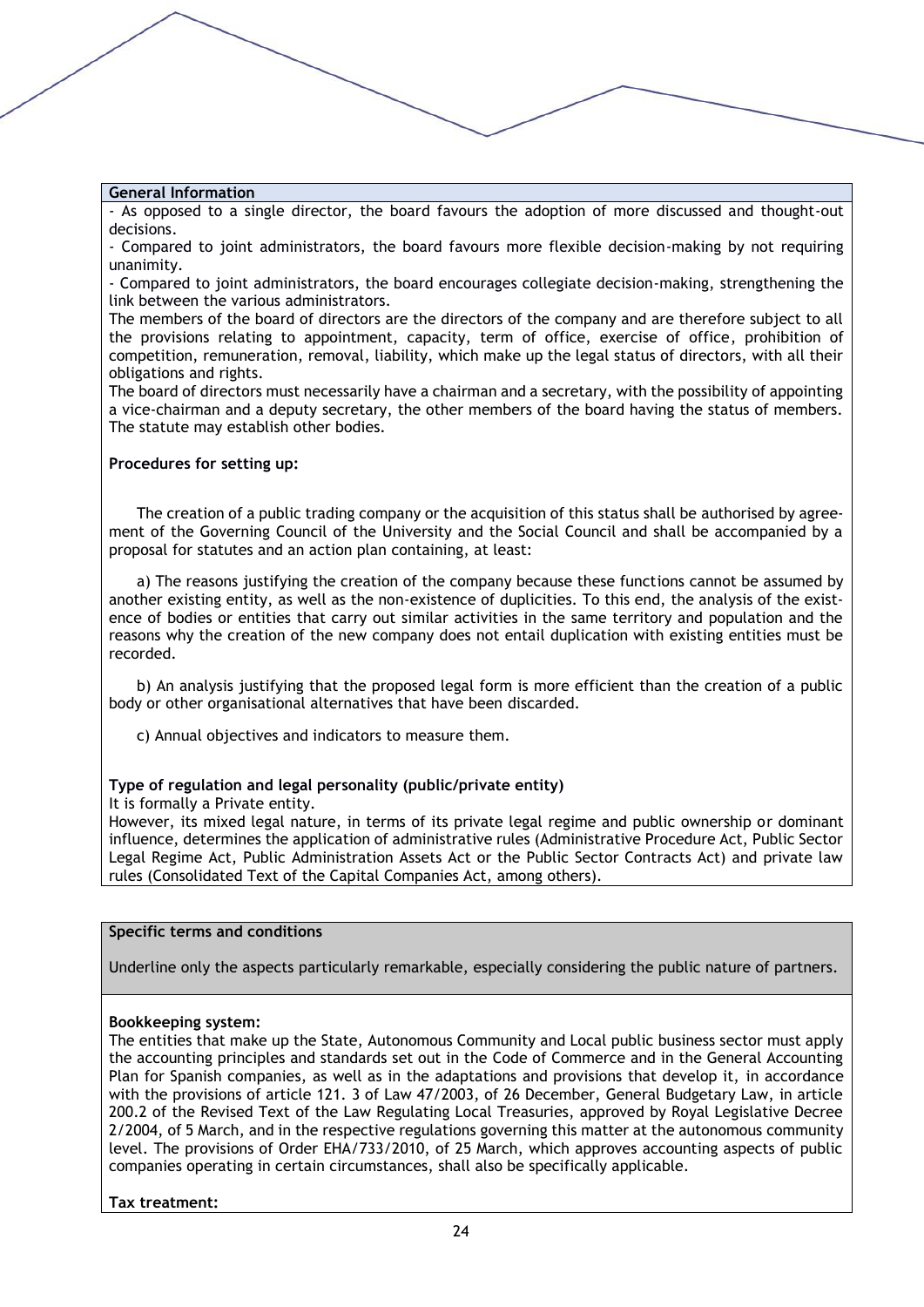**General Information**

- As opposed to a single director, the board favours the adoption of more discussed and thought-out decisions.
- Compared to joint administrators, the board favours more flexible decision-making by not requiring unanimity.
- Compared to joint administrators, the board encourages collegiate decision-making, strengthening the link between the various administrators.

The members of the board of directors are the directors of the company and are therefore subject to all the provisions relating to appointment, capacity, term of office, exercise of office, prohibition of competition, remuneration, removal, liability, which make up the legal status of directors, with all their obligations and rights.

The board of directors must necessarily have a chairman and a secretary, with the possibility of appointing a vice-chairman and a deputy secretary, the other members of the board having the status of members. The statute may establish other bodies.

**Procedures for setting up:**

The creation of a public trading company or the acquisition of this status shall be authorised by agreement of the Governing Council of the University and the Social Council and shall be accompanied by a proposal for statutes and an action plan containing, at least:

a) The reasons justifying the creation of the company because these functions cannot be assumed by another existing entity, as well as the non-existence of duplicities. To this end, the analysis of the existence of bodies or entities that carry out similar activities in the same territory and population and the reasons why the creation of the new company does not entail duplication with existing entities must be recorded.

b) An analysis justifying that the proposed legal form is more efficient than the creation of a public body or other organisational alternatives that have been discarded.

c) Annual objectives and indicators to measure them.

**Type of regulation and legal personality (public/private entity)**

It is formally a Private entity.

However, its mixed legal nature, in terms of its private legal regime and public ownership or dominant influence, determines the application of administrative rules (Administrative Procedure Act, Public Sector Legal Regime Act, Public Administration Assets Act or the Public Sector Contracts Act) and private law rules (Consolidated Text of the Capital Companies Act, among others).

**Specific terms and conditions**

Underline only the aspects particularly remarkable, especially considering the public nature of partners.

**Bookkeeping system:**

The entities that make up the State, Autonomous Community and Local public business sector must apply the accounting principles and standards set out in the Code of Commerce and in the General Accounting Plan for Spanish companies, as well as in the adaptations and provisions that develop it, in accordance with the provisions of article 121. 3 of Law 47/2003, of 26 December, General Budgetary Law, in article 200.2 of the Revised Text of the Law Regulating Local Treasuries, approved by Royal Legislative Decree 2/2004, of 5 March, and in the respective regulations governing this matter at the autonomous community level. The provisions of Order EHA/733/2010, of 25 March, which approves accounting aspects of public companies operating in certain circumstances, shall also be specifically applicable.

**Tax treatment:**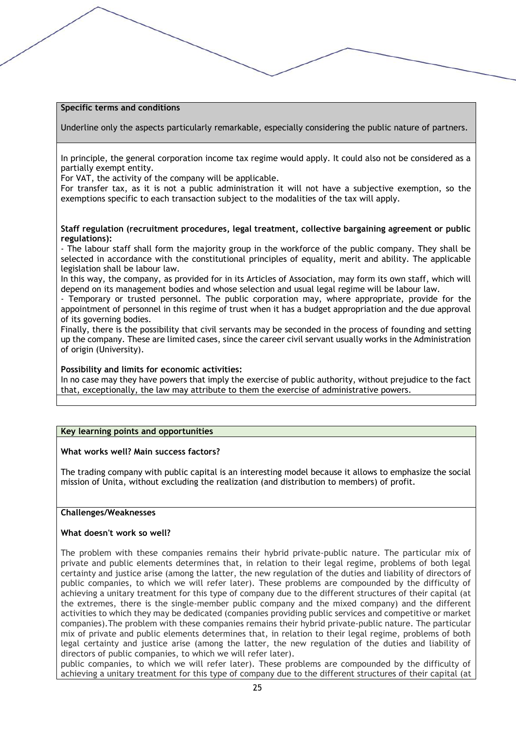**Specific terms and conditions**

Underline only the aspects particularly remarkable, especially considering the public nature of partners.

In principle, the general corporation income tax regime would apply. It could also not be considered as a partially exempt entity.
For VAT, the activity of the company will be applicable.
For transfer tax, as it is not a public administration it will not have a subjective exemption, so the exemptions specific to each transaction subject to the modalities of the tax will apply.

**Staff regulation (recruitment procedures, legal treatment, collective bargaining agreement or public regulations):**

- The labour staff shall form the majority group in the workforce of the public company. They shall be selected in accordance with the constitutional principles of equality, merit and ability. The applicable legislation shall be labour law.

In this way, the company, as provided for in its Articles of Association, may form its own staff, which will depend on its management bodies and whose selection and usual legal regime will be labour law.

- Temporary or trusted personnel. The public corporation may, where appropriate, provide for the appointment of personnel in this regime of trust when it has a budget appropriation and the due approval of its governing bodies.

Finally, there is the possibility that civil servants may be seconded in the process of founding and setting up the company. These are limited cases, since the career civil servant usually works in the Administration of origin (University).

**Possibility and limits for economic activities:**

In no case may they have powers that imply the exercise of public authority, without prejudice to the fact that, exceptionally, the law may attribute to them the exercise of administrative powers.

**Key learning points and opportunities**

**What works well? Main success factors?**

The trading company with public capital is an interesting model because it allows to emphasize the social mission of Unita, without excluding the realization (and distribution to members) of profit.

**Challenges/Weaknesses**

**What doesn't work so well?**

The problem with these companies remains their hybrid private-public nature. The particular mix of private and public elements determines that, in relation to their legal regime, problems of both legal certainty and justice arise (among the latter, the new regulation of the duties and liability of directors of public companies, to which we will refer later). These problems are compounded by the difficulty of achieving a unitary treatment for this type of company due to the different structures of their capital (at the extremes, there is the single-member public company and the mixed company) and the different activities to which they may be dedicated (companies providing public services and competitive or market companies).The problem with these companies remains their hybrid private-public nature. The particular mix of private and public elements determines that, in relation to their legal regime, problems of both legal certainty and justice arise (among the latter, the new regulation of the duties and liability of directors of public companies, to which we will refer later).
public companies, to which we will refer later). These problems are compounded by the difficulty of achieving a unitary treatment for this type of company due to the different structures of their capital (at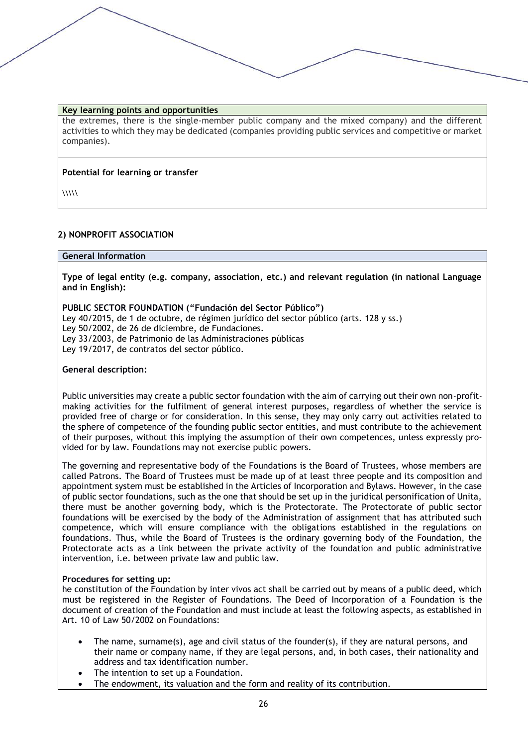**Key learning points and opportunities**

the extremes, there is the single-member public company and the mixed company) and the different activities to which they may be dedicated (companies providing public services and competitive or market companies).

**Potential for learning or transfer**

\\\\\

**2) NONPROFIT ASSOCIATION**

**General Information**

**Type of legal entity (e.g. company, association, etc.) and relevant regulation (in national Language and in English):**

**PUBLIC SECTOR FOUNDATION ("Fundación del Sector Público")**
Ley 40/2015, de 1 de octubre, de régimen jurídico del sector público (arts. 128 y ss.)
Ley 50/2002, de 26 de diciembre, de Fundaciones.
Ley 33/2003, de Patrimonio de las Administraciones públicas
Ley 19/2017, de contratos del sector público.

**General description:**

Public universities may create a public sector foundation with the aim of carrying out their own non-profit-making activities for the fulfilment of general interest purposes, regardless of whether the service is provided free of charge or for consideration. In this sense, they may only carry out activities related to the sphere of competence of the founding public sector entities, and must contribute to the achievement of their purposes, without this implying the assumption of their own competences, unless expressly provided for by law. Foundations may not exercise public powers.

The governing and representative body of the Foundations is the Board of Trustees, whose members are called Patrons. The Board of Trustees must be made up of at least three people and its composition and appointment system must be established in the Articles of Incorporation and Bylaws. However, in the case of public sector foundations, such as the one that should be set up in the juridical personification of Unita, there must be another governing body, which is the Protectorate. The Protectorate of public sector foundations will be exercised by the body of the Administration of assignment that has attributed such competence, which will ensure compliance with the obligations established in the regulations on foundations. Thus, while the Board of Trustees is the ordinary governing body of the Foundation, the Protectorate acts as a link between the private activity of the foundation and public administrative intervention, i.e. between private law and public law.

**Procedures for setting up:**
he constitution of the Foundation by inter vivos act shall be carried out by means of a public deed, which must be registered in the Register of Foundations. The Deed of Incorporation of a Foundation is the document of creation of the Foundation and must include at least the following aspects, as established in Art. 10 of Law 50/2002 on Foundations:

- The name, surname(s), age and civil status of the founder(s), if they are natural persons, and their name or company name, if they are legal persons, and, in both cases, their nationality and address and tax identification number.
- The intention to set up a Foundation.
- The endowment, its valuation and the form and reality of its contribution.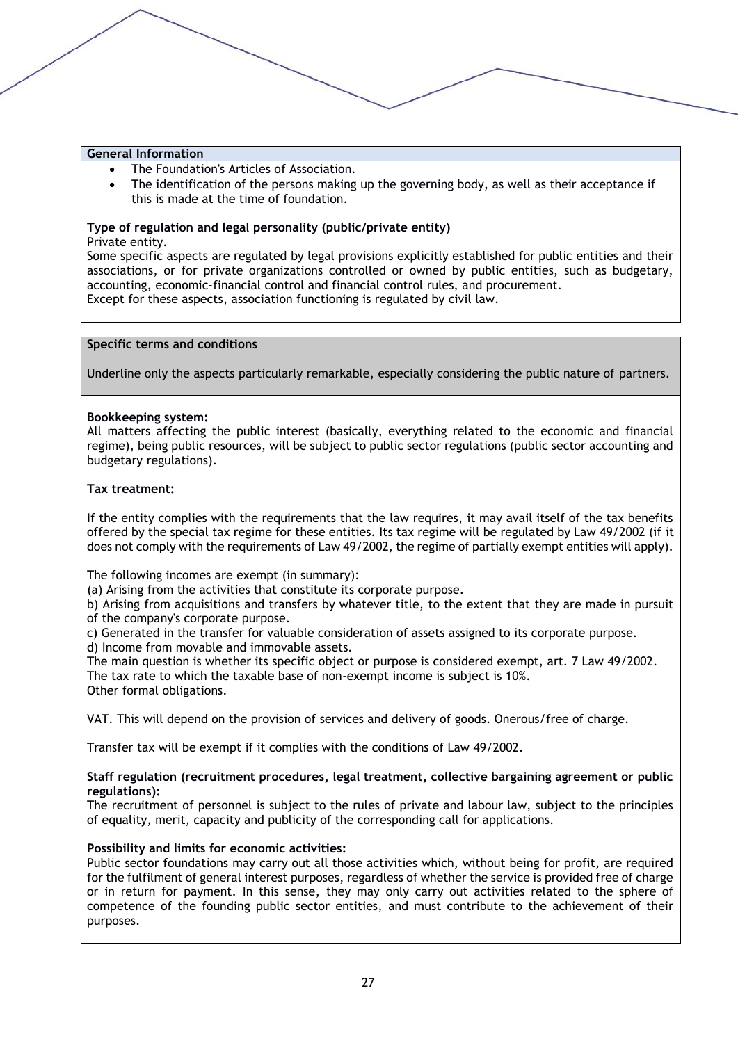**General Information**

- The Foundation's Articles of Association.
- The identification of the persons making up the governing body, as well as their acceptance if this is made at the time of foundation.

**Type of regulation and legal personality (public/private entity)**

Private entity.

Some specific aspects are regulated by legal provisions explicitly established for public entities and their associations, or for private organizations controlled or owned by public entities, such as budgetary, accounting, economic-financial control and financial control rules, and procurement.

Except for these aspects, association functioning is regulated by civil law.

**Specific terms and conditions**

Underline only the aspects particularly remarkable, especially considering the public nature of partners.

**Bookkeeping system:**

All matters affecting the public interest (basically, everything related to the economic and financial regime), being public resources, will be subject to public sector regulations (public sector accounting and budgetary regulations).

**Tax treatment:**

If the entity complies with the requirements that the law requires, it may avail itself of the tax benefits offered by the special tax regime for these entities. Its tax regime will be regulated by Law 49/2002 (if it does not comply with the requirements of Law 49/2002, the regime of partially exempt entities will apply).

The following incomes are exempt (in summary):

(a) Arising from the activities that constitute its corporate purpose.

b) Arising from acquisitions and transfers by whatever title, to the extent that they are made in pursuit of the company's corporate purpose.

c) Generated in the transfer for valuable consideration of assets assigned to its corporate purpose.

d) Income from movable and immovable assets.

The main question is whether its specific object or purpose is considered exempt, art. 7 Law 49/2002.

The tax rate to which the taxable base of non-exempt income is subject is 10%.

Other formal obligations.

VAT. This will depend on the provision of services and delivery of goods. Onerous/free of charge.

Transfer tax will be exempt if it complies with the conditions of Law 49/2002.

**Staff regulation (recruitment procedures, legal treatment, collective bargaining agreement or public regulations):**

The recruitment of personnel is subject to the rules of private and labour law, subject to the principles of equality, merit, capacity and publicity of the corresponding call for applications.

**Possibility and limits for economic activities:**

Public sector foundations may carry out all those activities which, without being for profit, are required for the fulfilment of general interest purposes, regardless of whether the service is provided free of charge or in return for payment. In this sense, they may only carry out activities related to the sphere of competence of the founding public sector entities, and must contribute to the achievement of their purposes.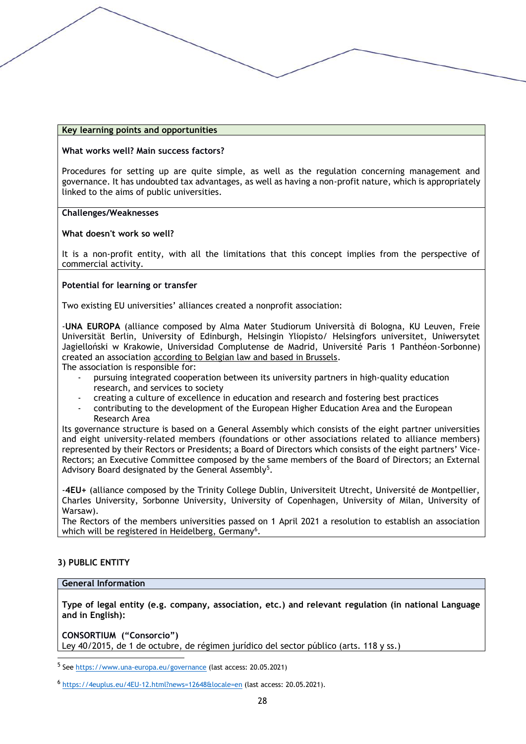**Key learning points and opportunities**

**What works well? Main success factors?**

Procedures for setting up are quite simple, as well as the regulation concerning management and governance. It has undoubted tax advantages, as well as having a non-profit nature, which is appropriately linked to the aims of public universities.

**Challenges/Weaknesses**

**What doesn't work so well?**

It is a non-profit entity, with all the limitations that this concept implies from the perspective of commercial activity.

**Potential for learning or transfer**

Two existing EU universities' alliances created a nonprofit association:

-**UNA EUROPA** (alliance composed by Alma Mater Studiorum Università di Bologna, KU Leuven, Freie Universität Berlin, University of Edinburgh, Helsingin Yliopisto/ Helsingfors universitet, Uniwersytet Jagielloński w Krakowie, Universidad Complutense de Madrid, Université Paris 1 Panthéon-Sorbonne) created an association according to Belgian law and based in Brussels.
The association is responsible for:

- pursuing integrated cooperation between its university partners in high-quality education research, and services to society
- creating a culture of excellence in education and research and fostering best practices
- contributing to the development of the European Higher Education Area and the European Research Area

Its governance structure is based on a General Assembly which consists of the eight partner universities and eight university-related members (foundations or other associations related to alliance members) represented by their Rectors or Presidents; a Board of Directors which consists of the eight partners' Vice-Rectors; an Executive Committee composed by the same members of the Board of Directors; an External Advisory Board designated by the General Assembly[5].

-**4EU+** (alliance composed by the Trinity College Dublin, Universiteit Utrecht, Université de Montpellier, Charles University, Sorbonne University, University of Copenhagen, University of Milan, University of Warsaw).
The Rectors of the members universities passed on 1 April 2021 a resolution to establish an association which will be registered in Heidelberg, Germany[6].

## 3) PUBLIC ENTITY

**General Information**

**Type of legal entity (e.g. company, association, etc.) and relevant regulation (in national Language and in English):**

**CONSORTIUM ("Consorcio")**
Ley 40/2015, de 1 de octubre, de régimen jurídico del sector público (arts. 118 y ss.)

---

[5] See https://www.una-europa.eu/governance (last access: 20.05.2021)

[6] https://4euplus.eu/4EU-12.html?news=12648&locale=en (last access: 20.05.2021).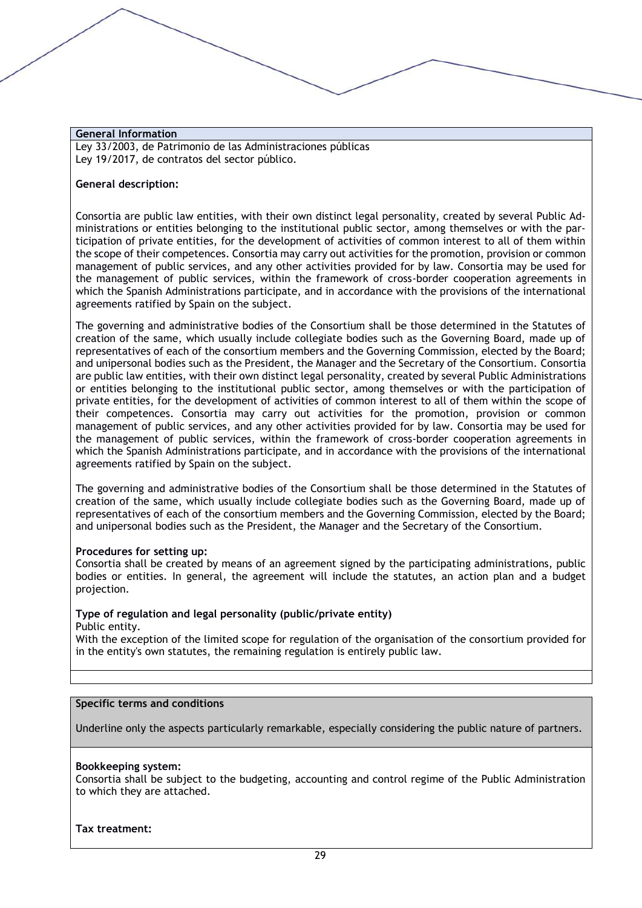**General Information**

Ley 33/2003, de Patrimonio de las Administraciones públicas
Ley 19/2017, de contratos del sector público.

**General description:**

Consortia are public law entities, with their own distinct legal personality, created by several Public Administrations or entities belonging to the institutional public sector, among themselves or with the participation of private entities, for the development of activities of common interest to all of them within the scope of their competences. Consortia may carry out activities for the promotion, provision or common management of public services, and any other activities provided for by law. Consortia may be used for the management of public services, within the framework of cross-border cooperation agreements in which the Spanish Administrations participate, and in accordance with the provisions of the international agreements ratified by Spain on the subject.

The governing and administrative bodies of the Consortium shall be those determined in the Statutes of creation of the same, which usually include collegiate bodies such as the Governing Board, made up of representatives of each of the consortium members and the Governing Commission, elected by the Board; and unipersonal bodies such as the President, the Manager and the Secretary of the Consortium. Consortia are public law entities, with their own distinct legal personality, created by several Public Administrations or entities belonging to the institutional public sector, among themselves or with the participation of private entities, for the development of activities of common interest to all of them within the scope of their competences. Consortia may carry out activities for the promotion, provision or common management of public services, and any other activities provided for by law. Consortia may be used for the management of public services, within the framework of cross-border cooperation agreements in which the Spanish Administrations participate, and in accordance with the provisions of the international agreements ratified by Spain on the subject.

The governing and administrative bodies of the Consortium shall be those determined in the Statutes of creation of the same, which usually include collegiate bodies such as the Governing Board, made up of representatives of each of the consortium members and the Governing Commission, elected by the Board; and unipersonal bodies such as the President, the Manager and the Secretary of the Consortium.

**Procedures for setting up:**
Consortia shall be created by means of an agreement signed by the participating administrations, public bodies or entities. In general, the agreement will include the statutes, an action plan and a budget projection.

**Type of regulation and legal personality (public/private entity)**
Public entity.
With the exception of the limited scope for regulation of the organisation of the consortium provided for in the entity's own statutes, the remaining regulation is entirely public law.

**Specific terms and conditions**

Underline only the aspects particularly remarkable, especially considering the public nature of partners.

**Bookkeeping system:**
Consortia shall be subject to the budgeting, accounting and control regime of the Public Administration to which they are attached.

**Tax treatment:**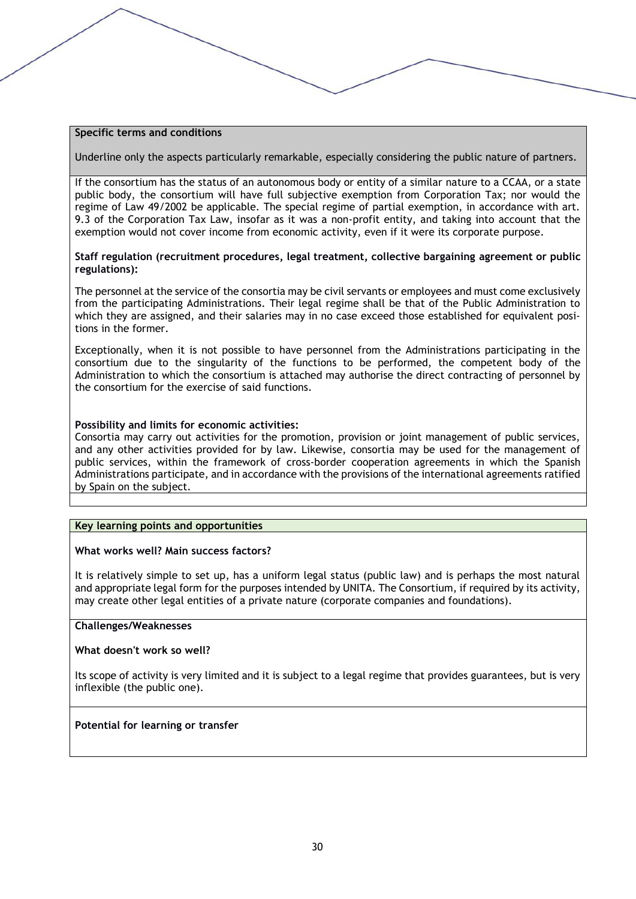**Specific terms and conditions**

Underline only the aspects particularly remarkable, especially considering the public nature of partners.

If the consortium has the status of an autonomous body or entity of a similar nature to a CCAA, or a state public body, the consortium will have full subjective exemption from Corporation Tax; nor would the regime of Law 49/2002 be applicable. The special regime of partial exemption, in accordance with art. 9.3 of the Corporation Tax Law, insofar as it was a non-profit entity, and taking into account that the exemption would not cover income from economic activity, even if it were its corporate purpose.

**Staff regulation (recruitment procedures, legal treatment, collective bargaining agreement or public regulations):**

The personnel at the service of the consortia may be civil servants or employees and must come exclusively from the participating Administrations. Their legal regime shall be that of the Public Administration to which they are assigned, and their salaries may in no case exceed those established for equivalent positions in the former.

Exceptionally, when it is not possible to have personnel from the Administrations participating in the consortium due to the singularity of the functions to be performed, the competent body of the Administration to which the consortium is attached may authorise the direct contracting of personnel by the consortium for the exercise of said functions.

**Possibility and limits for economic activities:**

Consortia may carry out activities for the promotion, provision or joint management of public services, and any other activities provided for by law. Likewise, consortia may be used for the management of public services, within the framework of cross-border cooperation agreements in which the Spanish Administrations participate, and in accordance with the provisions of the international agreements ratified by Spain on the subject.

**Key learning points and opportunities**

**What works well? Main success factors?**

It is relatively simple to set up, has a uniform legal status (public law) and is perhaps the most natural and appropriate legal form for the purposes intended by UNITA. The Consortium, if required by its activity, may create other legal entities of a private nature (corporate companies and foundations).

**Challenges/Weaknesses**

**What doesn't work so well?**

Its scope of activity is very limited and it is subject to a legal regime that provides guarantees, but is very inflexible (the public one).

**Potential for learning or transfer**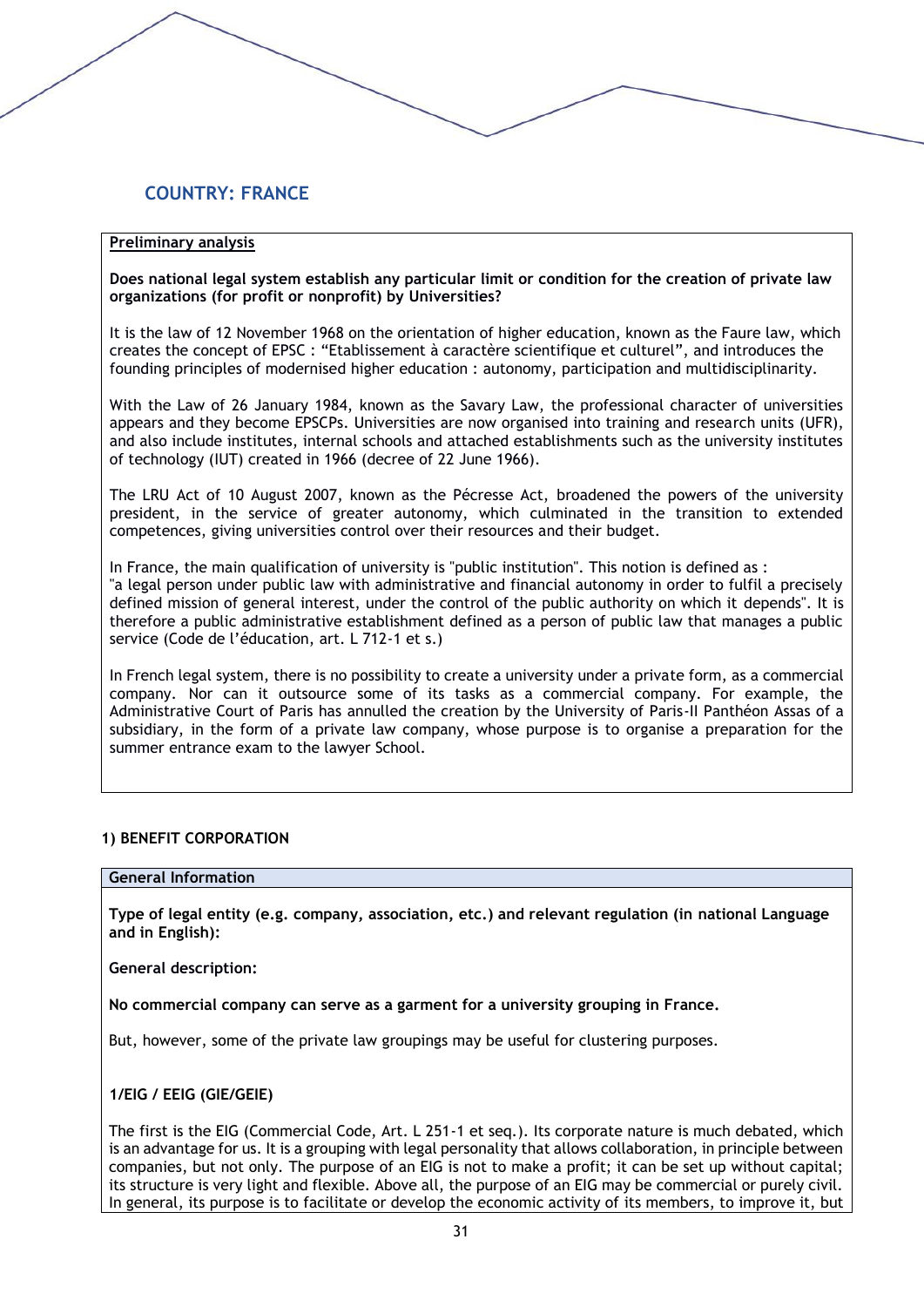## COUNTRY: FRANCE

**Preliminary analysis**

**Does national legal system establish any particular limit or condition for the creation of private law organizations (for profit or nonprofit) by Universities?**

It is the law of 12 November 1968 on the orientation of higher education, known as the Faure law, which creates the concept of EPSC : "Etablissement à caractère scientifique et culturel", and introduces the founding principles of modernised higher education : autonomy, participation and multidisciplinarity.

With the Law of 26 January 1984, known as the Savary Law, the professional character of universities appears and they become EPSCPs. Universities are now organised into training and research units (UFR), and also include institutes, internal schools and attached establishments such as the university institutes of technology (IUT) created in 1966 (decree of 22 June 1966).

The LRU Act of 10 August 2007, known as the Pécresse Act, broadened the powers of the university president, in the service of greater autonomy, which culminated in the transition to extended competences, giving universities control over their resources and their budget.

In France, the main qualification of university is "public institution". This notion is defined as :
"a legal person under public law with administrative and financial autonomy in order to fulfil a precisely defined mission of general interest, under the control of the public authority on which it depends". It is therefore a public administrative establishment defined as a person of public law that manages a public service (Code de l'éducation, art. L 712-1 et s.)

In French legal system, there is no possibility to create a university under a private form, as a commercial company. Nor can it outsource some of its tasks as a commercial company. For example, the Administrative Court of Paris has annulled the creation by the University of Paris-II Panthéon Assas of a subsidiary, in the form of a private law company, whose purpose is to organise a preparation for the summer entrance exam to the lawyer School.

### 1) BENEFIT CORPORATION

**General Information**

**Type of legal entity (e.g. company, association, etc.) and relevant regulation (in national Language and in English):**

**General description:**

**No commercial company can serve as a garment for a university grouping in France.**

But, however, some of the private law groupings may be useful for clustering purposes.

**1/EIG / EEIG (GIE/GEIE)**

The first is the EIG (Commercial Code, Art. L 251-1 et seq.). Its corporate nature is much debated, which is an advantage for us. It is a grouping with legal personality that allows collaboration, in principle between companies, but not only. The purpose of an EIG is not to make a profit; it can be set up without capital; its structure is very light and flexible. Above all, the purpose of an EIG may be commercial or purely civil. In general, its purpose is to facilitate or develop the economic activity of its members, to improve it, but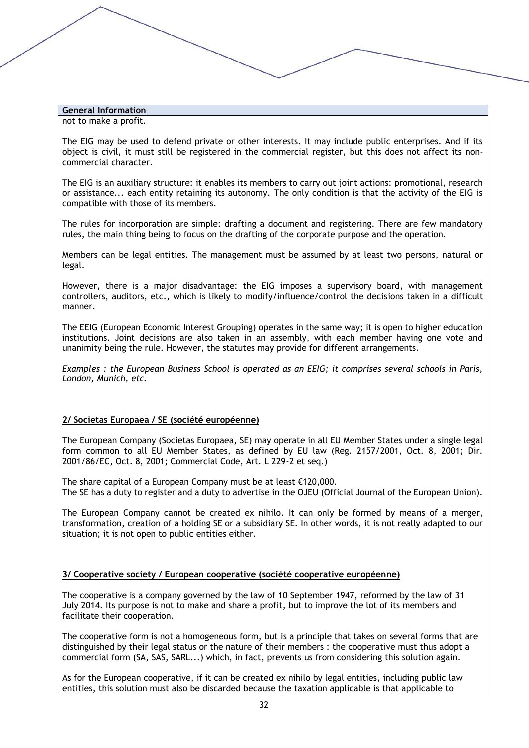**General Information**

not to make a profit.

The EIG may be used to defend private or other interests. It may include public enterprises. And if its object is civil, it must still be registered in the commercial register, but this does not affect its non-commercial character.

The EIG is an auxiliary structure: it enables its members to carry out joint actions: promotional, research or assistance... each entity retaining its autonomy. The only condition is that the activity of the EIG is compatible with those of its members.

The rules for incorporation are simple: drafting a document and registering. There are few mandatory rules, the main thing being to focus on the drafting of the corporate purpose and the operation.

Members can be legal entities. The management must be assumed by at least two persons, natural or legal.

However, there is a major disadvantage: the EIG imposes a supervisory board, with management controllers, auditors, etc., which is likely to modify/influence/control the decisions taken in a difficult manner.

The EEIG (European Economic Interest Grouping) operates in the same way; it is open to higher education institutions. Joint decisions are also taken in an assembly, with each member having one vote and unanimity being the rule. However, the statutes may provide for different arrangements.

*Examples : the European Business School is operated as an EEIG; it comprises several schools in Paris, London, Munich, etc.*

**2/ Societas Europaea / SE (société européenne)**

The European Company (Societas Europaea, SE) may operate in all EU Member States under a single legal form common to all EU Member States, as defined by EU law (Reg. 2157/2001, Oct. 8, 2001; Dir. 2001/86/EC, Oct. 8, 2001; Commercial Code, Art. L 229-2 et seq.)

The share capital of a European Company must be at least €120,000.
The SE has a duty to register and a duty to advertise in the OJEU (Official Journal of the European Union).

The European Company cannot be created ex nihilo. It can only be formed by means of a merger, transformation, creation of a holding SE or a subsidiary SE. In other words, it is not really adapted to our situation; it is not open to public entities either.

**3/ Cooperative society / European cooperative (société cooperative européenne)**

The cooperative is a company governed by the law of 10 September 1947, reformed by the law of 31 July 2014. Its purpose is not to make and share a profit, but to improve the lot of its members and facilitate their cooperation.

The cooperative form is not a homogeneous form, but is a principle that takes on several forms that are distinguished by their legal status or the nature of their members : the cooperative must thus adopt a commercial form (SA, SAS, SARL...) which, in fact, prevents us from considering this solution again.

As for the European cooperative, if it can be created ex nihilo by legal entities, including public law entities, this solution must also be discarded because the taxation applicable is that applicable to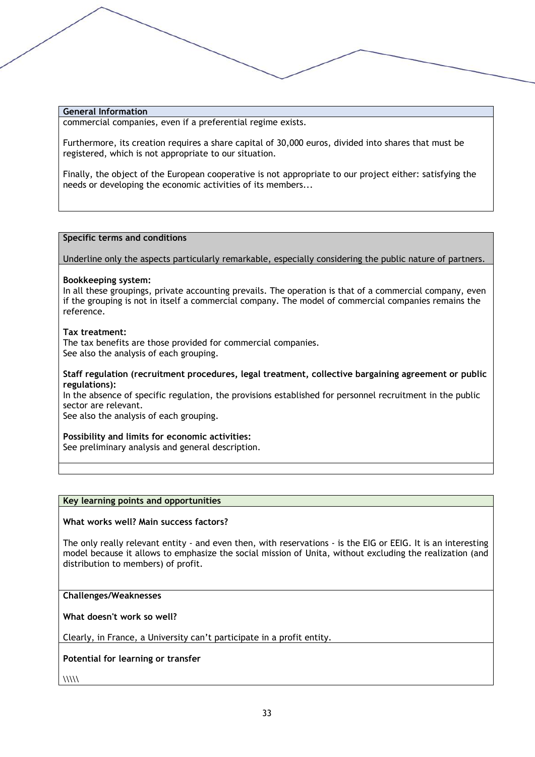**General Information**

commercial companies, even if a preferential regime exists.

Furthermore, its creation requires a share capital of 30,000 euros, divided into shares that must be registered, which is not appropriate to our situation.

Finally, the object of the European cooperative is not appropriate to our project either: satisfying the needs or developing the economic activities of its members...

**Specific terms and conditions**

Underline only the aspects particularly remarkable, especially considering the public nature of partners.

**Bookkeeping system:**
In all these groupings, private accounting prevails. The operation is that of a commercial company, even if the grouping is not in itself a commercial company. The model of commercial companies remains the reference.

**Tax treatment:**
The tax benefits are those provided for commercial companies.
See also the analysis of each grouping.

**Staff regulation (recruitment procedures, legal treatment, collective bargaining agreement or public regulations):**
In the absence of specific regulation, the provisions established for personnel recruitment in the public sector are relevant.
See also the analysis of each grouping.

**Possibility and limits for economic activities:**
See preliminary analysis and general description.

**Key learning points and opportunities**

**What works well? Main success factors?**

The only really relevant entity - and even then, with reservations - is the EIG or EEIG. It is an interesting model because it allows to emphasize the social mission of Unita, without excluding the realization (and distribution to members) of profit.

**Challenges/Weaknesses**

**What doesn't work so well?**

Clearly, in France, a University can't participate in a profit entity.

**Potential for learning or transfer**

\\\\\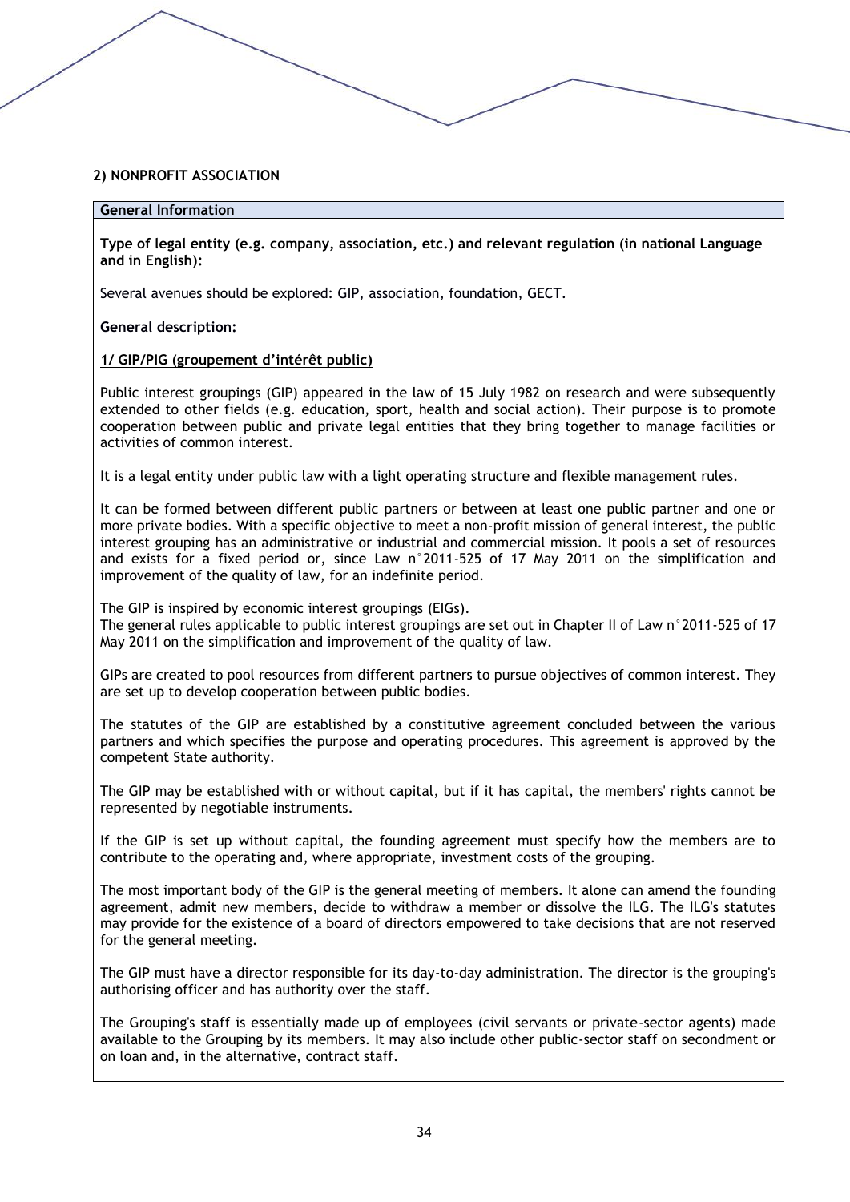**2) NONPROFIT ASSOCIATION**

| General Information |
|---|

**Type of legal entity (e.g. company, association, etc.) and relevant regulation (in national Language and in English):**

Several avenues should be explored: GIP, association, foundation, GECT.

**General description:**

**1/ GIP/PIG (groupement d'intérêt public)**

Public interest groupings (GIP) appeared in the law of 15 July 1982 on research and were subsequently extended to other fields (e.g. education, sport, health and social action). Their purpose is to promote cooperation between public and private legal entities that they bring together to manage facilities or activities of common interest.

It is a legal entity under public law with a light operating structure and flexible management rules.

It can be formed between different public partners or between at least one public partner and one or more private bodies. With a specific objective to meet a non-profit mission of general interest, the public interest grouping has an administrative or industrial and commercial mission. It pools a set of resources and exists for a fixed period or, since Law n°2011-525 of 17 May 2011 on the simplification and improvement of the quality of law, for an indefinite period.

The GIP is inspired by economic interest groupings (EIGs).
The general rules applicable to public interest groupings are set out in Chapter II of Law n°2011-525 of 17 May 2011 on the simplification and improvement of the quality of law.

GIPs are created to pool resources from different partners to pursue objectives of common interest. They are set up to develop cooperation between public bodies.

The statutes of the GIP are established by a constitutive agreement concluded between the various partners and which specifies the purpose and operating procedures. This agreement is approved by the competent State authority.

The GIP may be established with or without capital, but if it has capital, the members' rights cannot be represented by negotiable instruments.

If the GIP is set up without capital, the founding agreement must specify how the members are to contribute to the operating and, where appropriate, investment costs of the grouping.

The most important body of the GIP is the general meeting of members. It alone can amend the founding agreement, admit new members, decide to withdraw a member or dissolve the ILG. The ILG's statutes may provide for the existence of a board of directors empowered to take decisions that are not reserved for the general meeting.

The GIP must have a director responsible for its day-to-day administration. The director is the grouping's authorising officer and has authority over the staff.

The Grouping's staff is essentially made up of employees (civil servants or private-sector agents) made available to the Grouping by its members. It may also include other public-sector staff on secondment or on loan and, in the alternative, contract staff.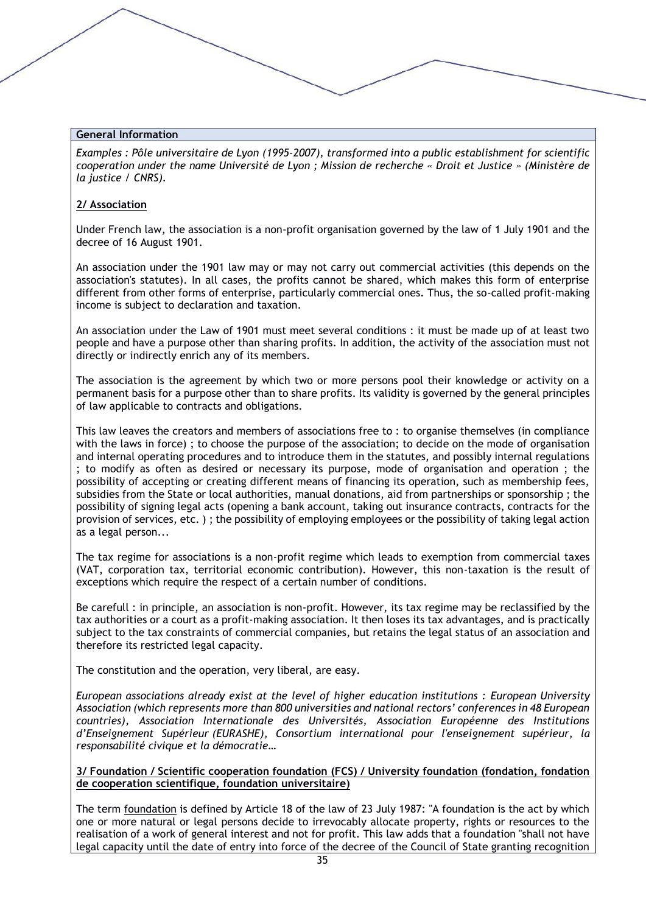**General Information**

*Examples : Pôle universitaire de Lyon (1995-2007), transformed into a public establishment for scientific cooperation under the name Université de Lyon ; Mission de recherche « Droit et Justice » (Ministère de la justice / CNRS).*

**2/ Association**

Under French law, the association is a non-profit organisation governed by the law of 1 July 1901 and the decree of 16 August 1901.

An association under the 1901 law may or may not carry out commercial activities (this depends on the association's statutes). In all cases, the profits cannot be shared, which makes this form of enterprise different from other forms of enterprise, particularly commercial ones. Thus, the so-called profit-making income is subject to declaration and taxation.

An association under the Law of 1901 must meet several conditions : it must be made up of at least two people and have a purpose other than sharing profits. In addition, the activity of the association must not directly or indirectly enrich any of its members.

The association is the agreement by which two or more persons pool their knowledge or activity on a permanent basis for a purpose other than to share profits. Its validity is governed by the general principles of law applicable to contracts and obligations.

This law leaves the creators and members of associations free to : to organise themselves (in compliance with the laws in force) ; to choose the purpose of the association; to decide on the mode of organisation and internal operating procedures and to introduce them in the statutes, and possibly internal regulations ; to modify as often as desired or necessary its purpose, mode of organisation and operation ; the possibility of accepting or creating different means of financing its operation, such as membership fees, subsidies from the State or local authorities, manual donations, aid from partnerships or sponsorship ; the possibility of signing legal acts (opening a bank account, taking out insurance contracts, contracts for the provision of services, etc. ) ; the possibility of employing employees or the possibility of taking legal action as a legal person...

The tax regime for associations is a non-profit regime which leads to exemption from commercial taxes (VAT, corporation tax, territorial economic contribution). However, this non-taxation is the result of exceptions which require the respect of a certain number of conditions.

Be carefull : in principle, an association is non-profit. However, its tax regime may be reclassified by the tax authorities or a court as a profit-making association. It then loses its tax advantages, and is practically subject to the tax constraints of commercial companies, but retains the legal status of an association and therefore its restricted legal capacity.

The constitution and the operation, very liberal, are easy.

*European associations already exist at the level of higher education institutions : European University Association (which represents more than 800 universities and national rectors' conferences in 48 European countries), Association Internationale des Universités, Association Européenne des Institutions d'Enseignement Supérieur (EURASHE), Consortium international pour l'enseignement supérieur, la responsabilité civique et la démocratie…*

**3/ Foundation / Scientific cooperation foundation (FCS) / University foundation (fondation, fondation de cooperation scientifique, foundation universitaire)**

The term foundation is defined by Article 18 of the law of 23 July 1987: "A foundation is the act by which one or more natural or legal persons decide to irrevocably allocate property, rights or resources to the realisation of a work of general interest and not for profit. This law adds that a foundation "shall not have legal capacity until the date of entry into force of the decree of the Council of State granting recognition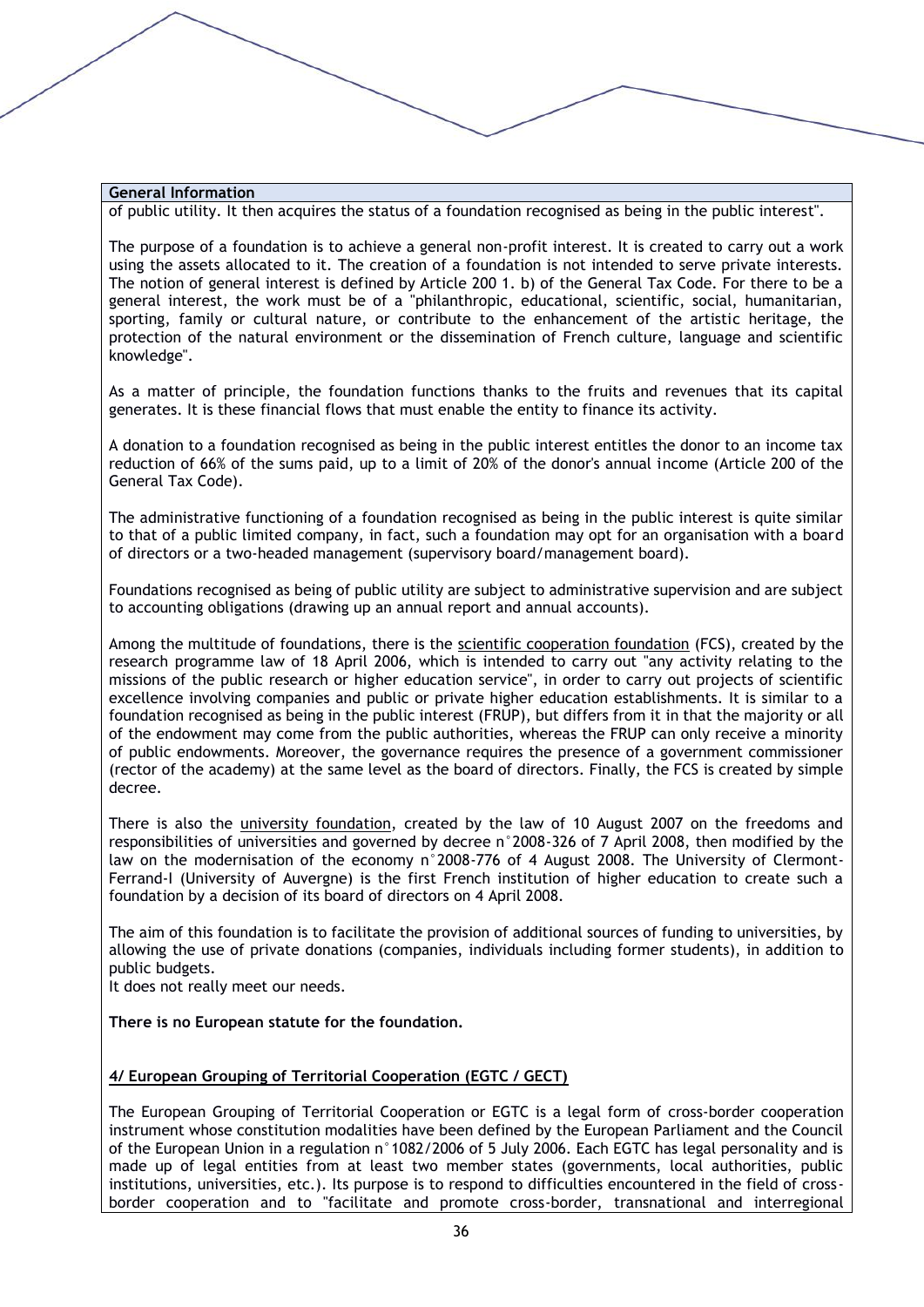**General Information**

of public utility. It then acquires the status of a foundation recognised as being in the public interest".

The purpose of a foundation is to achieve a general non-profit interest. It is created to carry out a work using the assets allocated to it. The creation of a foundation is not intended to serve private interests. The notion of general interest is defined by Article 200 1. b) of the General Tax Code. For there to be a general interest, the work must be of a "philanthropic, educational, scientific, social, humanitarian, sporting, family or cultural nature, or contribute to the enhancement of the artistic heritage, the protection of the natural environment or the dissemination of French culture, language and scientific knowledge".

As a matter of principle, the foundation functions thanks to the fruits and revenues that its capital generates. It is these financial flows that must enable the entity to finance its activity.

A donation to a foundation recognised as being in the public interest entitles the donor to an income tax reduction of 66% of the sums paid, up to a limit of 20% of the donor's annual income (Article 200 of the General Tax Code).

The administrative functioning of a foundation recognised as being in the public interest is quite similar to that of a public limited company, in fact, such a foundation may opt for an organisation with a board of directors or a two-headed management (supervisory board/management board).

Foundations recognised as being of public utility are subject to administrative supervision and are subject to accounting obligations (drawing up an annual report and annual accounts).

Among the multitude of foundations, there is the scientific cooperation foundation (FCS), created by the research programme law of 18 April 2006, which is intended to carry out "any activity relating to the missions of the public research or higher education service", in order to carry out projects of scientific excellence involving companies and public or private higher education establishments. It is similar to a foundation recognised as being in the public interest (FRUP), but differs from it in that the majority or all of the endowment may come from the public authorities, whereas the FRUP can only receive a minority of public endowments. Moreover, the governance requires the presence of a government commissioner (rector of the academy) at the same level as the board of directors. Finally, the FCS is created by simple decree.

There is also the university foundation, created by the law of 10 August 2007 on the freedoms and responsibilities of universities and governed by decree n°2008-326 of 7 April 2008, then modified by the law on the modernisation of the economy n°2008-776 of 4 August 2008. The University of Clermont-Ferrand-I (University of Auvergne) is the first French institution of higher education to create such a foundation by a decision of its board of directors on 4 April 2008.

The aim of this foundation is to facilitate the provision of additional sources of funding to universities, by allowing the use of private donations (companies, individuals including former students), in addition to public budgets.
It does not really meet our needs.

**There is no European statute for the foundation.**

**4/ European Grouping of Territorial Cooperation (EGTC / GECT)**

The European Grouping of Territorial Cooperation or EGTC is a legal form of cross-border cooperation instrument whose constitution modalities have been defined by the European Parliament and the Council of the European Union in a regulation n°1082/2006 of 5 July 2006. Each EGTC has legal personality and is made up of legal entities from at least two member states (governments, local authorities, public institutions, universities, etc.). Its purpose is to respond to difficulties encountered in the field of cross-border cooperation and to "facilitate and promote cross-border, transnational and interregional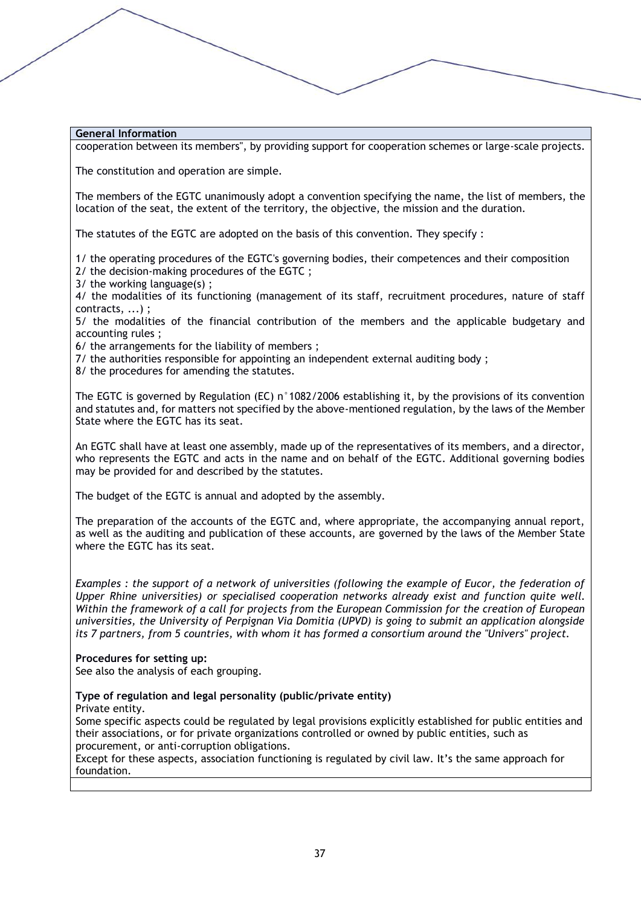| General Information |
| --- |
| cooperation between its members", by providing support for cooperation schemes or large-scale projects. |

The constitution and operation are simple.

The members of the EGTC unanimously adopt a convention specifying the name, the list of members, the location of the seat, the extent of the territory, the objective, the mission and the duration.

The statutes of the EGTC are adopted on the basis of this convention. They specify :

1/ the operating procedures of the EGTC's governing bodies, their competences and their composition
2/ the decision-making procedures of the EGTC ;
3/ the working language(s) ;
4/ the modalities of its functioning (management of its staff, recruitment procedures, nature of staff contracts, ...) ;
5/ the modalities of the financial contribution of the members and the applicable budgetary and accounting rules ;
6/ the arrangements for the liability of members ;
7/ the authorities responsible for appointing an independent external auditing body ;
8/ the procedures for amending the statutes.

The EGTC is governed by Regulation (EC) n°1082/2006 establishing it, by the provisions of its convention and statutes and, for matters not specified by the above-mentioned regulation, by the laws of the Member State where the EGTC has its seat.

An EGTC shall have at least one assembly, made up of the representatives of its members, and a director, who represents the EGTC and acts in the name and on behalf of the EGTC. Additional governing bodies may be provided for and described by the statutes.

The budget of the EGTC is annual and adopted by the assembly.

The preparation of the accounts of the EGTC and, where appropriate, the accompanying annual report, as well as the auditing and publication of these accounts, are governed by the laws of the Member State where the EGTC has its seat.

*Examples : the support of a network of universities (following the example of Eucor, the federation of Upper Rhine universities) or specialised cooperation networks already exist and function quite well. Within the framework of a call for projects from the European Commission for the creation of European universities, the University of Perpignan Via Domitia (UPVD) is going to submit an application alongside its 7 partners, from 5 countries, with whom it has formed a consortium around the "Univers" project.*

**Procedures for setting up:**
See also the analysis of each grouping.

**Type of regulation and legal personality (public/private entity)**
Private entity.
Some specific aspects could be regulated by legal provisions explicitly established for public entities and their associations, or for private organizations controlled or owned by public entities, such as procurement, or anti-corruption obligations.
Except for these aspects, association functioning is regulated by civil law. It's the same approach for foundation.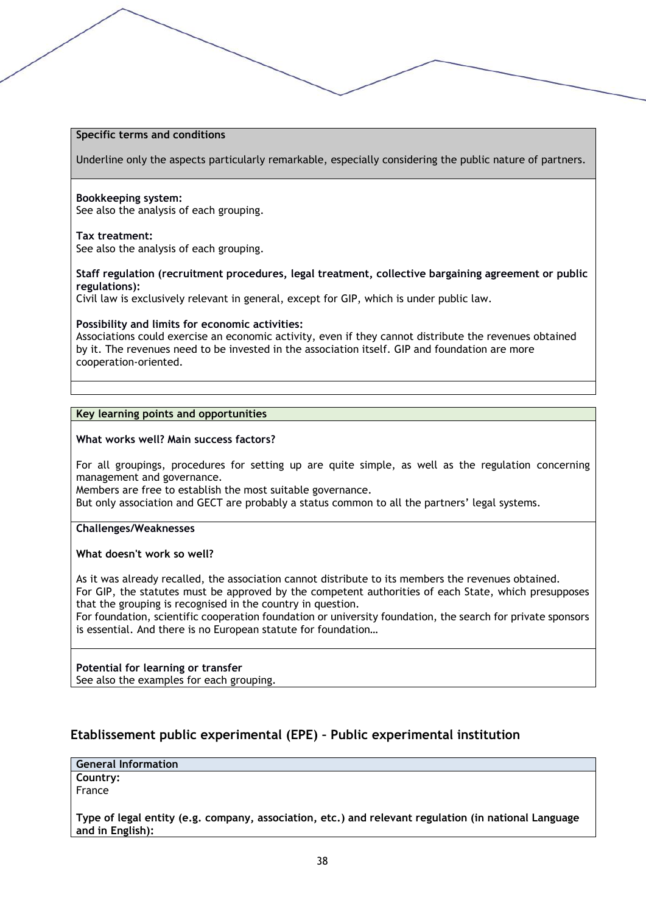**Specific terms and conditions**

Underline only the aspects particularly remarkable, especially considering the public nature of partners.

**Bookkeeping system:**
See also the analysis of each grouping.

**Tax treatment:**
See also the analysis of each grouping.

**Staff regulation (recruitment procedures, legal treatment, collective bargaining agreement or public regulations):**
Civil law is exclusively relevant in general, except for GIP, which is under public law.

**Possibility and limits for economic activities:**
Associations could exercise an economic activity, even if they cannot distribute the revenues obtained by it. The revenues need to be invested in the association itself. GIP and foundation are more cooperation-oriented.

**Key learning points and opportunities**

**What works well? Main success factors?**

For all groupings, procedures for setting up are quite simple, as well as the regulation concerning management and governance.
Members are free to establish the most suitable governance.
But only association and GECT are probably a status common to all the partners' legal systems.

**Challenges/Weaknesses**

**What doesn't work so well?**

As it was already recalled, the association cannot distribute to its members the revenues obtained.
For GIP, the statutes must be approved by the competent authorities of each State, which presupposes that the grouping is recognised in the country in question.
For foundation, scientific cooperation foundation or university foundation, the search for private sponsors is essential. And there is no European statute for foundation…

**Potential for learning or transfer**
See also the examples for each grouping.

## Etablissement public experimental (EPE) – Public experimental institution

**General Information**

**Country:**
France

**Type of legal entity (e.g. company, association, etc.) and relevant regulation (in national Language and in English):**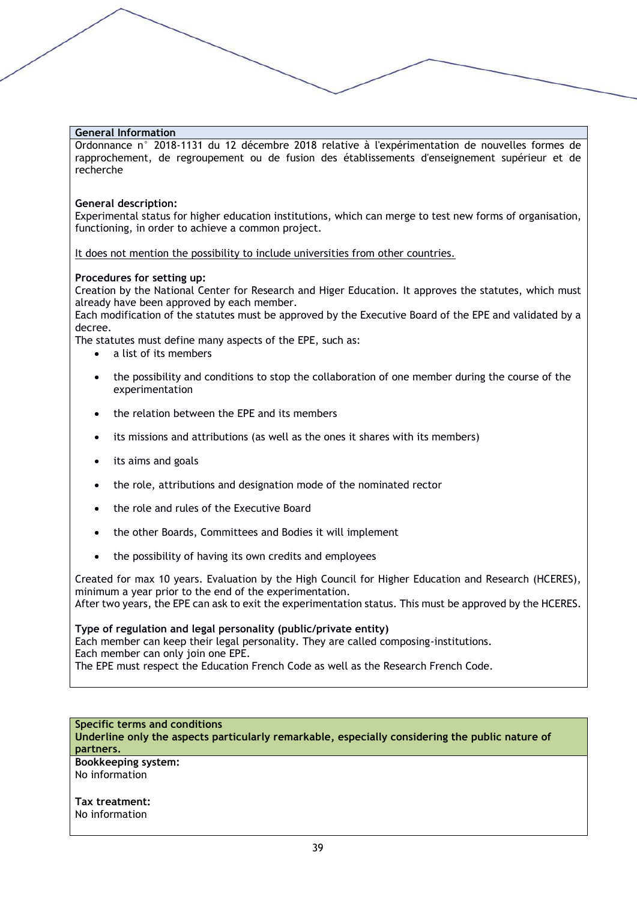**General Information**

Ordonnance n° 2018-1131 du 12 décembre 2018 relative à l'expérimentation de nouvelles formes de rapprochement, de regroupement ou de fusion des établissements d'enseignement supérieur et de recherche

**General description:**

Experimental status for higher education institutions, which can merge to test new forms of organisation, functioning, in order to achieve a common project.

<u>It does not mention the possibility to include universities from other countries.</u>

**Procedures for setting up:**

Creation by the National Center for Research and Higer Education. It approves the statutes, which must already have been approved by each member.

Each modification of the statutes must be approved by the Executive Board of the EPE and validated by a decree.

The statutes must define many aspects of the EPE, such as:

- a list of its members
- the possibility and conditions to stop the collaboration of one member during the course of the experimentation
- the relation between the EPE and its members
- its missions and attributions (as well as the ones it shares with its members)
- its aims and goals
- the role, attributions and designation mode of the nominated rector
- the role and rules of the Executive Board
- the other Boards, Committees and Bodies it will implement
- the possibility of having its own credits and employees

Created for max 10 years. Evaluation by the High Council for Higher Education and Research (HCERES), minimum a year prior to the end of the experimentation.

After two years, the EPE can ask to exit the experimentation status. This must be approved by the HCERES.

**Type of regulation and legal personality (public/private entity)**

Each member can keep their legal personality. They are called composing-institutions.

Each member can only join one EPE.

The EPE must respect the Education French Code as well as the Research French Code.

**Specific terms and conditions**

**Underline only the aspects particularly remarkable, especially considering the public nature of partners.**

**Bookkeeping system:**

No information

**Tax treatment:**

No information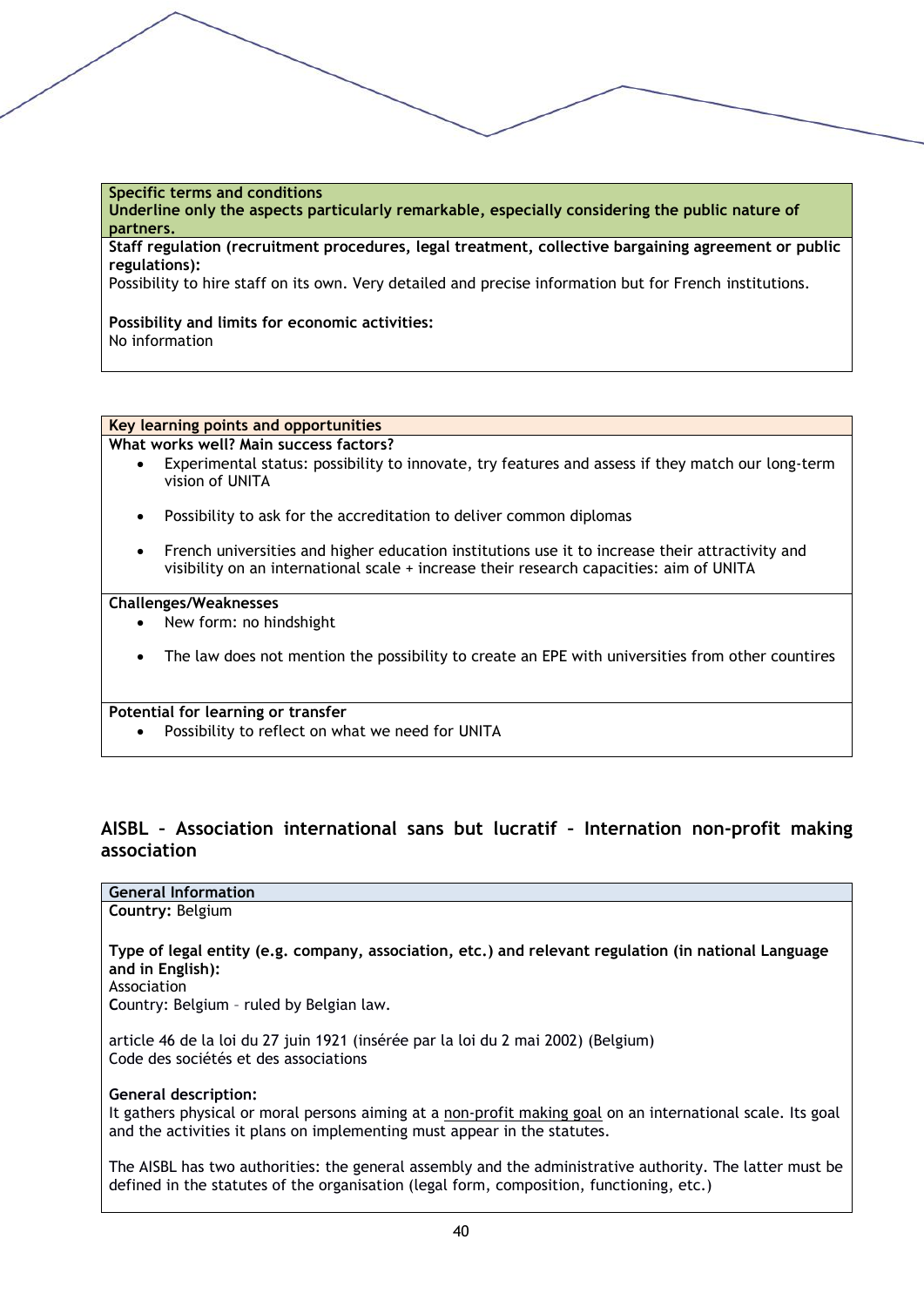**Specific terms and conditions**
**Underline only the aspects particularly remarkable, especially considering the public nature of partners.**

**Staff regulation (recruitment procedures, legal treatment, collective bargaining agreement or public regulations):**
Possibility to hire staff on its own. Very detailed and precise information but for French institutions.

**Possibility and limits for economic activities:**
No information

**Key learning points and opportunities**

**What works well? Main success factors?**

- Experimental status: possibility to innovate, try features and assess if they match our long-term vision of UNITA
- Possibility to ask for the accreditation to deliver common diplomas
- French universities and higher education institutions use it to increase their attractivity and visibility on an international scale + increase their research capacities: aim of UNITA

**Challenges/Weaknesses**

- New form: no hindshight
- The law does not mention the possibility to create an EPE with universities from other countires

**Potential for learning or transfer**

- Possibility to reflect on what we need for UNITA

## AISBL – Association international sans but lucratif – Internation non-profit making association

**General Information**

**Country:** Belgium

**Type of legal entity (e.g. company, association, etc.) and relevant regulation (in national Language and in English):**
Association
Country: Belgium – ruled by Belgian law.

article 46 de la loi du 27 juin 1921 (insérée par la loi du 2 mai 2002) (Belgium)
Code des sociétés et des associations

**General description:**
It gathers physical or moral persons aiming at a non-profit making goal on an international scale. Its goal and the activities it plans on implementing must appear in the statutes.

The AISBL has two authorities: the general assembly and the administrative authority. The latter must be defined in the statutes of the organisation (legal form, composition, functioning, etc.)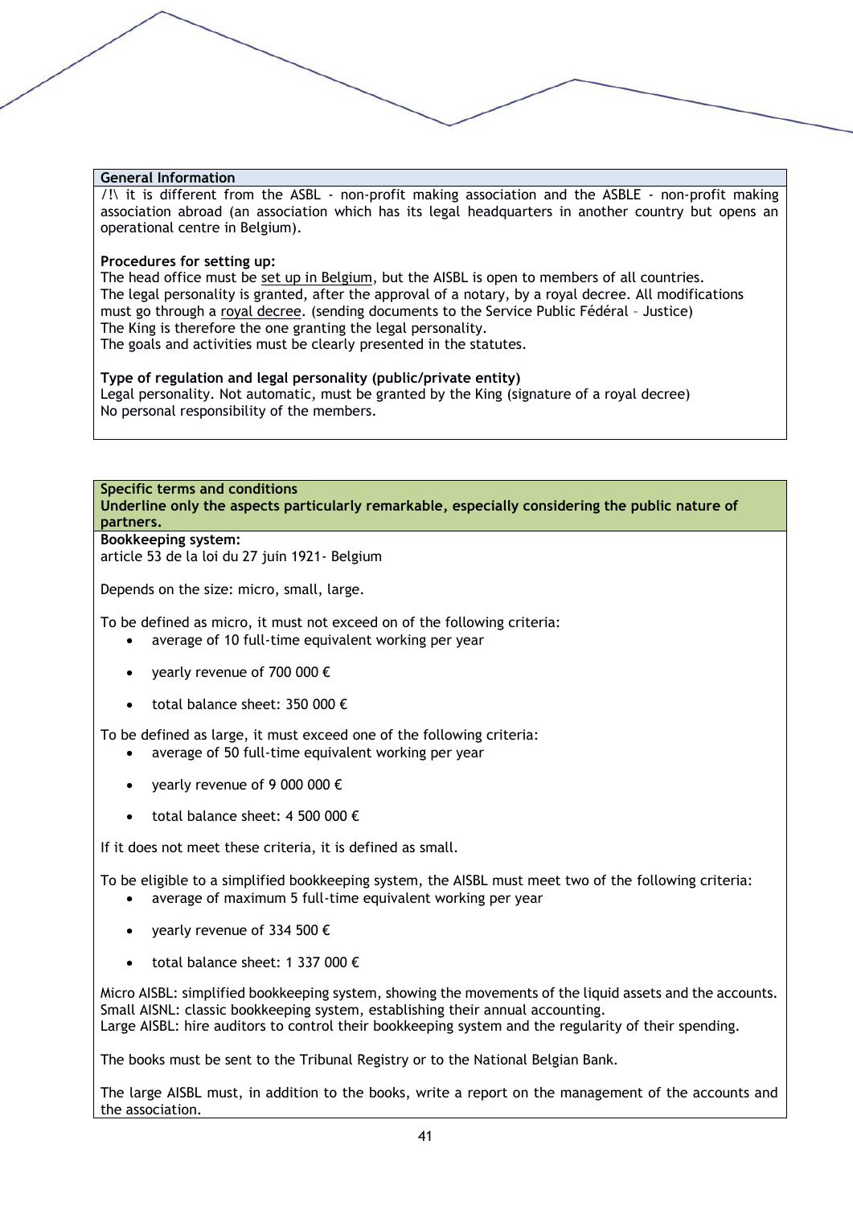**General Information**

/!\ it is different from the ASBL - non-profit making association and the ASBLE - non-profit making association abroad (an association which has its legal headquarters in another country but opens an operational centre in Belgium).

**Procedures for setting up:**

The head office must be set up in Belgium, but the AISBL is open to members of all countries.
The legal personality is granted, after the approval of a notary, by a royal decree. All modifications must go through a royal decree. (sending documents to the Service Public Fédéral – Justice)
The King is therefore the one granting the legal personality.
The goals and activities must be clearly presented in the statutes.

**Type of regulation and legal personality (public/private entity)**

Legal personality. Not automatic, must be granted by the King (signature of a royal decree)
No personal responsibility of the members.

**Specific terms and conditions**
**Underline only the aspects particularly remarkable, especially considering the public nature of partners.**

**Bookkeeping system:**

article 53 de la loi du 27 juin 1921- Belgium

Depends on the size: micro, small, large.

To be defined as micro, it must not exceed on of the following criteria:

- average of 10 full-time equivalent working per year
- yearly revenue of 700 000 €
- total balance sheet: 350 000 €

To be defined as large, it must exceed one of the following criteria:

- average of 50 full-time equivalent working per year
- yearly revenue of 9 000 000 €
- total balance sheet: 4 500 000 €

If it does not meet these criteria, it is defined as small.

To be eligible to a simplified bookkeeping system, the AISBL must meet two of the following criteria:

- average of maximum 5 full-time equivalent working per year
- yearly revenue of 334 500 €
- total balance sheet: 1 337 000 €

Micro AISBL: simplified bookkeeping system, showing the movements of the liquid assets and the accounts.
Small AISNL: classic bookkeeping system, establishing their annual accounting.
Large AISBL: hire auditors to control their bookkeeping system and the regularity of their spending.

The books must be sent to the Tribunal Registry or to the National Belgian Bank.

The large AISBL must, in addition to the books, write a report on the management of the accounts and the association.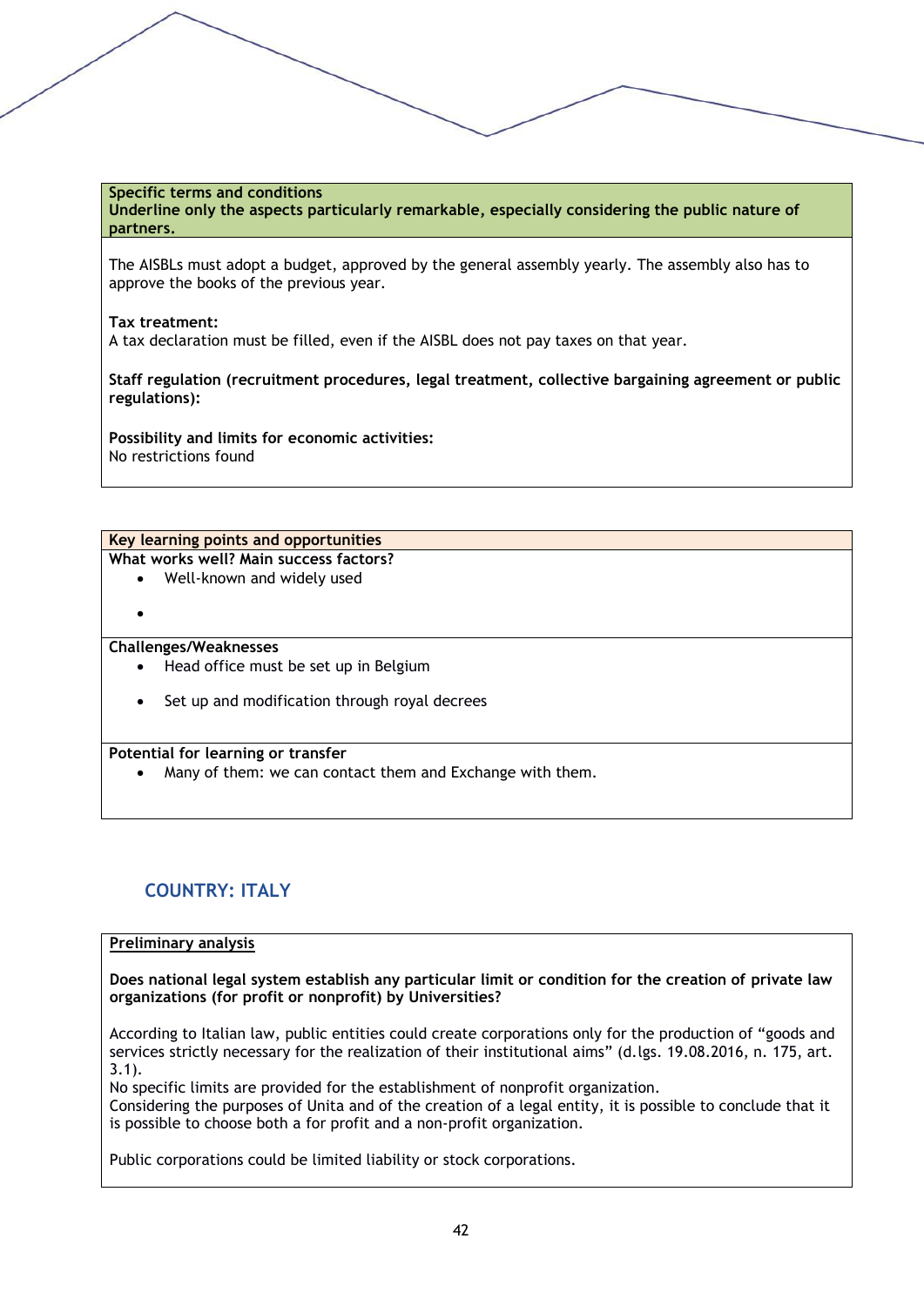**Specific terms and conditions**
**Underline only the aspects particularly remarkable, especially considering the public nature of partners.**

The AISBLs must adopt a budget, approved by the general assembly yearly. The assembly also has to approve the books of the previous year.

**Tax treatment:**
A tax declaration must be filled, even if the AISBL does not pay taxes on that year.

**Staff regulation (recruitment procedures, legal treatment, collective bargaining agreement or public regulations):**

**Possibility and limits for economic activities:**
No restrictions found

**Key learning points and opportunities**

**What works well? Main success factors?**

- Well-known and widely used
- 

**Challenges/Weaknesses**

- Head office must be set up in Belgium
- Set up and modification through royal decrees

**Potential for learning or transfer**

- Many of them: we can contact them and Exchange with them.

## COUNTRY: ITALY

**Preliminary analysis**

**Does national legal system establish any particular limit or condition for the creation of private law organizations (for profit or nonprofit) by Universities?**

According to Italian law, public entities could create corporations only for the production of "goods and services strictly necessary for the realization of their institutional aims" (d.lgs. 19.08.2016, n. 175, art. 3.1).
No specific limits are provided for the establishment of nonprofit organization.
Considering the purposes of Unita and of the creation of a legal entity, it is possible to conclude that it is possible to choose both a for profit and a non-profit organization.

Public corporations could be limited liability or stock corporations.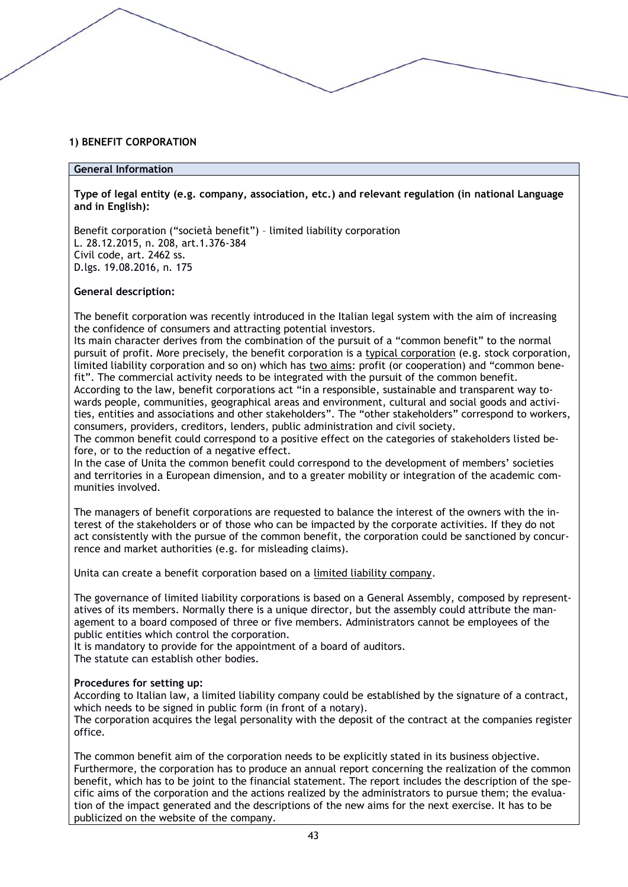**1) BENEFIT CORPORATION**

| **General Information** |
|---|

**Type of legal entity (e.g. company, association, etc.) and relevant regulation (in national Language and in English):**

Benefit corporation ("società benefit") – limited liability corporation
L. 28.12.2015, n. 208, art.1.376-384
Civil code, art. 2462 ss.
D.lgs. 19.08.2016, n. 175

**General description:**

The benefit corporation was recently introduced in the Italian legal system with the aim of increasing the confidence of consumers and attracting potential investors.
Its main character derives from the combination of the pursuit of a "common benefit" to the normal pursuit of profit. More precisely, the benefit corporation is a <u>typical corporation</u> (e.g. stock corporation, limited liability corporation and so on) which has <u>two aims</u>: profit (or cooperation) and "common benefit". The commercial activity needs to be integrated with the pursuit of the common benefit.
According to the law, benefit corporations act "in a responsible, sustainable and transparent way towards people, communities, geographical areas and environment, cultural and social goods and activities, entities and associations and other stakeholders". The "other stakeholders" correspond to workers, consumers, providers, creditors, lenders, public administration and civil society.
The common benefit could correspond to a positive effect on the categories of stakeholders listed before, or to the reduction of a negative effect.
In the case of Unita the common benefit could correspond to the development of members' societies and territories in a European dimension, and to a greater mobility or integration of the academic communities involved.

The managers of benefit corporations are requested to balance the interest of the owners with the interest of the stakeholders or of those who can be impacted by the corporate activities. If they do not act consistently with the pursue of the common benefit, the corporation could be sanctioned by concurrence and market authorities (e.g. for misleading claims).

Unita can create a benefit corporation based on a <u>limited liability company</u>.

The governance of limited liability corporations is based on a General Assembly, composed by representatives of its members. Normally there is a unique director, but the assembly could attribute the management to a board composed of three or five members. Administrators cannot be employees of the public entities which control the corporation.
It is mandatory to provide for the appointment of a board of auditors.
The statute can establish other bodies.

**Procedures for setting up:**
According to Italian law, a limited liability company could be established by the signature of a contract, which needs to be signed in public form (in front of a notary).
The corporation acquires the legal personality with the deposit of the contract at the companies register office.

The common benefit aim of the corporation needs to be explicitly stated in its business objective.
Furthermore, the corporation has to produce an annual report concerning the realization of the common benefit, which has to be joint to the financial statement. The report includes the description of the specific aims of the corporation and the actions realized by the administrators to pursue them; the evaluation of the impact generated and the descriptions of the new aims for the next exercise. It has to be publicized on the website of the company.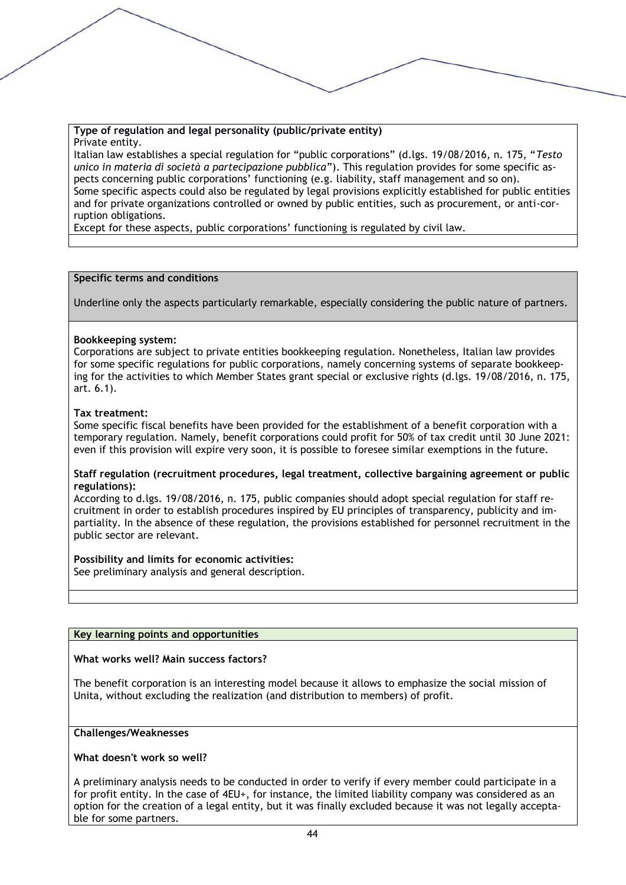**Type of regulation and legal personality (public/private entity)**

Private entity.

Italian law establishes a special regulation for "public corporations" (d.lgs. 19/08/2016, n. 175, "*Testo unico in materia di società a partecipazione pubblica*"). This regulation provides for some specific aspects concerning public corporations' functioning (e.g. liability, staff management and so on).

Some specific aspects could also be regulated by legal provisions explicitly established for public entities and for private organizations controlled or owned by public entities, such as procurement, or anti-corruption obligations.

Except for these aspects, public corporations' functioning is regulated by civil law.

**Specific terms and conditions**

Underline only the aspects particularly remarkable, especially considering the public nature of partners.

**Bookkeeping system:**

Corporations are subject to private entities bookkeeping regulation. Nonetheless, Italian law provides for some specific regulations for public corporations, namely concerning systems of separate bookkeeping for the activities to which Member States grant special or exclusive rights (d.lgs. 19/08/2016, n. 175, art. 6.1).

**Tax treatment:**

Some specific fiscal benefits have been provided for the establishment of a benefit corporation with a temporary regulation. Namely, benefit corporations could profit for 50% of tax credit until 30 June 2021: even if this provision will expire very soon, it is possible to foresee similar exemptions in the future.

**Staff regulation (recruitment procedures, legal treatment, collective bargaining agreement or public regulations):**

According to d.lgs. 19/08/2016, n. 175, public companies should adopt special regulation for staff recruitment in order to establish procedures inspired by EU principles of transparency, publicity and impartiality. In the absence of these regulation, the provisions established for personnel recruitment in the public sector are relevant.

**Possibility and limits for economic activities:**

See preliminary analysis and general description.

**Key learning points and opportunities**

**What works well? Main success factors?**

The benefit corporation is an interesting model because it allows to emphasize the social mission of Unita, without excluding the realization (and distribution to members) of profit.

**Challenges/Weaknesses**

**What doesn't work so well?**

A preliminary analysis needs to be conducted in order to verify if every member could participate in a for profit entity. In the case of 4EU+, for instance, the limited liability company was considered as an option for the creation of a legal entity, but it was finally excluded because it was not legally acceptable for some partners.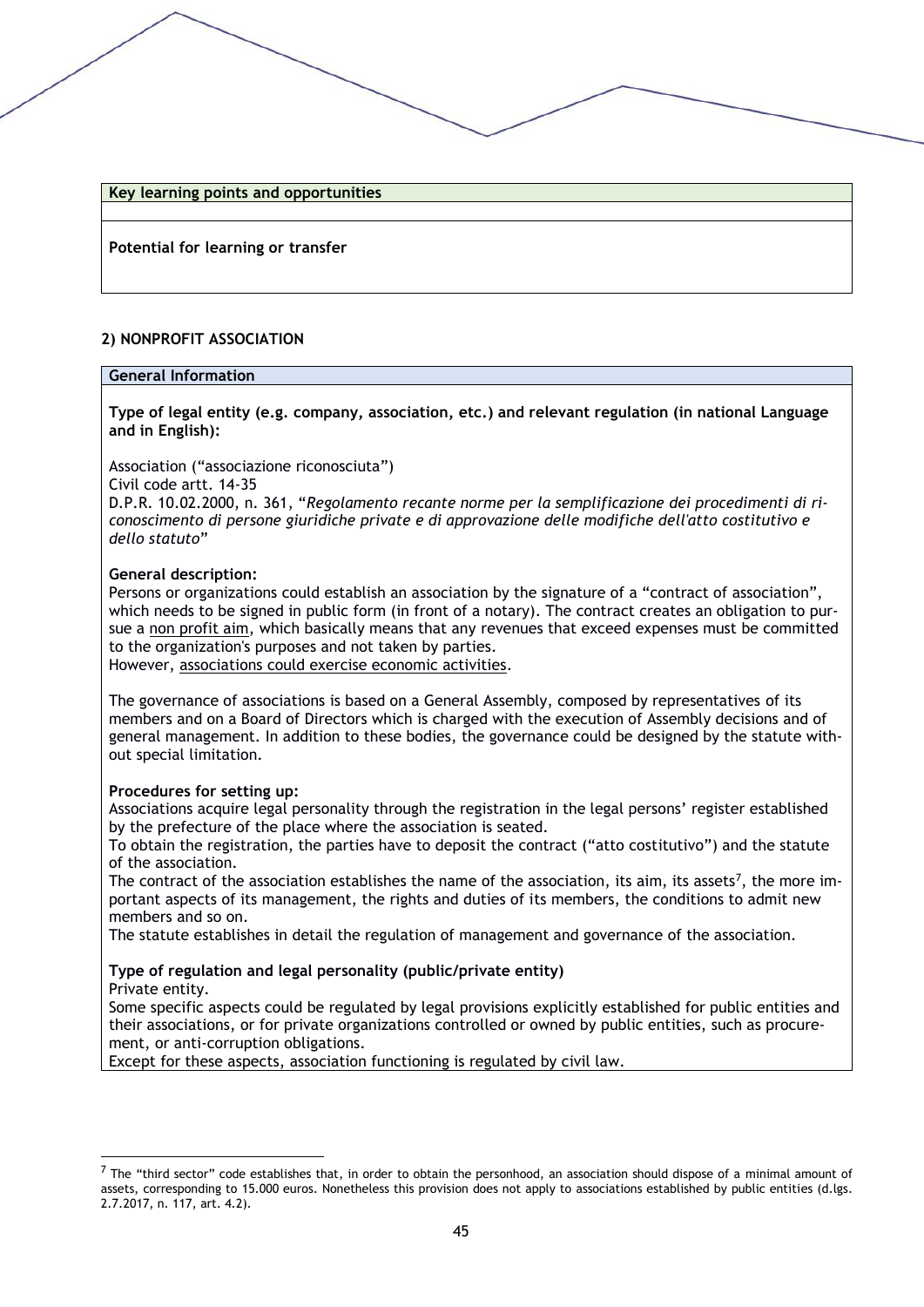| Key learning points and opportunities |
| --- |
| |
| **Potential for learning or transfer** |

**2) NONPROFIT ASSOCIATION**

**General Information**

**Type of legal entity (e.g. company, association, etc.) and relevant regulation (in national Language and in English):**

Association (“associazione riconosciuta”)
Civil code artt. 14-35
D.P.R. 10.02.2000, n. 361, “*Regolamento recante norme per la semplificazione dei procedimenti di riconoscimento di persone giuridiche private e di approvazione delle modifiche dell'atto costitutivo e dello statuto*”

**General description:**
Persons or organizations could establish an association by the signature of a “contract of association”, which needs to be signed in public form (in front of a notary). The contract creates an obligation to pursue a <u>non profit aim</u>, which basically means that any revenues that exceed expenses must be committed to the organization's purposes and not taken by parties.
However, <u>associations could exercise economic activities</u>.

The governance of associations is based on a General Assembly, composed by representatives of its members and on a Board of Directors which is charged with the execution of Assembly decisions and of general management. In addition to these bodies, the governance could be designed by the statute without special limitation.

**Procedures for setting up:**
Associations acquire legal personality through the registration in the legal persons’ register established by the prefecture of the place where the association is seated.
To obtain the registration, the parties have to deposit the contract (“atto costitutivo”) and the statute of the association.
The contract of the association establishes the name of the association, its aim, its assets[7], the more important aspects of its management, the rights and duties of its members, the conditions to admit new members and so on.
The statute establishes in detail the regulation of management and governance of the association.

**Type of regulation and legal personality (public/private entity)**
Private entity.
Some specific aspects could be regulated by legal provisions explicitly established for public entities and their associations, or for private organizations controlled or owned by public entities, such as procurement, or anti-corruption obligations.
Except for these aspects, association functioning is regulated by civil law.

[7] The “third sector” code establishes that, in order to obtain the personhood, an association should dispose of a minimal amount of assets, corresponding to 15.000 euros. Nonetheless this provision does not apply to associations established by public entities (d.lgs. 2.7.2017, n. 117, art. 4.2).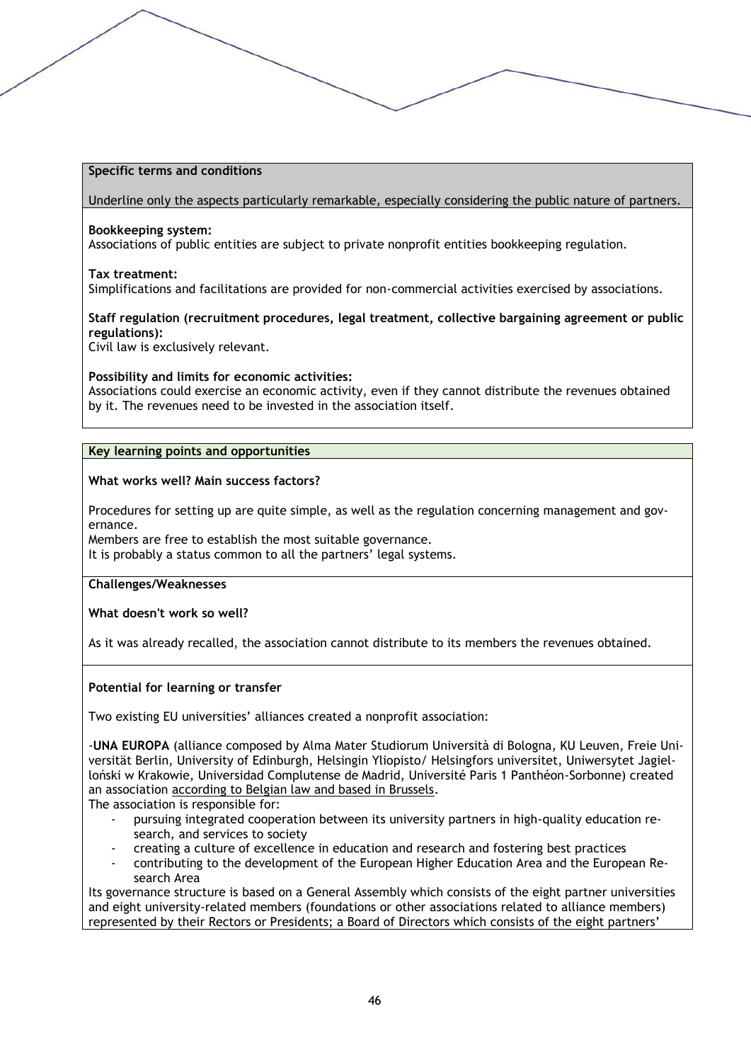**Specific terms and conditions**

Underline only the aspects particularly remarkable, especially considering the public nature of partners.

**Bookkeeping system:**
Associations of public entities are subject to private nonprofit entities bookkeeping regulation.

**Tax treatment:**
Simplifications and facilitations are provided for non-commercial activities exercised by associations.

**Staff regulation (recruitment procedures, legal treatment, collective bargaining agreement or public regulations):**
Civil law is exclusively relevant.

**Possibility and limits for economic activities:**
Associations could exercise an economic activity, even if they cannot distribute the revenues obtained by it. The revenues need to be invested in the association itself.

**Key learning points and opportunities**

**What works well? Main success factors?**

Procedures for setting up are quite simple, as well as the regulation concerning management and governance.
Members are free to establish the most suitable governance.
It is probably a status common to all the partners' legal systems.

**Challenges/Weaknesses**

**What doesn't work so well?**

As it was already recalled, the association cannot distribute to its members the revenues obtained.

**Potential for learning or transfer**

Two existing EU universities' alliances created a nonprofit association:

-**UNA EUROPA** (alliance composed by Alma Mater Studiorum Università di Bologna, KU Leuven, Freie Universität Berlin, University of Edinburgh, Helsingin Yliopisto/ Helsingfors universitet, Uniwersytet Jagielloński w Krakowie, Universidad Complutense de Madrid, Université Paris 1 Panthéon-Sorbonne) created an association according to Belgian law and based in Brussels.
The association is responsible for:

- pursuing integrated cooperation between its university partners in high-quality education research, and services to society
- creating a culture of excellence in education and research and fostering best practices
- contributing to the development of the European Higher Education Area and the European Research Area

Its governance structure is based on a General Assembly which consists of the eight partner universities and eight university-related members (foundations or other associations related to alliance members) represented by their Rectors or Presidents; a Board of Directors which consists of the eight partners'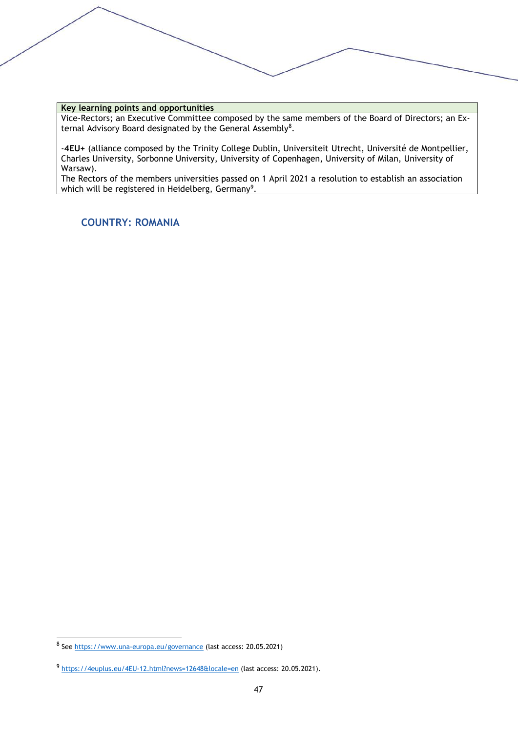| Key learning points and opportunities |
|---|
| Vice-Rectors; an Executive Committee composed by the same members of the Board of Directors; an External Advisory Board designated by the General Assembly[8].<br><br>-**4EU+** (alliance composed by the Trinity College Dublin, Universiteit Utrecht, Université de Montpellier, Charles University, Sorbonne University, University of Copenhagen, University of Milan, University of Warsaw).<br>The Rectors of the members universities passed on 1 April 2021 a resolution to establish an association which will be registered in Heidelberg, Germany[9]. |

## COUNTRY: ROMANIA

---

[8] See https://www.una-europa.eu/governance (last access: 20.05.2021)

[9] https://4euplus.eu/4EU-12.html?news=12648&locale=en (last access: 20.05.2021).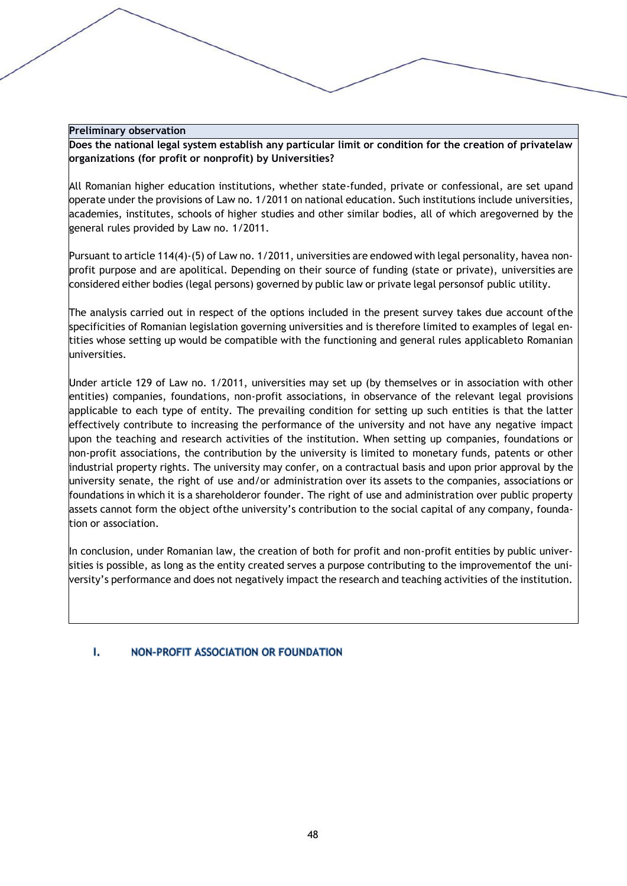**Preliminary observation**

**Does the national legal system establish any particular limit or condition for the creation of privatelaw organizations (for profit or nonprofit) by Universities?**

All Romanian higher education institutions, whether state-funded, private or confessional, are set upand operate under the provisions of Law no. 1/2011 on national education. Such institutions include universities, academies, institutes, schools of higher studies and other similar bodies, all of which aregoverned by the general rules provided by Law no. 1/2011.

Pursuant to article 114(4)-(5) of Law no. 1/2011, universities are endowed with legal personality, havea non-profit purpose and are apolitical. Depending on their source of funding (state or private), universities are considered either bodies (legal persons) governed by public law or private legal personsof public utility.

The analysis carried out in respect of the options included in the present survey takes due account ofthe specificities of Romanian legislation governing universities and is therefore limited to examples of legal entities whose setting up would be compatible with the functioning and general rules applicableto Romanian universities.

Under article 129 of Law no. 1/2011, universities may set up (by themselves or in association with other entities) companies, foundations, non-profit associations, in observance of the relevant legal provisions applicable to each type of entity. The prevailing condition for setting up such entities is that the latter effectively contribute to increasing the performance of the university and not have any negative impact upon the teaching and research activities of the institution. When setting up companies, foundations or non-profit associations, the contribution by the university is limited to monetary funds, patents or other industrial property rights. The university may confer, on a contractual basis and upon prior approval by the university senate, the right of use and/or administration over its assets to the companies, associations or foundations in which it is a shareholderor founder. The right of use and administration over public property assets cannot form the object ofthe university's contribution to the social capital of any company, foundation or association.

In conclusion, under Romanian law, the creation of both for profit and non-profit entities by public universities is possible, as long as the entity created serves a purpose contributing to the improvementof the university's performance and does not negatively impact the research and teaching activities of the institution.

## I. NON-PROFIT ASSOCIATION OR FOUNDATION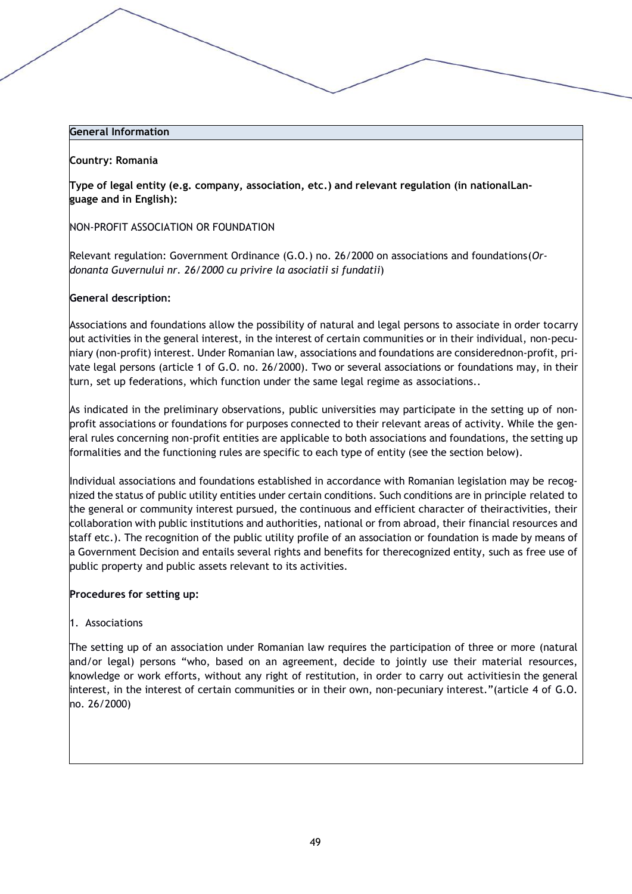**General Information**

**Country: Romania**

**Type of legal entity (e.g. company, association, etc.) and relevant regulation (in nationalLanguage and in English):**

NON-PROFIT ASSOCIATION OR FOUNDATION

Relevant regulation: Government Ordinance (G.O.) no. 26/2000 on associations and foundations(*Ordonanta Guvernului nr. 26/2000 cu privire la asociatii si fundatii*)

**General description:**

Associations and foundations allow the possibility of natural and legal persons to associate in order tocarry out activities in the general interest, in the interest of certain communities or in their individual, non-pecuniary (non-profit) interest. Under Romanian law, associations and foundations are considerednon-profit, private legal persons (article 1 of G.O. no. 26/2000). Two or several associations or foundations may, in their turn, set up federations, which function under the same legal regime as associations..

As indicated in the preliminary observations, public universities may participate in the setting up of non-profit associations or foundations for purposes connected to their relevant areas of activity. While the general rules concerning non-profit entities are applicable to both associations and foundations, the setting up formalities and the functioning rules are specific to each type of entity (see the section below).

Individual associations and foundations established in accordance with Romanian legislation may be recognized the status of public utility entities under certain conditions. Such conditions are in principle related to the general or community interest pursued, the continuous and efficient character of theiractivities, their collaboration with public institutions and authorities, national or from abroad, their financial resources and staff etc.). The recognition of the public utility profile of an association or foundation is made by means of a Government Decision and entails several rights and benefits for therecognized entity, such as free use of public property and public assets relevant to its activities.

**Procedures for setting up:**

1. Associations

The setting up of an association under Romanian law requires the participation of three or more (natural and/or legal) persons "who, based on an agreement, decide to jointly use their material resources, knowledge or work efforts, without any right of restitution, in order to carry out activitiesin the general interest, in the interest of certain communities or in their own, non-pecuniary interest."(article 4 of G.O. no. 26/2000)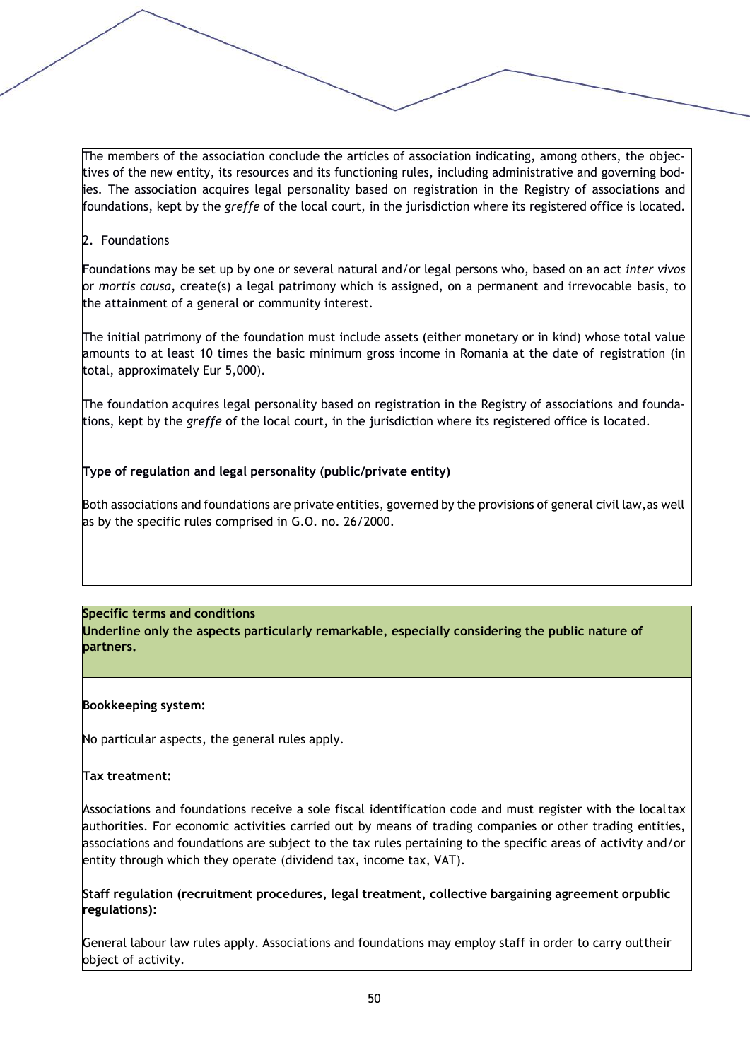The members of the association conclude the articles of association indicating, among others, the objectives of the new entity, its resources and its functioning rules, including administrative and governing bodies. The association acquires legal personality based on registration in the Registry of associations and foundations, kept by the *greffe* of the local court, in the jurisdiction where its registered office is located.

2. Foundations

Foundations may be set up by one or several natural and/or legal persons who, based on an act *inter vivos* or *mortis causa*, create(s) a legal patrimony which is assigned, on a permanent and irrevocable basis, to the attainment of a general or community interest.

The initial patrimony of the foundation must include assets (either monetary or in kind) whose total value amounts to at least 10 times the basic minimum gross income in Romania at the date of registration (in total, approximately Eur 5,000).

The foundation acquires legal personality based on registration in the Registry of associations and foundations, kept by the *greffe* of the local court, in the jurisdiction where its registered office is located.

**Type of regulation and legal personality (public/private entity)**

Both associations and foundations are private entities, governed by the provisions of general civil law, as well as by the specific rules comprised in G.O. no. 26/2000.

**Specific terms and conditions**
**Underline only the aspects particularly remarkable, especially considering the public nature of partners.**

**Bookkeeping system:**

No particular aspects, the general rules apply.

**Tax treatment:**

Associations and foundations receive a sole fiscal identification code and must register with the local tax authorities. For economic activities carried out by means of trading companies or other trading entities, associations and foundations are subject to the tax rules pertaining to the specific areas of activity and/or entity through which they operate (dividend tax, income tax, VAT).

**Staff regulation (recruitment procedures, legal treatment, collective bargaining agreement or public regulations):**

General labour law rules apply. Associations and foundations may employ staff in order to carry out their object of activity.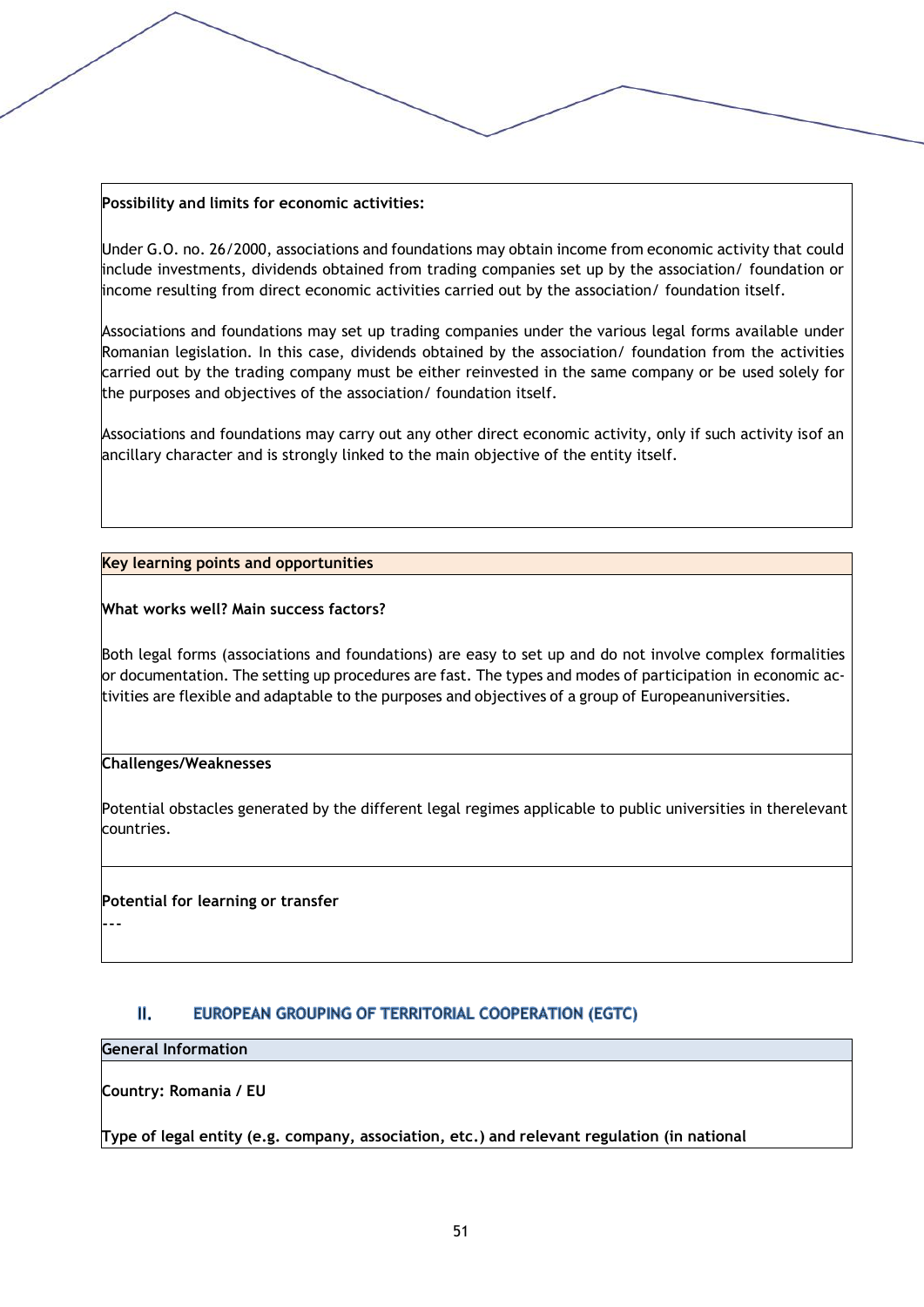**Possibility and limits for economic activities:**

Under G.O. no. 26/2000, associations and foundations may obtain income from economic activity that could include investments, dividends obtained from trading companies set up by the association/ foundation or income resulting from direct economic activities carried out by the association/ foundation itself.

Associations and foundations may set up trading companies under the various legal forms available under Romanian legislation. In this case, dividends obtained by the association/ foundation from the activities carried out by the trading company must be either reinvested in the same company or be used solely for the purposes and objectives of the association/ foundation itself.

Associations and foundations may carry out any other direct economic activity, only if such activity isof an ancillary character and is strongly linked to the main objective of the entity itself.

**Key learning points and opportunities**

**What works well? Main success factors?**

Both legal forms (associations and foundations) are easy to set up and do not involve complex formalities or documentation. The setting up procedures are fast. The types and modes of participation in economic activities are flexible and adaptable to the purposes and objectives of a group of Europeanuniversities.

**Challenges/Weaknesses**

Potential obstacles generated by the different legal regimes applicable to public universities in therelevant countries.

**Potential for learning or transfer**

---

## II. EUROPEAN GROUPING OF TERRITORIAL COOPERATION (EGTC)

**General Information**

**Country: Romania / EU**

**Type of legal entity (e.g. company, association, etc.) and relevant regulation (in national**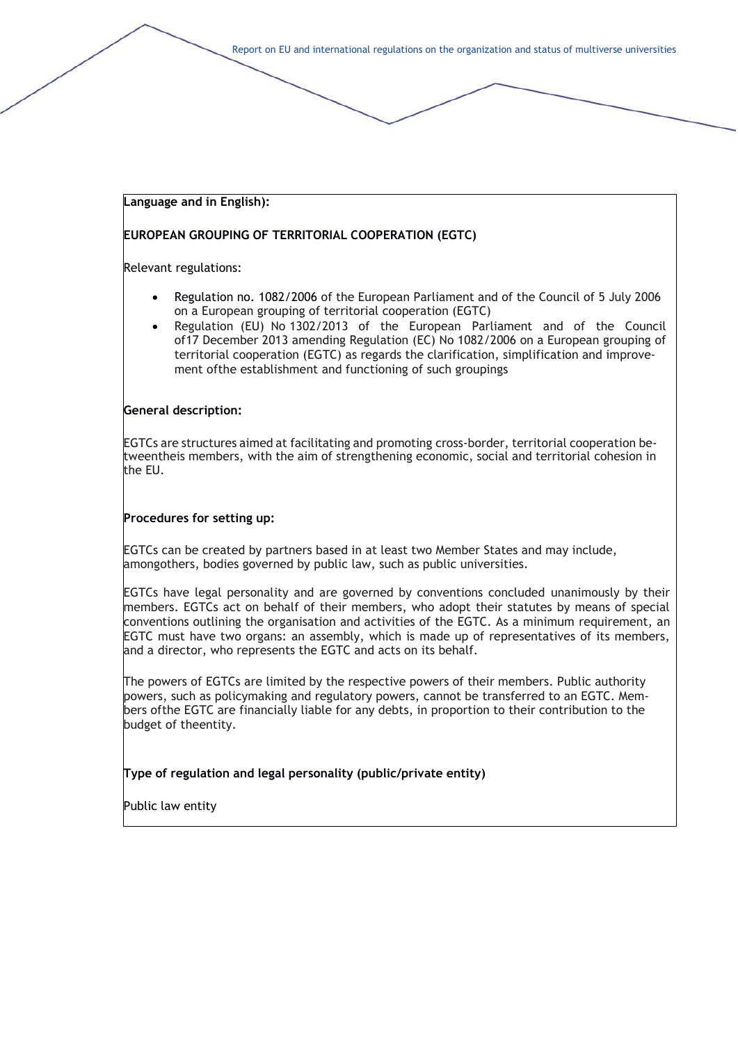**Language and in English):**

**EUROPEAN GROUPING OF TERRITORIAL COOPERATION (EGTC)**

Relevant regulations:

- Regulation no. 1082/2006 of the European Parliament and of the Council of 5 July 2006 on a European grouping of territorial cooperation (EGTC)
- Regulation (EU) No 1302/2013 of the European Parliament and of the Council of17 December 2013 amending Regulation (EC) No 1082/2006 on a European grouping of territorial cooperation (EGTC) as regards the clarification, simplification and improvement ofthe establishment and functioning of such groupings

**General description:**

EGTCs are structures aimed at facilitating and promoting cross-border, territorial cooperation betweentheis members, with the aim of strengthening economic, social and territorial cohesion in the EU.

**Procedures for setting up:**

EGTCs can be created by partners based in at least two Member States and may include, amongothers, bodies governed by public law, such as public universities.

EGTCs have legal personality and are governed by conventions concluded unanimously by their members. EGTCs act on behalf of their members, who adopt their statutes by means of special conventions outlining the organisation and activities of the EGTC. As a minimum requirement, an EGTC must have two organs: an assembly, which is made up of representatives of its members, and a director, who represents the EGTC and acts on its behalf.

The powers of EGTCs are limited by the respective powers of their members. Public authority powers, such as policymaking and regulatory powers, cannot be transferred to an EGTC. Members ofthe EGTC are financially liable for any debts, in proportion to their contribution to the budget of theentity.

**Type of regulation and legal personality (public/private entity)**

Public law entity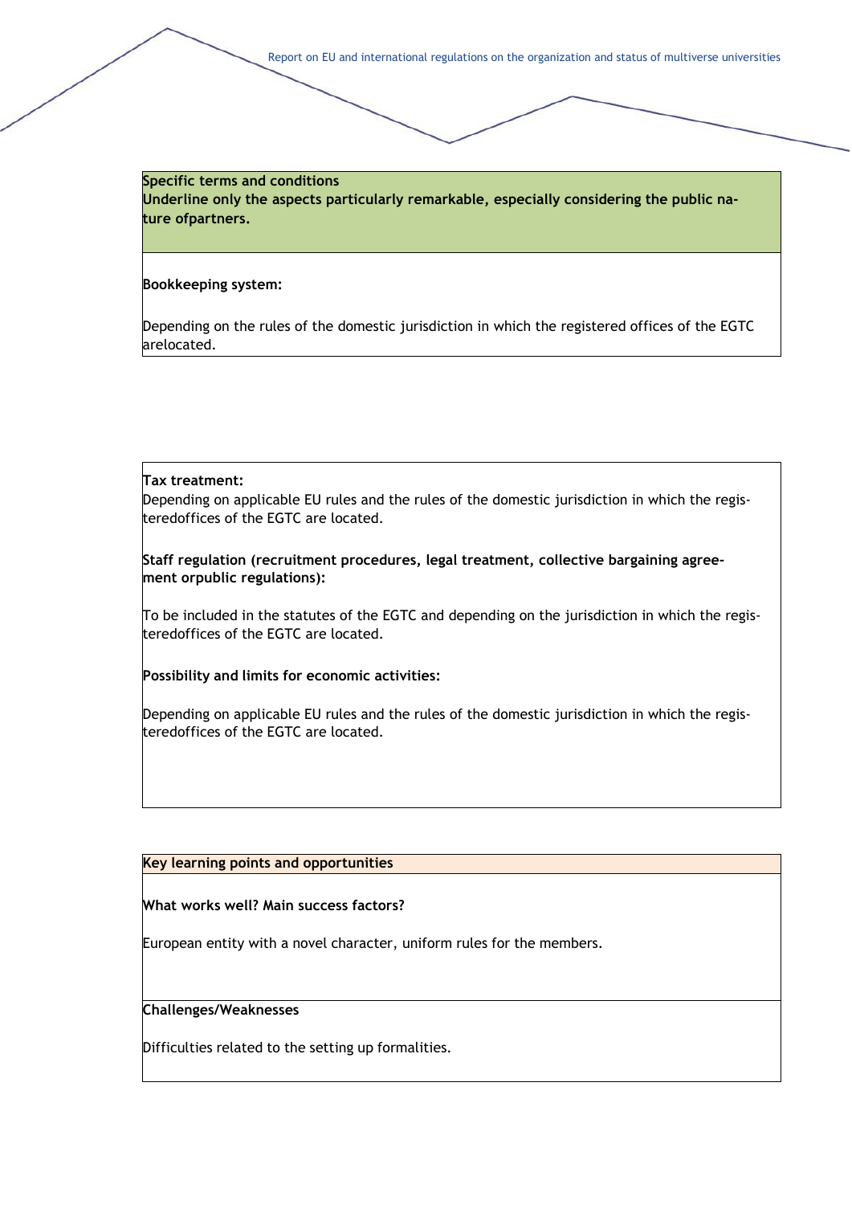**Specific terms and conditions**
**Underline only the aspects particularly remarkable, especially considering the public nature ofpartners.**

**Bookkeeping system:**

Depending on the rules of the domestic jurisdiction in which the registered offices of the EGTC arelocated.

**Tax treatment:**
Depending on applicable EU rules and the rules of the domestic jurisdiction in which the registeredoffices of the EGTC are located.

**Staff regulation (recruitment procedures, legal treatment, collective bargaining agreement orpublic regulations):**

To be included in the statutes of the EGTC and depending on the jurisdiction in which the registeredoffices of the EGTC are located.

**Possibility and limits for economic activities:**

Depending on applicable EU rules and the rules of the domestic jurisdiction in which the registeredoffices of the EGTC are located.

**Key learning points and opportunities**

**What works well? Main success factors?**

European entity with a novel character, uniform rules for the members.

**Challenges/Weaknesses**

Difficulties related to the setting up formalities.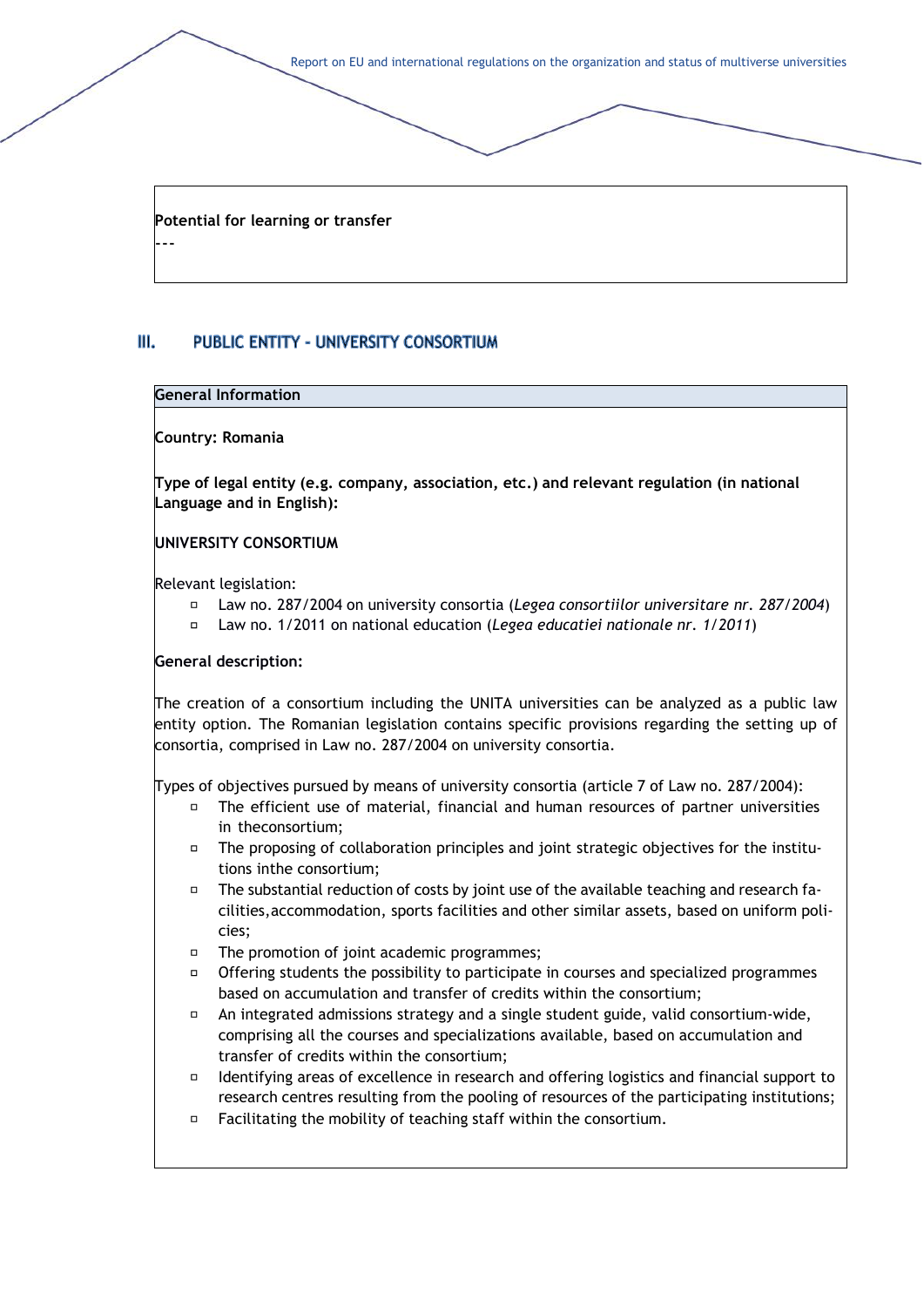**Potential for learning or transfer**

---

## III. PUBLIC ENTITY - UNIVERSITY CONSORTIUM

**General Information**

**Country: Romania**

**Type of legal entity (e.g. company, association, etc.) and relevant regulation (in national Language and in English):**

**UNIVERSITY CONSORTIUM**

Relevant legislation:

- Law no. 287/2004 on university consortia (*Legea consortiilor universitare nr. 287/2004*)
- Law no. 1/2011 on national education (*Legea educatiei nationale nr. 1/2011*)

**General description:**

The creation of a consortium including the UNITA universities can be analyzed as a public law entity option. The Romanian legislation contains specific provisions regarding the setting up of consortia, comprised in Law no. 287/2004 on university consortia.

Types of objectives pursued by means of university consortia (article 7 of Law no. 287/2004):

- The efficient use of material, financial and human resources of partner universities in theconsortium;
- The proposing of collaboration principles and joint strategic objectives for the institutions inthe consortium;
- The substantial reduction of costs by joint use of the available teaching and research facilities,accommodation, sports facilities and other similar assets, based on uniform policies;
- The promotion of joint academic programmes;
- Offering students the possibility to participate in courses and specialized programmes based on accumulation and transfer of credits within the consortium;
- An integrated admissions strategy and a single student guide, valid consortium-wide, comprising all the courses and specializations available, based on accumulation and transfer of credits within the consortium;
- Identifying areas of excellence in research and offering logistics and financial support to research centres resulting from the pooling of resources of the participating institutions;
- Facilitating the mobility of teaching staff within the consortium.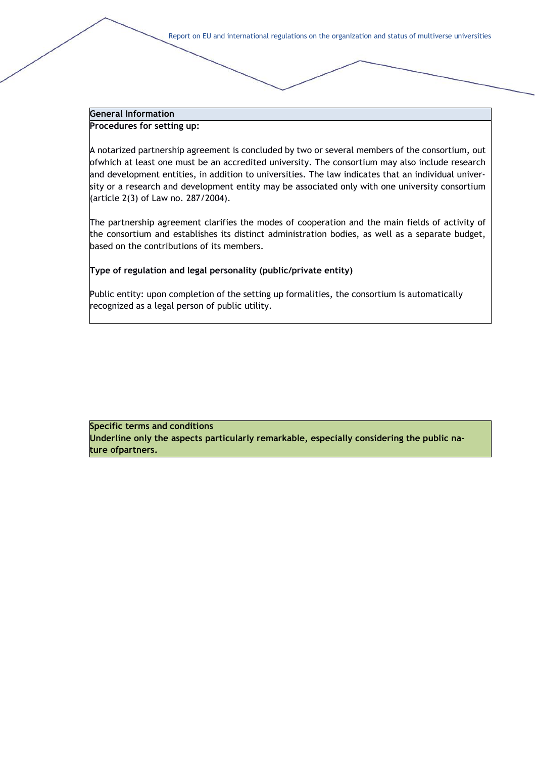**General Information**

**Procedures for setting up:**

A notarized partnership agreement is concluded by two or several members of the consortium, out ofwhich at least one must be an accredited university. The consortium may also include research and development entities, in addition to universities. The law indicates that an individual university or a research and development entity may be associated only with one university consortium (article 2(3) of Law no. 287/2004).

The partnership agreement clarifies the modes of cooperation and the main fields of activity of the consortium and establishes its distinct administration bodies, as well as a separate budget, based on the contributions of its members.

**Type of regulation and legal personality (public/private entity)**

Public entity: upon completion of the setting up formalities, the consortium is automatically recognized as a legal person of public utility.

**Specific terms and conditions**

**Underline only the aspects particularly remarkable, especially considering the public nature ofpartners.**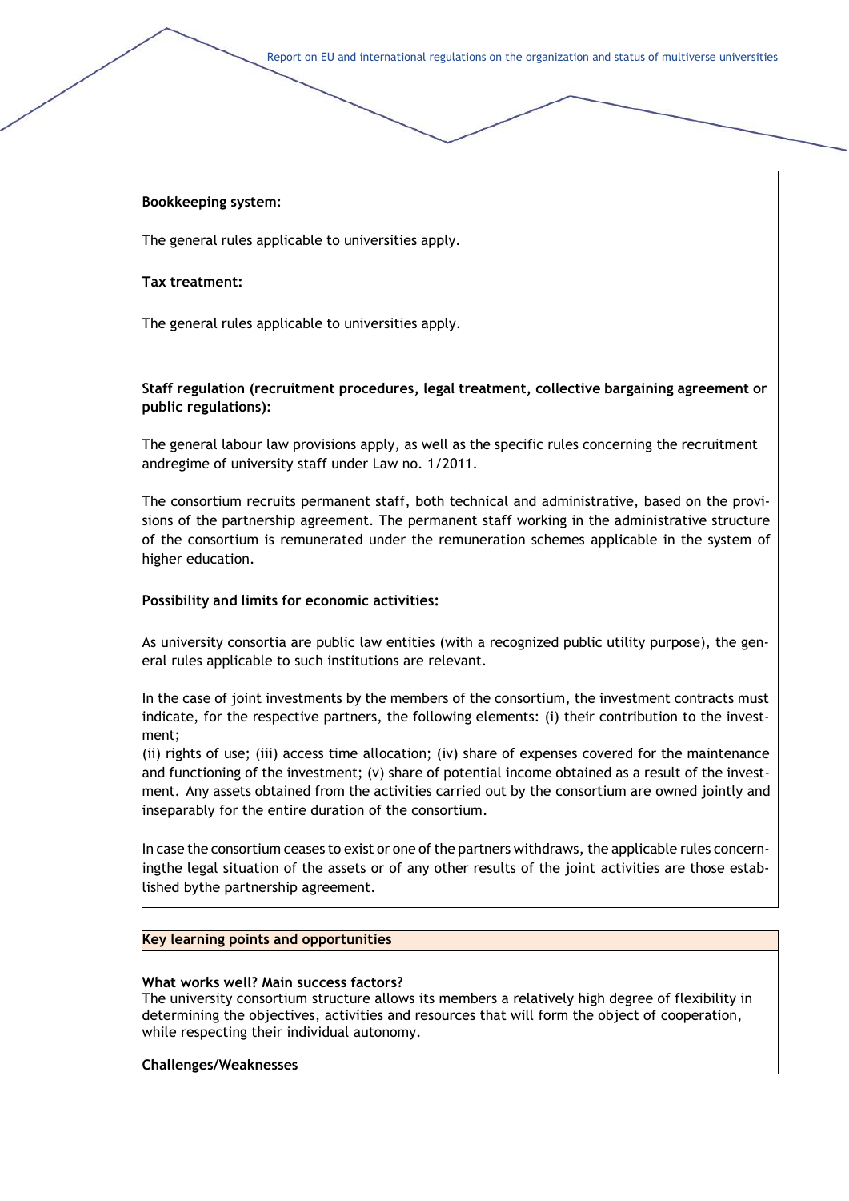**Bookkeeping system:**

The general rules applicable to universities apply.

**Tax treatment:**

The general rules applicable to universities apply.

**Staff regulation (recruitment procedures, legal treatment, collective bargaining agreement or public regulations):**

The general labour law provisions apply, as well as the specific rules concerning the recruitment andregime of university staff under Law no. 1/2011.

The consortium recruits permanent staff, both technical and administrative, based on the provisions of the partnership agreement. The permanent staff working in the administrative structure of the consortium is remunerated under the remuneration schemes applicable in the system of higher education.

**Possibility and limits for economic activities:**

As university consortia are public law entities (with a recognized public utility purpose), the general rules applicable to such institutions are relevant.

In the case of joint investments by the members of the consortium, the investment contracts must indicate, for the respective partners, the following elements: (i) their contribution to the investment;
(ii) rights of use; (iii) access time allocation; (iv) share of expenses covered for the maintenance and functioning of the investment; (v) share of potential income obtained as a result of the investment. Any assets obtained from the activities carried out by the consortium are owned jointly and inseparably for the entire duration of the consortium.

In case the consortium ceases to exist or one of the partners withdraws, the applicable rules concerningthe legal situation of the assets or of any other results of the joint activities are those established bythe partnership agreement.

**Key learning points and opportunities**

**What works well? Main success factors?**
The university consortium structure allows its members a relatively high degree of flexibility in determining the objectives, activities and resources that will form the object of cooperation, while respecting their individual autonomy.

**Challenges/Weaknesses**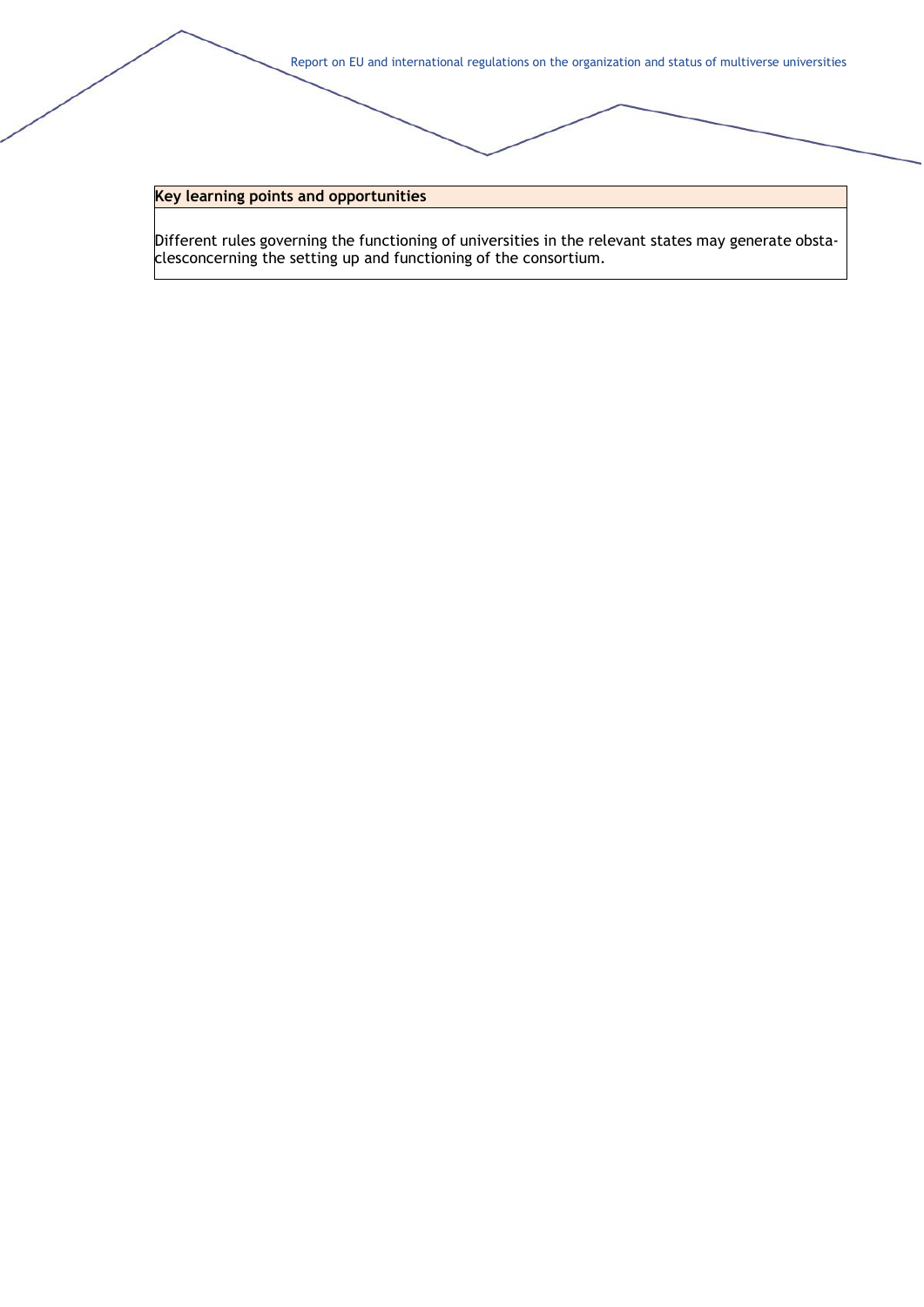| Key learning points and opportunities |
| --- |
| Different rules governing the functioning of universities in the relevant states may generate obstaclesconcerning the setting up and functioning of the consortium. |